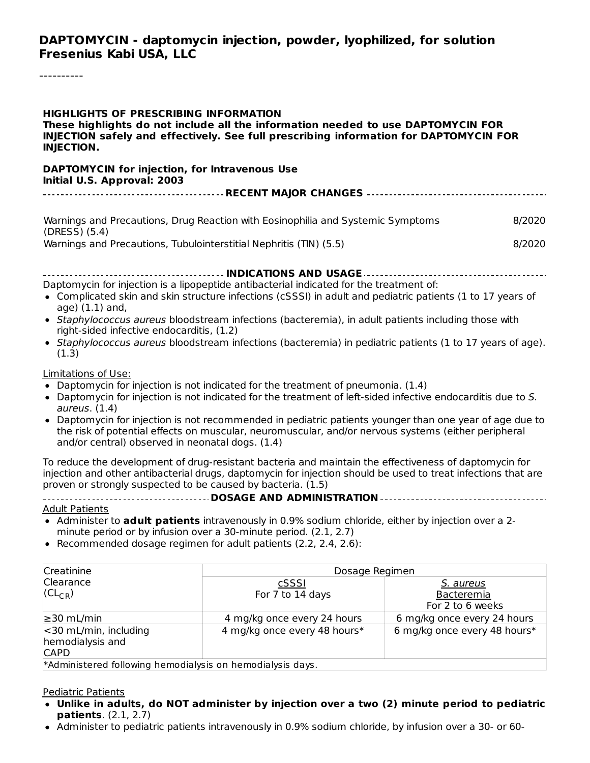# DAPTOMYCIN - daptomycin injection, powder, lyophilized, for solution
## Fresenius Kabi USA, LLC

----------

**HIGHLIGHTS OF PRESCRIBING INFORMATION**
**These highlights do not include all the information needed to use DAPTOMYCIN FOR INJECTION safely and effectively. See full prescribing information for DAPTOMYCIN FOR INJECTION.**

**DAPTOMYCIN for injection, for Intravenous Use**
**Initial U.S. Approval: 2003**

**RECENT MAJOR CHANGES**

| | |
|---|---|
| Warnings and Precautions, Drug Reaction with Eosinophilia and Systemic Symptoms (DRESS) (5.4) | 8/2020 |
| Warnings and Precautions, Tubulointerstitial Nephritis (TIN) (5.5) | 8/2020 |

**INDICATIONS AND USAGE**

Daptomycin for injection is a lipopeptide antibacterial indicated for the treatment of:

- Complicated skin and skin structure infections (cSSSI) in adult and pediatric patients (1 to 17 years of age) (1.1) and,
- *Staphylococcus aureus* bloodstream infections (bacteremia), in adult patients including those with right-sided infective endocarditis, (1.2)
- *Staphylococcus aureus* bloodstream infections (bacteremia) in pediatric patients (1 to 17 years of age). (1.3)

Limitations of Use:

- Daptomycin for injection is not indicated for the treatment of pneumonia. (1.4)
- Daptomycin for injection is not indicated for the treatment of left-sided infective endocarditis due to *S. aureus*. (1.4)
- Daptomycin for injection is not recommended in pediatric patients younger than one year of age due to the risk of potential effects on muscular, neuromuscular, and/or nervous systems (either peripheral and/or central) observed in neonatal dogs. (1.4)

To reduce the development of drug-resistant bacteria and maintain the effectiveness of daptomycin for injection and other antibacterial drugs, daptomycin for injection should be used to treat infections that are proven or strongly suspected to be caused by bacteria. (1.5)

**DOSAGE AND ADMINISTRATION**

Adult Patients

- Administer to **adult patients** intravenously in 0.9% sodium chloride, either by injection over a 2-minute period or by infusion over a 30-minute period. (2.1, 2.7)
- Recommended dosage regimen for adult patients (2.2, 2.4, 2.6):

| Creatinine Clearance ($CL_{CR}$) | Dosage Regimen | |
|---|---|---|
| | cSSSI For 7 to 14 days | *S. aureus* Bacteremia For 2 to 6 weeks |
| ≥30 mL/min | 4 mg/kg once every 24 hours | 6 mg/kg once every 24 hours |
| <30 mL/min, including hemodialysis and CAPD | 4 mg/kg once every 48 hours* | 6 mg/kg once every 48 hours* |

*Administered following hemodialysis on hemodialysis days.

Pediatric Patients

- **Unlike in adults, do NOT administer by injection over a two (2) minute period to pediatric patients**. (2.1, 2.7)
- Administer to pediatric patients intravenously in 0.9% sodium chloride, by infusion over a 30- or 60-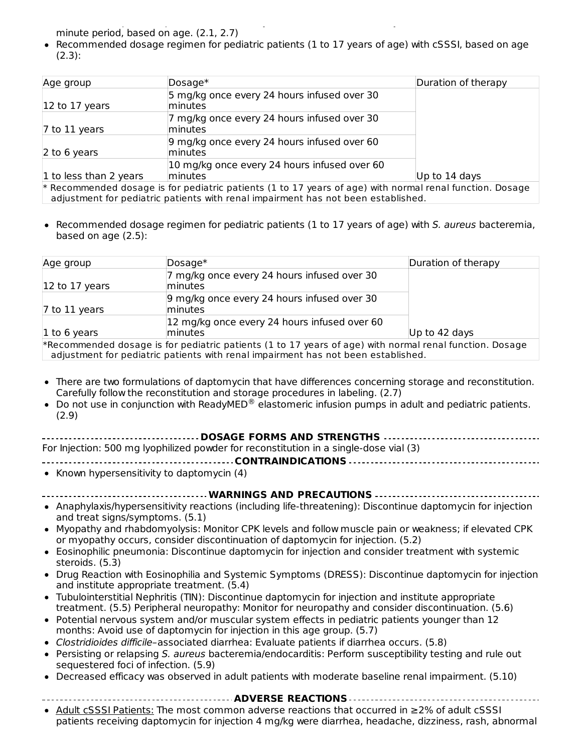minute period, based on age. (2.1, 2.7)

- Recommended dosage regimen for pediatric patients (1 to 17 years of age) with cSSSI, based on age (2.3):

| Age group | Dosage* | Duration of therapy |
|---|---|---|
| 12 to 17 years | 5 mg/kg once every 24 hours infused over 30 minutes | |
| 7 to 11 years | 7 mg/kg once every 24 hours infused over 30 minutes | |
| 2 to 6 years | 9 mg/kg once every 24 hours infused over 60 minutes | |
| 1 to less than 2 years | 10 mg/kg once every 24 hours infused over 60 minutes | Up to 14 days |
| * Recommended dosage is for pediatric patients (1 to 17 years of age) with normal renal function. Dosage adjustment for pediatric patients with renal impairment has not been established. | | |

- Recommended dosage regimen for pediatric patients (1 to 17 years of age) with *S. aureus* bacteremia, based on age (2.5):

| Age group | Dosage* | Duration of therapy |
|---|---|---|
| 12 to 17 years | 7 mg/kg once every 24 hours infused over 30 minutes | |
| 7 to 11 years | 9 mg/kg once every 24 hours infused over 30 minutes | |
| 1 to 6 years | 12 mg/kg once every 24 hours infused over 60 minutes | Up to 42 days |
| *Recommended dosage is for pediatric patients (1 to 17 years of age) with normal renal function. Dosage adjustment for pediatric patients with renal impairment has not been established. | | |

- There are two formulations of daptomycin that have differences concerning storage and reconstitution. Carefully follow the reconstitution and storage procedures in labeling. (2.7)
- Do not use in conjunction with ReadyMED® elastomeric infusion pumps in adult and pediatric patients. (2.9)

**DOSAGE FORMS AND STRENGTHS**

For Injection: 500 mg lyophilized powder for reconstitution in a single-dose vial (3)

**CONTRAINDICATIONS**

- Known hypersensitivity to daptomycin (4)

**WARNINGS AND PRECAUTIONS**

- Anaphylaxis/hypersensitivity reactions (including life-threatening): Discontinue daptomycin for injection and treat signs/symptoms. (5.1)
- Myopathy and rhabdomyolysis: Monitor CPK levels and follow muscle pain or weakness; if elevated CPK or myopathy occurs, consider discontinuation of daptomycin for injection. (5.2)
- Eosinophilic pneumonia: Discontinue daptomycin for injection and consider treatment with systemic steroids. (5.3)
- Drug Reaction with Eosinophilia and Systemic Symptoms (DRESS): Discontinue daptomycin for injection and institute appropriate treatment. (5.4)
- Tubulointerstitial Nephritis (TIN): Discontinue daptomycin for injection and institute appropriate treatment. (5.5) Peripheral neuropathy: Monitor for neuropathy and consider discontinuation. (5.6)
- Potential nervous system and/or muscular system effects in pediatric patients younger than 12 months: Avoid use of daptomycin for injection in this age group. (5.7)
- *Clostridioides difficile*–associated diarrhea: Evaluate patients if diarrhea occurs. (5.8)
- Persisting or relapsing *S. aureus* bacteremia/endocarditis: Perform susceptibility testing and rule out sequestered foci of infection. (5.9)
- Decreased efficacy was observed in adult patients with moderate baseline renal impairment. (5.10)

**ADVERSE REACTIONS**

- Adult cSSSI Patients: The most common adverse reactions that occurred in ≥2% of adult cSSSI patients receiving daptomycin for injection 4 mg/kg were diarrhea, headache, dizziness, rash, abnormal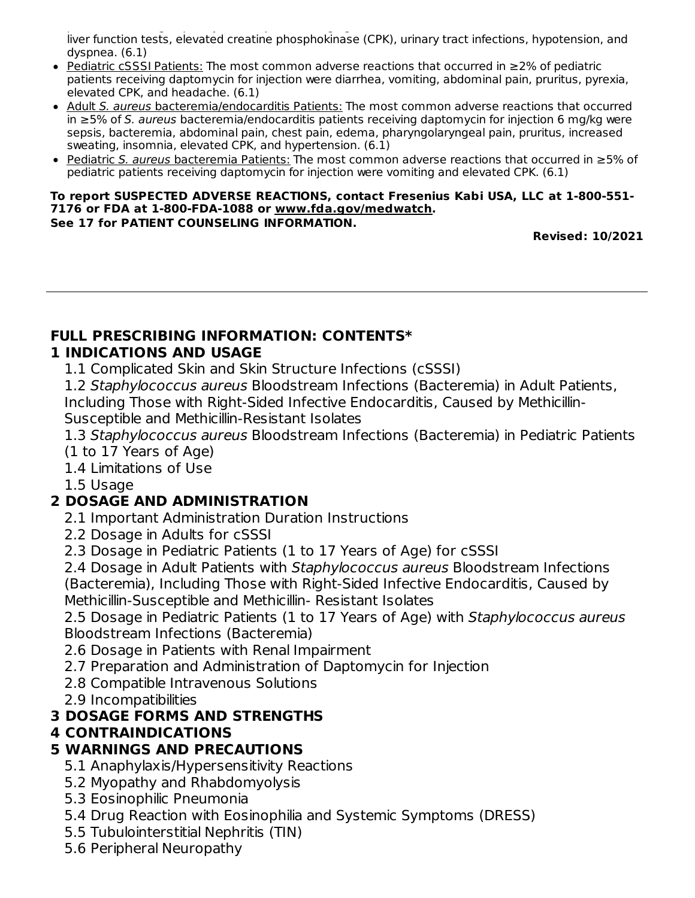liver function tests, elevated creatine phosphokinase (CPK), urinary tract infections, hypotension, and dyspnea. (6.1)

- Pediatric cSSSI Patients: The most common adverse reactions that occurred in ≥2% of pediatric patients receiving daptomycin for injection were diarrhea, vomiting, abdominal pain, pruritus, pyrexia, elevated CPK, and headache. (6.1)
- Adult *S. aureus* bacteremia/endocarditis Patients: The most common adverse reactions that occurred in ≥5% of *S. aureus* bacteremia/endocarditis patients receiving daptomycin for injection 6 mg/kg were sepsis, bacteremia, abdominal pain, chest pain, edema, pharyngolaryngeal pain, pruritus, increased sweating, insomnia, elevated CPK, and hypertension. (6.1)
- Pediatric *S. aureus* bacteremia Patients: The most common adverse reactions that occurred in ≥5% of pediatric patients receiving daptomycin for injection were vomiting and elevated CPK. (6.1)

**To report SUSPECTED ADVERSE REACTIONS, contact Fresenius Kabi USA, LLC at 1-800-551-7176 or FDA at 1-800-FDA-1088 or www.fda.gov/medwatch.**
**See 17 for PATIENT COUNSELING INFORMATION.**

**Revised: 10/2021**

---

## FULL PRESCRIBING INFORMATION: CONTENTS*

### 1 INDICATIONS AND USAGE

1.1 Complicated Skin and Skin Structure Infections (cSSSI)
1.2 *Staphylococcus aureus* Bloodstream Infections (Bacteremia) in Adult Patients, Including Those with Right-Sided Infective Endocarditis, Caused by Methicillin-Susceptible and Methicillin-Resistant Isolates
1.3 *Staphylococcus aureus* Bloodstream Infections (Bacteremia) in Pediatric Patients (1 to 17 Years of Age)
1.4 Limitations of Use
1.5 Usage

### 2 DOSAGE AND ADMINISTRATION

2.1 Important Administration Duration Instructions
2.2 Dosage in Adults for cSSSI
2.3 Dosage in Pediatric Patients (1 to 17 Years of Age) for cSSSI
2.4 Dosage in Adult Patients with *Staphylococcus aureus* Bloodstream Infections (Bacteremia), Including Those with Right-Sided Infective Endocarditis, Caused by Methicillin-Susceptible and Methicillin- Resistant Isolates
2.5 Dosage in Pediatric Patients (1 to 17 Years of Age) with *Staphylococcus aureus* Bloodstream Infections (Bacteremia)
2.6 Dosage in Patients with Renal Impairment
2.7 Preparation and Administration of Daptomycin for Injection
2.8 Compatible Intravenous Solutions
2.9 Incompatibilities

### 3 DOSAGE FORMS AND STRENGTHS

### 4 CONTRAINDICATIONS

### 5 WARNINGS AND PRECAUTIONS

5.1 Anaphylaxis/Hypersensitivity Reactions
5.2 Myopathy and Rhabdomyolysis
5.3 Eosinophilic Pneumonia
5.4 Drug Reaction with Eosinophilia and Systemic Symptoms (DRESS)
5.5 Tubulointerstitial Nephritis (TIN)
5.6 Peripheral Neuropathy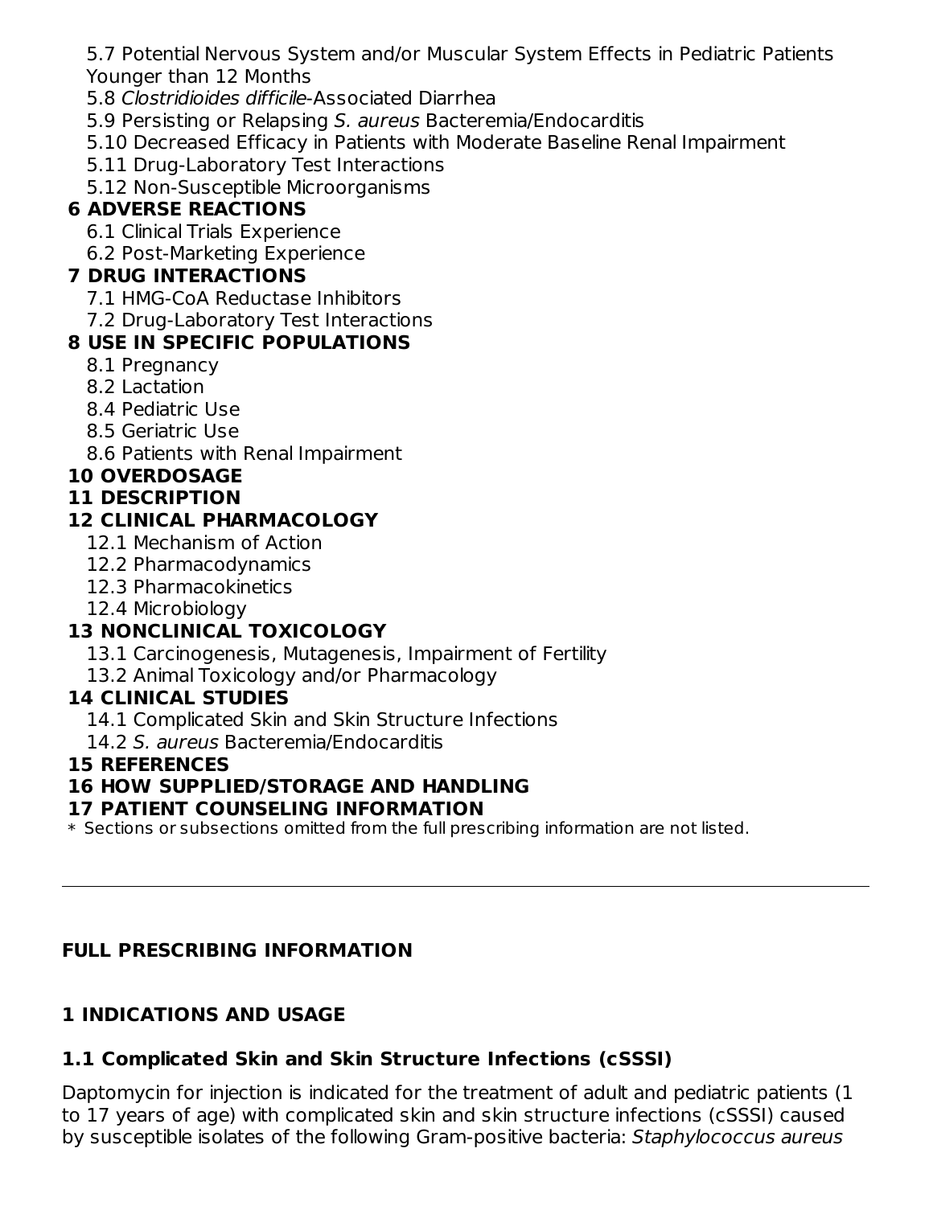5.7 Potential Nervous System and/or Muscular System Effects in Pediatric Patients Younger than 12 Months
5.8 *Clostridioides difficile*-Associated Diarrhea
5.9 Persisting or Relapsing *S. aureus* Bacteremia/Endocarditis
5.10 Decreased Efficacy in Patients with Moderate Baseline Renal Impairment
5.11 Drug-Laboratory Test Interactions
5.12 Non-Susceptible Microorganisms

**6 ADVERSE REACTIONS**
6.1 Clinical Trials Experience
6.2 Post-Marketing Experience

**7 DRUG INTERACTIONS**
7.1 HMG-CoA Reductase Inhibitors
7.2 Drug-Laboratory Test Interactions

**8 USE IN SPECIFIC POPULATIONS**
8.1 Pregnancy
8.2 Lactation
8.4 Pediatric Use
8.5 Geriatric Use
8.6 Patients with Renal Impairment

**10 OVERDOSAGE**

**11 DESCRIPTION**

**12 CLINICAL PHARMACOLOGY**
12.1 Mechanism of Action
12.2 Pharmacodynamics
12.3 Pharmacokinetics
12.4 Microbiology

**13 NONCLINICAL TOXICOLOGY**
13.1 Carcinogenesis, Mutagenesis, Impairment of Fertility
13.2 Animal Toxicology and/or Pharmacology

**14 CLINICAL STUDIES**
14.1 Complicated Skin and Skin Structure Infections
14.2 *S. aureus* Bacteremia/Endocarditis

**15 REFERENCES**

**16 HOW SUPPLIED/STORAGE AND HANDLING**

**17 PATIENT COUNSELING INFORMATION**

\* Sections or subsections omitted from the full prescribing information are not listed.

---

## FULL PRESCRIBING INFORMATION

## 1 INDICATIONS AND USAGE

### 1.1 Complicated Skin and Skin Structure Infections (cSSSI)

Daptomycin for injection is indicated for the treatment of adult and pediatric patients (1 to 17 years of age) with complicated skin and skin structure infections (cSSSI) caused by susceptible isolates of the following Gram-positive bacteria: *Staphylococcus aureus*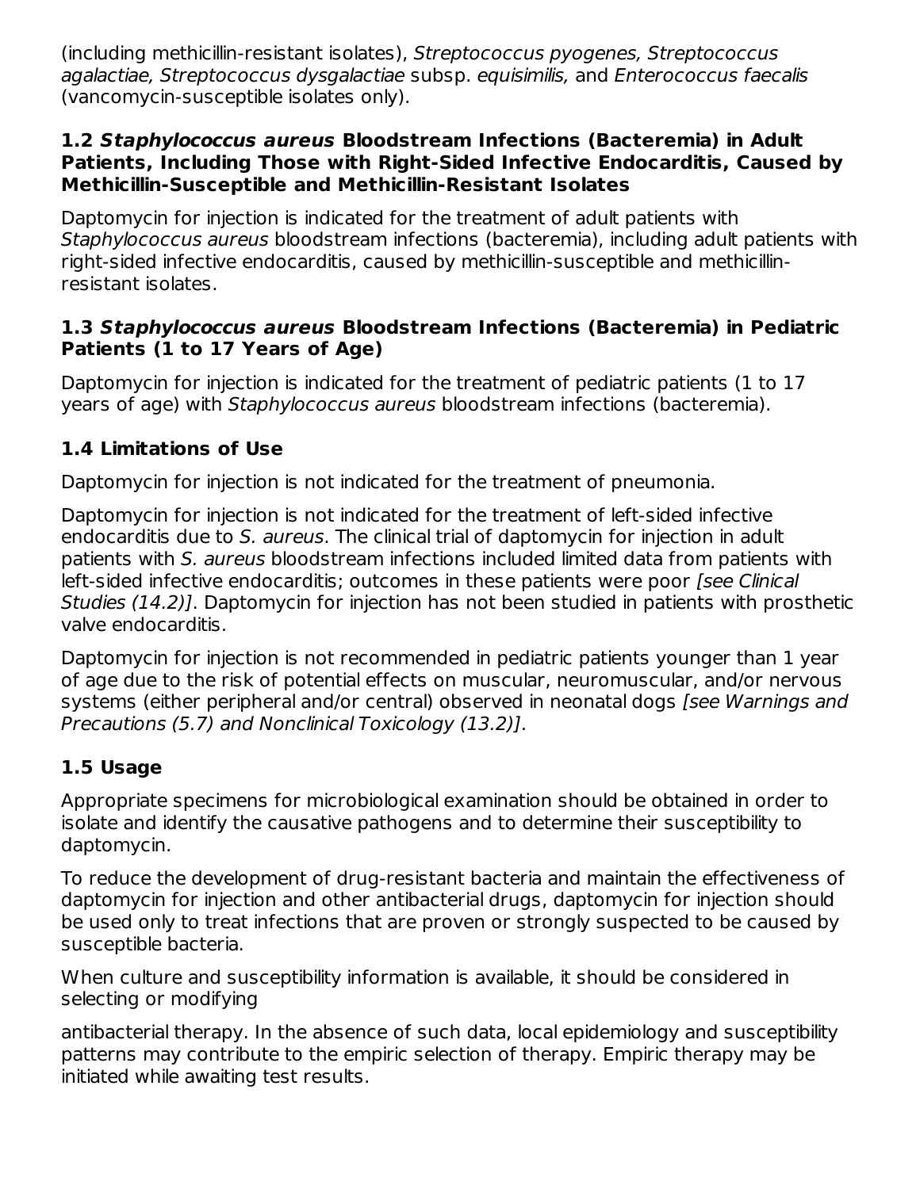(including methicillin-resistant isolates), *Streptococcus pyogenes, Streptococcus agalactiae, Streptococcus dysgalactiae* subsp. *equisimilis,* and *Enterococcus faecalis* (vancomycin-susceptible isolates only).

### 1.2 *Staphylococcus aureus* Bloodstream Infections (Bacteremia) in Adult Patients, Including Those with Right-Sided Infective Endocarditis, Caused by Methicillin-Susceptible and Methicillin-Resistant Isolates

Daptomycin for injection is indicated for the treatment of adult patients with *Staphylococcus aureus* bloodstream infections (bacteremia), including adult patients with right-sided infective endocarditis, caused by methicillin-susceptible and methicillin-resistant isolates.

### 1.3 *Staphylococcus aureus* Bloodstream Infections (Bacteremia) in Pediatric Patients (1 to 17 Years of Age)

Daptomycin for injection is indicated for the treatment of pediatric patients (1 to 17 years of age) with *Staphylococcus aureus* bloodstream infections (bacteremia).

### 1.4 Limitations of Use

Daptomycin for injection is not indicated for the treatment of pneumonia.

Daptomycin for injection is not indicated for the treatment of left-sided infective endocarditis due to *S. aureus*. The clinical trial of daptomycin for injection in adult patients with *S. aureus* bloodstream infections included limited data from patients with left-sided infective endocarditis; outcomes in these patients were poor *[see Clinical Studies (14.2)]*. Daptomycin for injection has not been studied in patients with prosthetic valve endocarditis.

Daptomycin for injection is not recommended in pediatric patients younger than 1 year of age due to the risk of potential effects on muscular, neuromuscular, and/or nervous systems (either peripheral and/or central) observed in neonatal dogs *[see Warnings and Precautions (5.7) and Nonclinical Toxicology (13.2)]*.

### 1.5 Usage

Appropriate specimens for microbiological examination should be obtained in order to isolate and identify the causative pathogens and to determine their susceptibility to daptomycin.

To reduce the development of drug-resistant bacteria and maintain the effectiveness of daptomycin for injection and other antibacterial drugs, daptomycin for injection should be used only to treat infections that are proven or strongly suspected to be caused by susceptible bacteria.

When culture and susceptibility information is available, it should be considered in selecting or modifying antibacterial therapy. In the absence of such data, local epidemiology and susceptibility patterns may contribute to the empiric selection of therapy. Empiric therapy may be initiated while awaiting test results.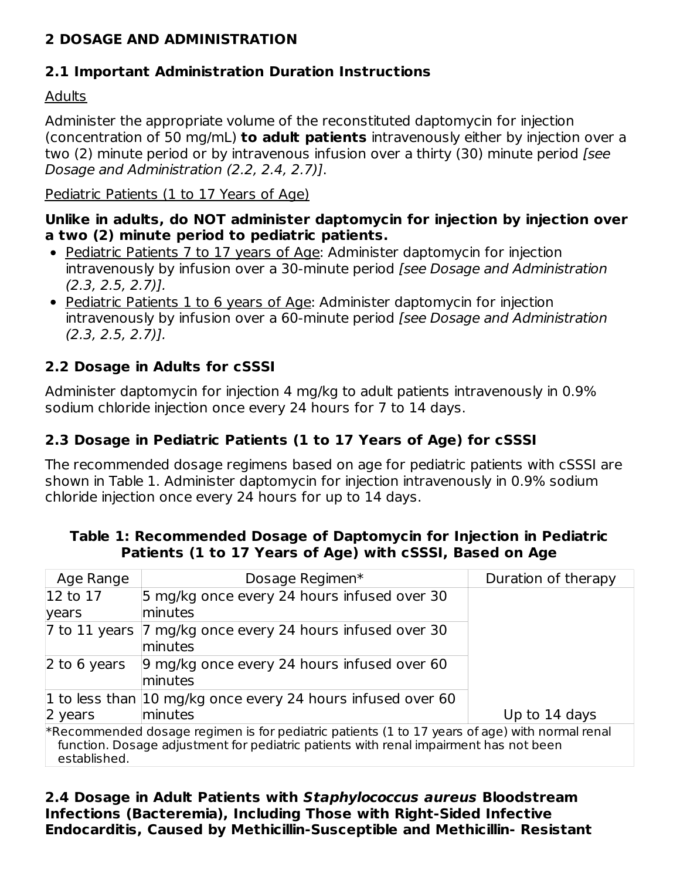## 2 DOSAGE AND ADMINISTRATION

### 2.1 Important Administration Duration Instructions

Adults

Administer the appropriate volume of the reconstituted daptomycin for injection (concentration of 50 mg/mL) **to adult patients** intravenously either by injection over a two (2) minute period or by intravenous infusion over a thirty (30) minute period *[see Dosage and Administration (2.2, 2.4, 2.7)]*.

Pediatric Patients (1 to 17 Years of Age)

**Unlike in adults, do NOT administer daptomycin for injection by injection over a two (2) minute period to pediatric patients.**

- Pediatric Patients 7 to 17 years of Age: Administer daptomycin for injection intravenously by infusion over a 30-minute period *[see Dosage and Administration (2.3, 2.5, 2.7)].*
- Pediatric Patients 1 to 6 years of Age: Administer daptomycin for injection intravenously by infusion over a 60-minute period *[see Dosage and Administration (2.3, 2.5, 2.7)].*

### 2.2 Dosage in Adults for cSSSI

Administer daptomycin for injection 4 mg/kg to adult patients intravenously in 0.9% sodium chloride injection once every 24 hours for 7 to 14 days.

### 2.3 Dosage in Pediatric Patients (1 to 17 Years of Age) for cSSSI

The recommended dosage regimens based on age for pediatric patients with cSSSI are shown in Table 1. Administer daptomycin for injection intravenously in 0.9% sodium chloride injection once every 24 hours for up to 14 days.

**Table 1: Recommended Dosage of Daptomycin for Injection in Pediatric Patients (1 to 17 Years of Age) with cSSSI, Based on Age**

| Age Range | Dosage Regimen* | Duration of therapy |
|---|---|---|
| 12 to 17 years | 5 mg/kg once every 24 hours infused over 30 minutes | Up to 14 days |
| 7 to 11 years | 7 mg/kg once every 24 hours infused over 30 minutes | |
| 2 to 6 years | 9 mg/kg once every 24 hours infused over 60 minutes | |
| 1 to less than 2 years | 10 mg/kg once every 24 hours infused over 60 minutes | |

*Recommended dosage regimen is for pediatric patients (1 to 17 years of age) with normal renal function. Dosage adjustment for pediatric patients with renal impairment has not been established.

### 2.4 Dosage in Adult Patients with *Staphylococcus aureus* Bloodstream Infections (Bacteremia), Including Those with Right-Sided Infective Endocarditis, Caused by Methicillin-Susceptible and Methicillin- Resistant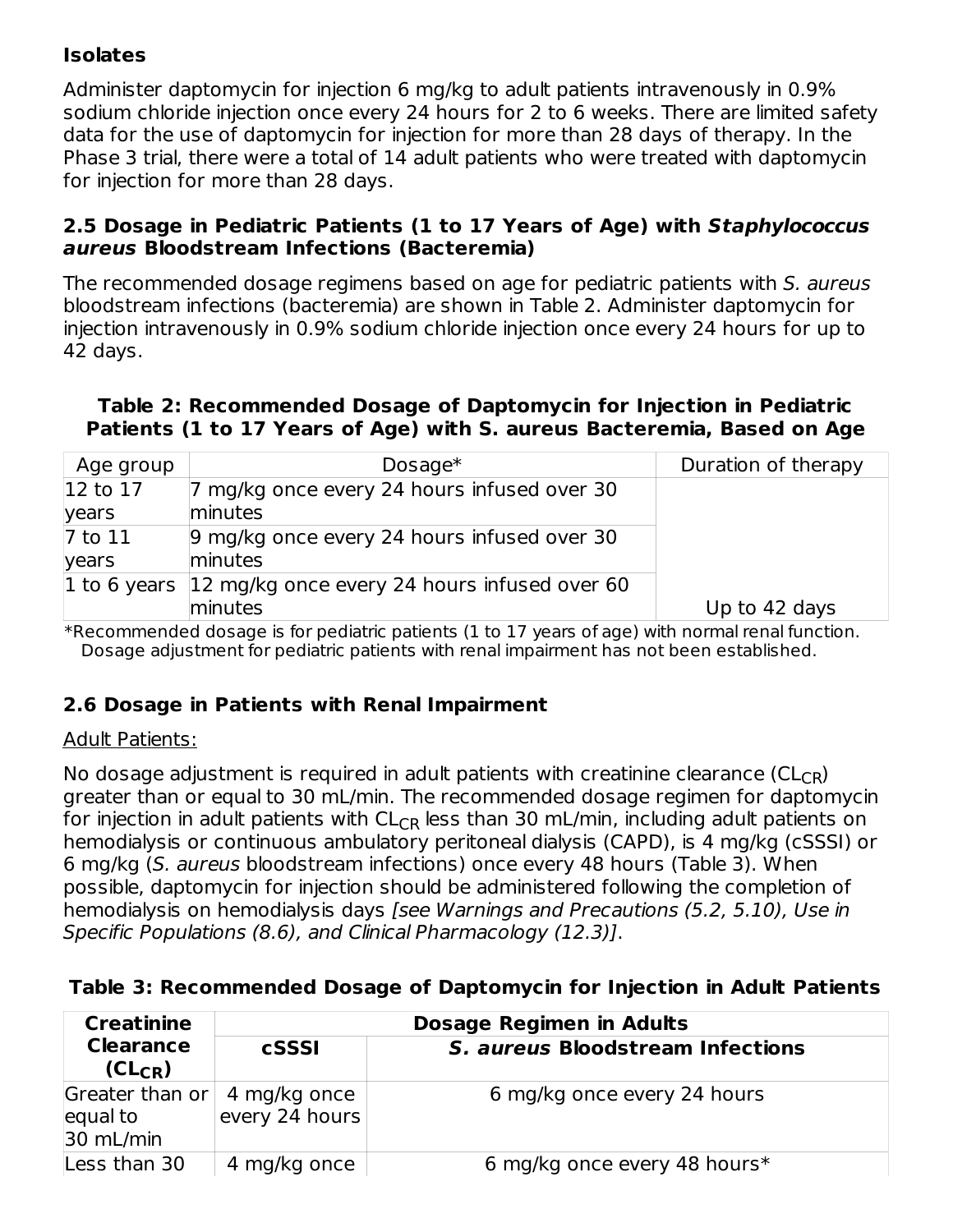**Isolates**

Administer daptomycin for injection 6 mg/kg to adult patients intravenously in 0.9% sodium chloride injection once every 24 hours for 2 to 6 weeks. There are limited safety data for the use of daptomycin for injection for more than 28 days of therapy. In the Phase 3 trial, there were a total of 14 adult patients who were treated with daptomycin for injection for more than 28 days.

### 2.5 Dosage in Pediatric Patients (1 to 17 Years of Age) with *Staphylococcus aureus* Bloodstream Infections (Bacteremia)

The recommended dosage regimens based on age for pediatric patients with *S. aureus* bloodstream infections (bacteremia) are shown in Table 2. Administer daptomycin for injection intravenously in 0.9% sodium chloride injection once every 24 hours for up to 42 days.

**Table 2: Recommended Dosage of Daptomycin for Injection in Pediatric Patients (1 to 17 Years of Age) with S. aureus Bacteremia, Based on Age**

| Age group | Dosage* | Duration of therapy |
|---|---|---|
| 12 to 17 years | 7 mg/kg once every 24 hours infused over 30 minutes | |
| 7 to 11 years | 9 mg/kg once every 24 hours infused over 30 minutes | |
| 1 to 6 years | 12 mg/kg once every 24 hours infused over 60 minutes | Up to 42 days |

*Recommended dosage is for pediatric patients (1 to 17 years of age) with normal renal function. Dosage adjustment for pediatric patients with renal impairment has not been established.

### 2.6 Dosage in Patients with Renal Impairment

Adult Patients:

No dosage adjustment is required in adult patients with creatinine clearance ($CL_{CR}$) greater than or equal to 30 mL/min. The recommended dosage regimen for daptomycin for injection in adult patients with $CL_{CR}$ less than 30 mL/min, including adult patients on hemodialysis or continuous ambulatory peritoneal dialysis (CAPD), is 4 mg/kg (cSSSI) or 6 mg/kg (*S. aureus* bloodstream infections) once every 48 hours (Table 3). When possible, daptomycin for injection should be administered following the completion of hemodialysis on hemodialysis days *[see Warnings and Precautions (5.2, 5.10), Use in Specific Populations (8.6), and Clinical Pharmacology (12.3)]*.

**Table 3: Recommended Dosage of Daptomycin for Injection in Adult Patients**

| Creatinine Clearance ($CL_{CR}$) | Dosage Regimen in Adults | |
|---|---|---|
| | **cSSSI** | ***S. aureus* Bloodstream Infections** |
| Greater than or equal to 30 mL/min | 4 mg/kg once every 24 hours | 6 mg/kg once every 24 hours |
| Less than 30 | 4 mg/kg once | 6 mg/kg once every 48 hours* |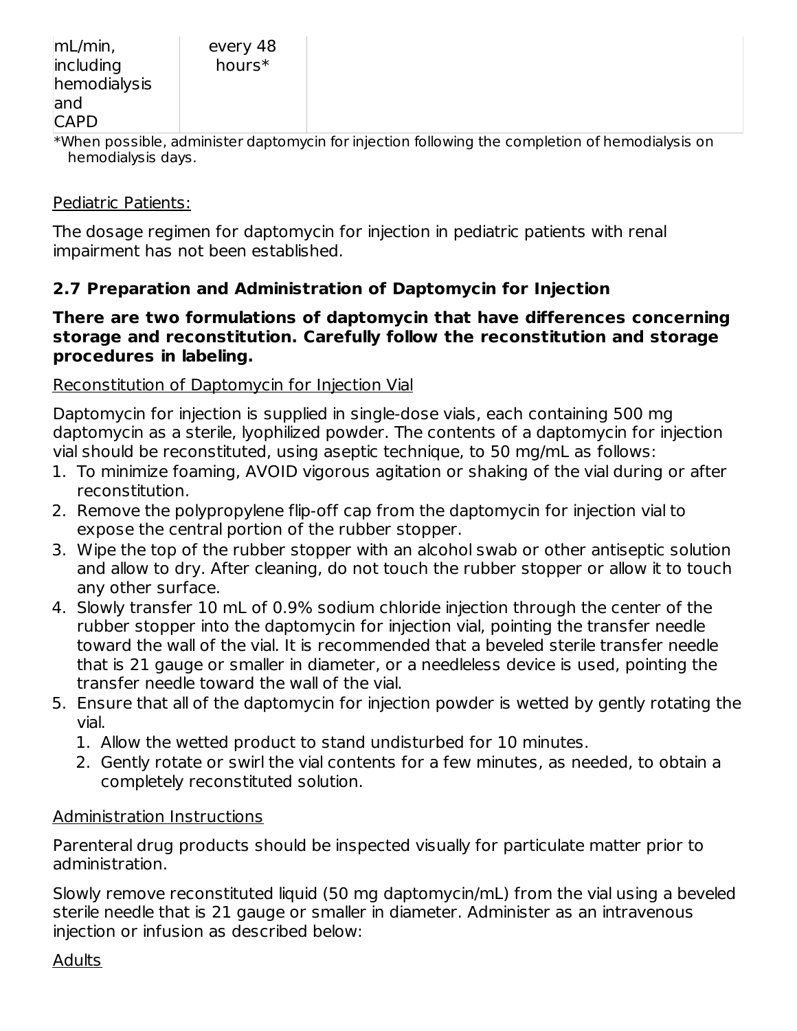| mL/min, including hemodialysis and CAPD | every 48 hours* | |
|---|---|---|

*When possible, administer daptomycin for injection following the completion of hemodialysis on hemodialysis days.

Pediatric Patients:

The dosage regimen for daptomycin for injection in pediatric patients with renal impairment has not been established.

### 2.7 Preparation and Administration of Daptomycin for Injection

**There are two formulations of daptomycin that have differences concerning storage and reconstitution. Carefully follow the reconstitution and storage procedures in labeling.**

Reconstitution of Daptomycin for Injection Vial

Daptomycin for injection is supplied in single-dose vials, each containing 500 mg daptomycin as a sterile, lyophilized powder. The contents of a daptomycin for injection vial should be reconstituted, using aseptic technique, to 50 mg/mL as follows:

1. To minimize foaming, AVOID vigorous agitation or shaking of the vial during or after reconstitution.
2. Remove the polypropylene flip-off cap from the daptomycin for injection vial to expose the central portion of the rubber stopper.
3. Wipe the top of the rubber stopper with an alcohol swab or other antiseptic solution and allow to dry. After cleaning, do not touch the rubber stopper or allow it to touch any other surface.
4. Slowly transfer 10 mL of 0.9% sodium chloride injection through the center of the rubber stopper into the daptomycin for injection vial, pointing the transfer needle toward the wall of the vial. It is recommended that a beveled sterile transfer needle that is 21 gauge or smaller in diameter, or a needleless device is used, pointing the transfer needle toward the wall of the vial.
5. Ensure that all of the daptomycin for injection powder is wetted by gently rotating the vial.
   1. Allow the wetted product to stand undisturbed for 10 minutes.
   2. Gently rotate or swirl the vial contents for a few minutes, as needed, to obtain a completely reconstituted solution.

Administration Instructions

Parenteral drug products should be inspected visually for particulate matter prior to administration.

Slowly remove reconstituted liquid (50 mg daptomycin/mL) from the vial using a beveled sterile needle that is 21 gauge or smaller in diameter. Administer as an intravenous injection or infusion as described below:

Adults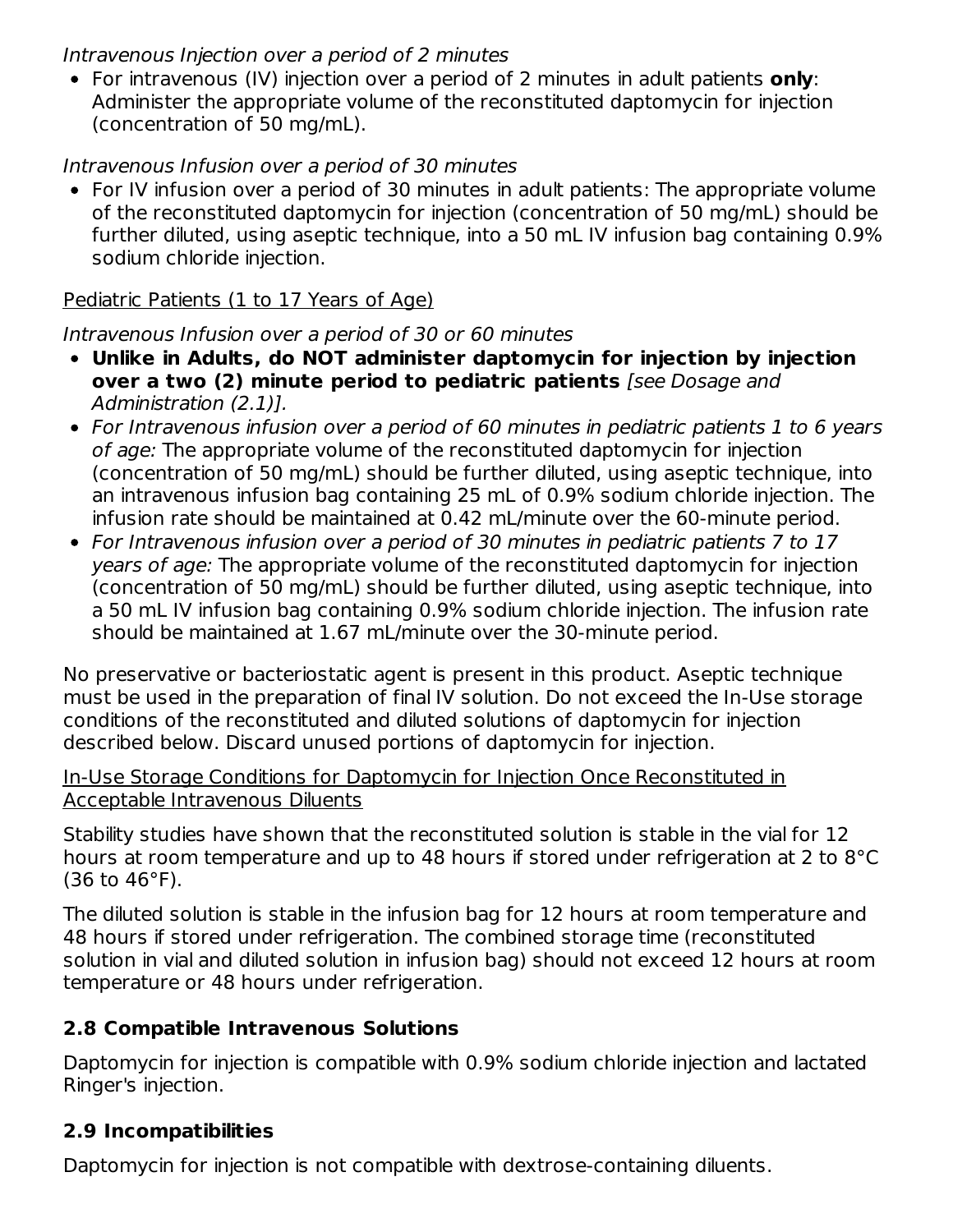*Intravenous Injection over a period of 2 minutes*

- For intravenous (IV) injection over a period of 2 minutes in adult patients **only**: Administer the appropriate volume of the reconstituted daptomycin for injection (concentration of 50 mg/mL).

*Intravenous Infusion over a period of 30 minutes*

- For IV infusion over a period of 30 minutes in adult patients: The appropriate volume of the reconstituted daptomycin for injection (concentration of 50 mg/mL) should be further diluted, using aseptic technique, into a 50 mL IV infusion bag containing 0.9% sodium chloride injection.

Pediatric Patients (1 to 17 Years of Age)

*Intravenous Infusion over a period of 30 or 60 minutes*

- **Unlike in Adults, do NOT administer daptomycin for injection by injection over a two (2) minute period to pediatric patients** *[see Dosage and Administration (2.1)].*
- *For Intravenous infusion over a period of 60 minutes in pediatric patients 1 to 6 years of age:* The appropriate volume of the reconstituted daptomycin for injection (concentration of 50 mg/mL) should be further diluted, using aseptic technique, into an intravenous infusion bag containing 25 mL of 0.9% sodium chloride injection. The infusion rate should be maintained at 0.42 mL/minute over the 60-minute period.
- *For Intravenous infusion over a period of 30 minutes in pediatric patients 7 to 17 years of age:* The appropriate volume of the reconstituted daptomycin for injection (concentration of 50 mg/mL) should be further diluted, using aseptic technique, into a 50 mL IV infusion bag containing 0.9% sodium chloride injection. The infusion rate should be maintained at 1.67 mL/minute over the 30-minute period.

No preservative or bacteriostatic agent is present in this product. Aseptic technique must be used in the preparation of final IV solution. Do not exceed the In-Use storage conditions of the reconstituted and diluted solutions of daptomycin for injection described below. Discard unused portions of daptomycin for injection.

In-Use Storage Conditions for Daptomycin for Injection Once Reconstituted in Acceptable Intravenous Diluents

Stability studies have shown that the reconstituted solution is stable in the vial for 12 hours at room temperature and up to 48 hours if stored under refrigeration at 2 to 8°C (36 to 46°F).

The diluted solution is stable in the infusion bag for 12 hours at room temperature and 48 hours if stored under refrigeration. The combined storage time (reconstituted solution in vial and diluted solution in infusion bag) should not exceed 12 hours at room temperature or 48 hours under refrigeration.

## 2.8 Compatible Intravenous Solutions

Daptomycin for injection is compatible with 0.9% sodium chloride injection and lactated Ringer's injection.

## 2.9 Incompatibilities

Daptomycin for injection is not compatible with dextrose-containing diluents.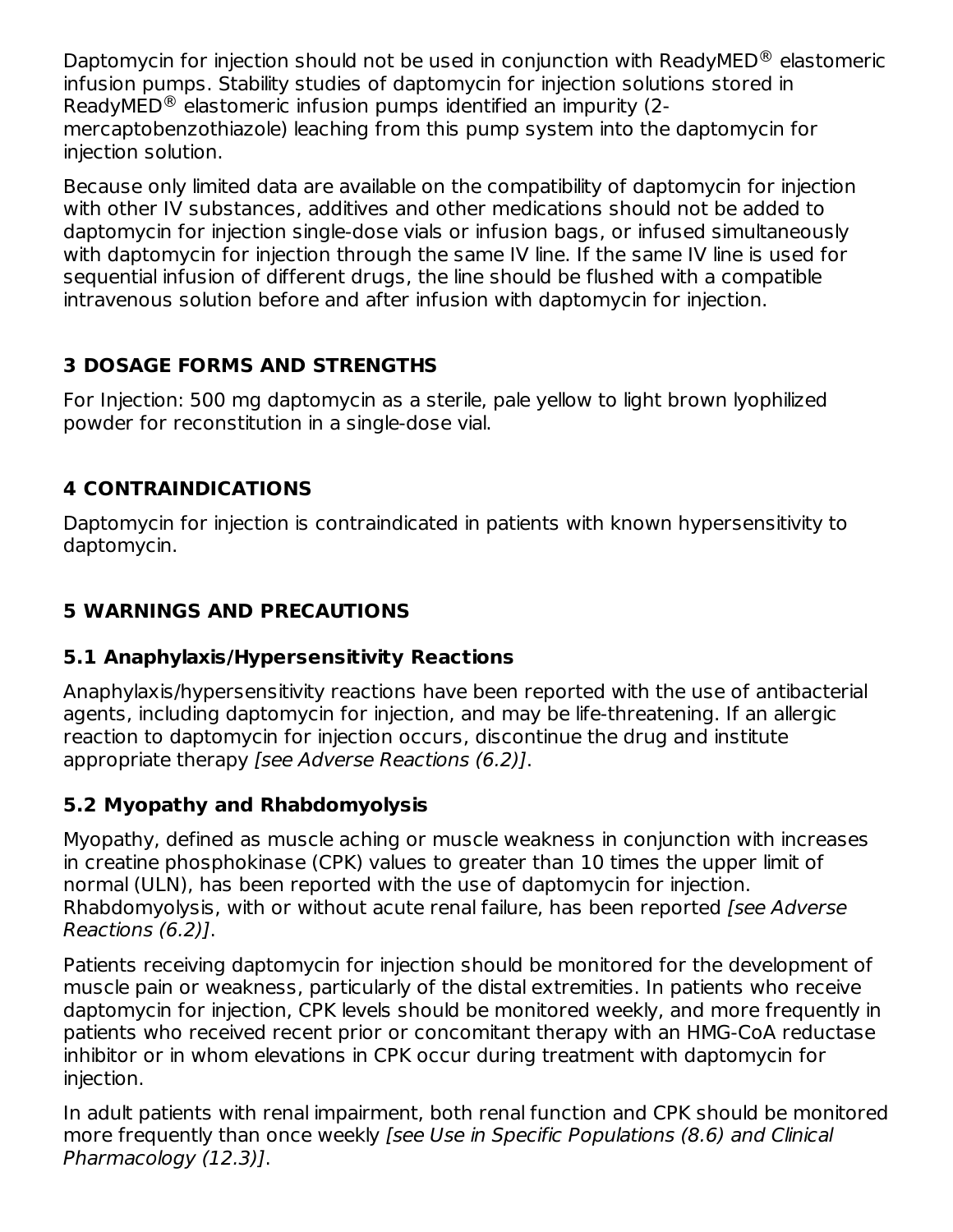Daptomycin for injection should not be used in conjunction with ReadyMED® elastomeric infusion pumps. Stability studies of daptomycin for injection solutions stored in ReadyMED® elastomeric infusion pumps identified an impurity (2-mercaptobenzothiazole) leaching from this pump system into the daptomycin for injection solution.

Because only limited data are available on the compatibility of daptomycin for injection with other IV substances, additives and other medications should not be added to daptomycin for injection single-dose vials or infusion bags, or infused simultaneously with daptomycin for injection through the same IV line. If the same IV line is used for sequential infusion of different drugs, the line should be flushed with a compatible intravenous solution before and after infusion with daptomycin for injection.

## 3 DOSAGE FORMS AND STRENGTHS

For Injection: 500 mg daptomycin as a sterile, pale yellow to light brown lyophilized powder for reconstitution in a single-dose vial.

## 4 CONTRAINDICATIONS

Daptomycin for injection is contraindicated in patients with known hypersensitivity to daptomycin.

## 5 WARNINGS AND PRECAUTIONS

### 5.1 Anaphylaxis/Hypersensitivity Reactions

Anaphylaxis/hypersensitivity reactions have been reported with the use of antibacterial agents, including daptomycin for injection, and may be life-threatening. If an allergic reaction to daptomycin for injection occurs, discontinue the drug and institute appropriate therapy *[see Adverse Reactions (6.2)]*.

### 5.2 Myopathy and Rhabdomyolysis

Myopathy, defined as muscle aching or muscle weakness in conjunction with increases in creatine phosphokinase (CPK) values to greater than 10 times the upper limit of normal (ULN), has been reported with the use of daptomycin for injection. Rhabdomyolysis, with or without acute renal failure, has been reported *[see Adverse Reactions (6.2)]*.

Patients receiving daptomycin for injection should be monitored for the development of muscle pain or weakness, particularly of the distal extremities. In patients who receive daptomycin for injection, CPK levels should be monitored weekly, and more frequently in patients who received recent prior or concomitant therapy with an HMG-CoA reductase inhibitor or in whom elevations in CPK occur during treatment with daptomycin for injection.

In adult patients with renal impairment, both renal function and CPK should be monitored more frequently than once weekly *[see Use in Specific Populations (8.6) and Clinical Pharmacology (12.3)]*.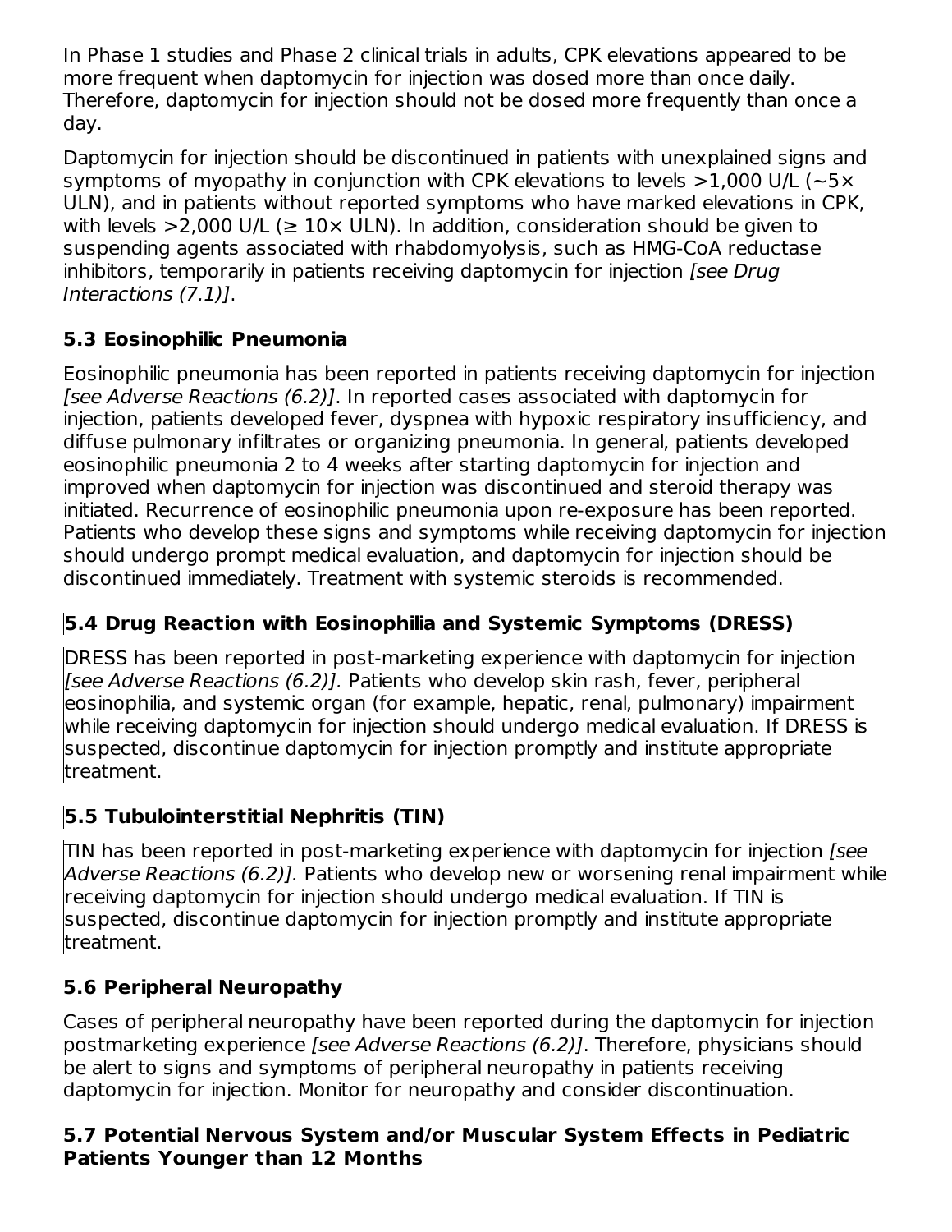In Phase 1 studies and Phase 2 clinical trials in adults, CPK elevations appeared to be more frequent when daptomycin for injection was dosed more than once daily. Therefore, daptomycin for injection should not be dosed more frequently than once a day.

Daptomycin for injection should be discontinued in patients with unexplained signs and symptoms of myopathy in conjunction with CPK elevations to levels >1,000 U/L (~5× ULN), and in patients without reported symptoms who have marked elevations in CPK, with levels >2,000 U/L (≥ 10× ULN). In addition, consideration should be given to suspending agents associated with rhabdomyolysis, such as HMG-CoA reductase inhibitors, temporarily in patients receiving daptomycin for injection *[see Drug Interactions (7.1)]*.

### 5.3 Eosinophilic Pneumonia

Eosinophilic pneumonia has been reported in patients receiving daptomycin for injection *[see Adverse Reactions (6.2)]*. In reported cases associated with daptomycin for injection, patients developed fever, dyspnea with hypoxic respiratory insufficiency, and diffuse pulmonary infiltrates or organizing pneumonia. In general, patients developed eosinophilic pneumonia 2 to 4 weeks after starting daptomycin for injection and improved when daptomycin for injection was discontinued and steroid therapy was initiated. Recurrence of eosinophilic pneumonia upon re-exposure has been reported. Patients who develop these signs and symptoms while receiving daptomycin for injection should undergo prompt medical evaluation, and daptomycin for injection should be discontinued immediately. Treatment with systemic steroids is recommended.

### 5.4 Drug Reaction with Eosinophilia and Systemic Symptoms (DRESS)

DRESS has been reported in post-marketing experience with daptomycin for injection *[see Adverse Reactions (6.2)].* Patients who develop skin rash, fever, peripheral eosinophilia, and systemic organ (for example, hepatic, renal, pulmonary) impairment while receiving daptomycin for injection should undergo medical evaluation. If DRESS is suspected, discontinue daptomycin for injection promptly and institute appropriate treatment.

### 5.5 Tubulointerstitial Nephritis (TIN)

TIN has been reported in post-marketing experience with daptomycin for injection *[see Adverse Reactions (6.2)].* Patients who develop new or worsening renal impairment while receiving daptomycin for injection should undergo medical evaluation. If TIN is suspected, discontinue daptomycin for injection promptly and institute appropriate treatment.

### 5.6 Peripheral Neuropathy

Cases of peripheral neuropathy have been reported during the daptomycin for injection postmarketing experience *[see Adverse Reactions (6.2)]*. Therefore, physicians should be alert to signs and symptoms of peripheral neuropathy in patients receiving daptomycin for injection. Monitor for neuropathy and consider discontinuation.

### 5.7 Potential Nervous System and/or Muscular System Effects in Pediatric Patients Younger than 12 Months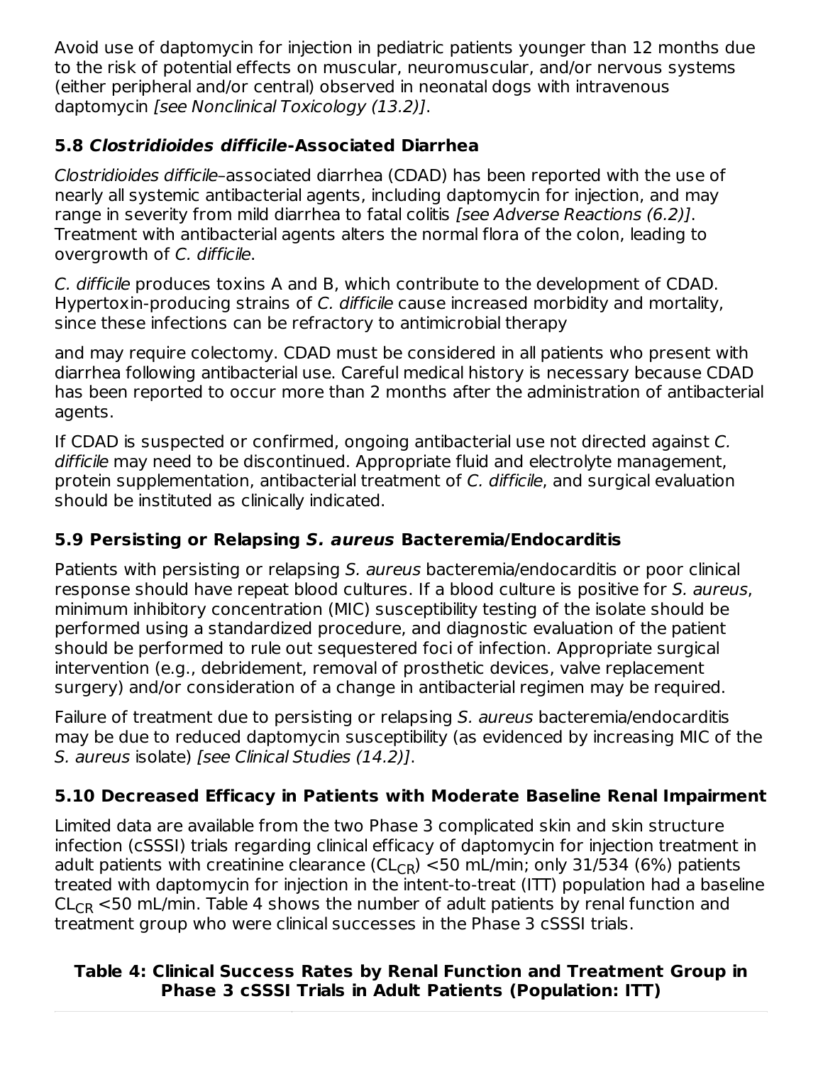Avoid use of daptomycin for injection in pediatric patients younger than 12 months due to the risk of potential effects on muscular, neuromuscular, and/or nervous systems (either peripheral and/or central) observed in neonatal dogs with intravenous daptomycin *[see Nonclinical Toxicology (13.2)]*.

### 5.8 *Clostridioides difficile*-Associated Diarrhea

*Clostridioides difficile*–associated diarrhea (CDAD) has been reported with the use of nearly all systemic antibacterial agents, including daptomycin for injection, and may range in severity from mild diarrhea to fatal colitis *[see Adverse Reactions (6.2)]*. Treatment with antibacterial agents alters the normal flora of the colon, leading to overgrowth of *C. difficile*.

*C. difficile* produces toxins A and B, which contribute to the development of CDAD. Hypertoxin-producing strains of *C. difficile* cause increased morbidity and mortality, since these infections can be refractory to antimicrobial therapy and may require colectomy. CDAD must be considered in all patients who present with diarrhea following antibacterial use. Careful medical history is necessary because CDAD has been reported to occur more than 2 months after the administration of antibacterial agents.

If CDAD is suspected or confirmed, ongoing antibacterial use not directed against *C. difficile* may need to be discontinued. Appropriate fluid and electrolyte management, protein supplementation, antibacterial treatment of *C. difficile*, and surgical evaluation should be instituted as clinically indicated.

### 5.9 Persisting or Relapsing *S. aureus* Bacteremia/Endocarditis

Patients with persisting or relapsing *S. aureus* bacteremia/endocarditis or poor clinical response should have repeat blood cultures. If a blood culture is positive for *S. aureus*, minimum inhibitory concentration (MIC) susceptibility testing of the isolate should be performed using a standardized procedure, and diagnostic evaluation of the patient should be performed to rule out sequestered foci of infection. Appropriate surgical intervention (e.g., debridement, removal of prosthetic devices, valve replacement surgery) and/or consideration of a change in antibacterial regimen may be required.

Failure of treatment due to persisting or relapsing *S. aureus* bacteremia/endocarditis may be due to reduced daptomycin susceptibility (as evidenced by increasing MIC of the *S. aureus* isolate) *[see Clinical Studies (14.2)]*.

### 5.10 Decreased Efficacy in Patients with Moderate Baseline Renal Impairment

Limited data are available from the two Phase 3 complicated skin and skin structure infection (cSSSI) trials regarding clinical efficacy of daptomycin for injection treatment in adult patients with creatinine clearance ($CL_{CR}$) <50 mL/min; only 31/534 (6%) patients treated with daptomycin for injection in the intent-to-treat (ITT) population had a baseline $CL_{CR}$ <50 mL/min. Table 4 shows the number of adult patients by renal function and treatment group who were clinical successes in the Phase 3 cSSSI trials.

**Table 4: Clinical Success Rates by Renal Function and Treatment Group in Phase 3 cSSSI Trials in Adult Patients (Population: ITT)**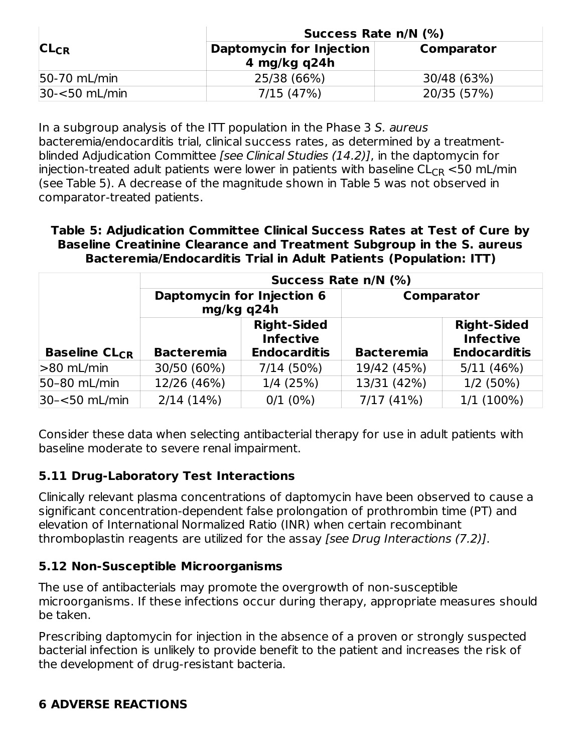| $CL_{CR}$ | Success Rate n/N (%) | |
|---|---|---|
| | **Daptomycin for Injection 4 mg/kg q24h** | **Comparator** |
| 50-70 mL/min | 25/38 (66%) | 30/48 (63%) |
| 30-<50 mL/min | 7/15 (47%) | 20/35 (57%) |

In a subgroup analysis of the ITT population in the Phase 3 *S. aureus* bacteremia/endocarditis trial, clinical success rates, as determined by a treatment-blinded Adjudication Committee *[see Clinical Studies (14.2)]*, in the daptomycin for injection-treated adult patients were lower in patients with baseline $CL_{CR}$ <50 mL/min (see Table 5). A decrease of the magnitude shown in Table 5 was not observed in comparator-treated patients.

**Table 5: Adjudication Committee Clinical Success Rates at Test of Cure by Baseline Creatinine Clearance and Treatment Subgroup in the S. aureus Bacteremia/Endocarditis Trial in Adult Patients (Population: ITT)**

| | Success Rate n/N (%) | | | |
|---|---|---|---|---|
| | **Daptomycin for Injection 6 mg/kg q24h** | | **Comparator** | |
| **Baseline $CL_{CR}$** | **Bacteremia** | **Right-Sided Infective Endocarditis** | **Bacteremia** | **Right-Sided Infective Endocarditis** |
| >80 mL/min | 30/50 (60%) | 7/14 (50%) | 19/42 (45%) | 5/11 (46%) |
| 50–80 mL/min | 12/26 (46%) | 1/4 (25%) | 13/31 (42%) | 1/2 (50%) |
| 30–<50 mL/min | 2/14 (14%) | 0/1 (0%) | 7/17 (41%) | 1/1 (100%) |

Consider these data when selecting antibacterial therapy for use in adult patients with baseline moderate to severe renal impairment.

### 5.11 Drug-Laboratory Test Interactions

Clinically relevant plasma concentrations of daptomycin have been observed to cause a significant concentration-dependent false prolongation of prothrombin time (PT) and elevation of International Normalized Ratio (INR) when certain recombinant thromboplastin reagents are utilized for the assay *[see Drug Interactions (7.2)]*.

### 5.12 Non-Susceptible Microorganisms

The use of antibacterials may promote the overgrowth of non-susceptible microorganisms. If these infections occur during therapy, appropriate measures should be taken.

Prescribing daptomycin for injection in the absence of a proven or strongly suspected bacterial infection is unlikely to provide benefit to the patient and increases the risk of the development of drug-resistant bacteria.

## 6 ADVERSE REACTIONS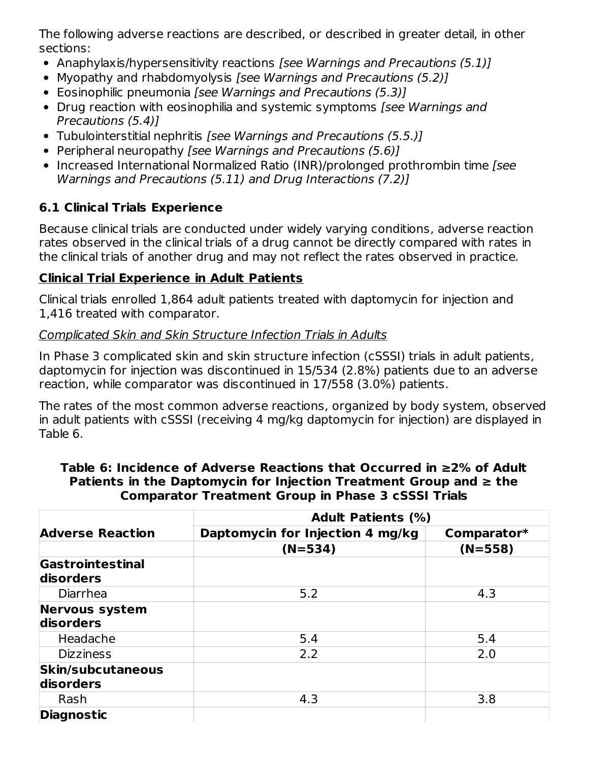The following adverse reactions are described, or described in greater detail, in other sections:

- Anaphylaxis/hypersensitivity reactions *[see Warnings and Precautions (5.1)]*
- Myopathy and rhabdomyolysis *[see Warnings and Precautions (5.2)]*
- Eosinophilic pneumonia *[see Warnings and Precautions (5.3)]*
- Drug reaction with eosinophilia and systemic symptoms *[see Warnings and Precautions (5.4)]*
- Tubulointerstitial nephritis *[see Warnings and Precautions (5.5.)]*
- Peripheral neuropathy *[see Warnings and Precautions (5.6)]*
- Increased International Normalized Ratio (INR)/prolonged prothrombin time *[see Warnings and Precautions (5.11) and Drug Interactions (7.2)]*

### 6.1 Clinical Trials Experience

Because clinical trials are conducted under widely varying conditions, adverse reaction rates observed in the clinical trials of a drug cannot be directly compared with rates in the clinical trials of another drug and may not reflect the rates observed in practice.

**Clinical Trial Experience in Adult Patients**

Clinical trials enrolled 1,864 adult patients treated with daptomycin for injection and 1,416 treated with comparator.

*Complicated Skin and Skin Structure Infection Trials in Adults*

In Phase 3 complicated skin and skin structure infection (cSSSI) trials in adult patients, daptomycin for injection was discontinued in 15/534 (2.8%) patients due to an adverse reaction, while comparator was discontinued in 17/558 (3.0%) patients.

The rates of the most common adverse reactions, organized by body system, observed in adult patients with cSSSI (receiving 4 mg/kg daptomycin for injection) are displayed in Table 6.

**Table 6: Incidence of Adverse Reactions that Occurred in ≥2% of Adult Patients in the Daptomycin for Injection Treatment Group and ≥ the Comparator Treatment Group in Phase 3 cSSSI Trials**

| Adverse Reaction | Adult Patients (%) | |
|---|---|---|
| | Daptomycin for Injection 4 mg/kg (N=534) | Comparator* (N=558) |
| **Gastrointestinal disorders** | | |
| Diarrhea | 5.2 | 4.3 |
| **Nervous system disorders** | | |
| Headache | 5.4 | 5.4 |
| Dizziness | 2.2 | 2.0 |
| **Skin/subcutaneous disorders** | | |
| Rash | 4.3 | 3.8 |
| **Diagnostic** | | |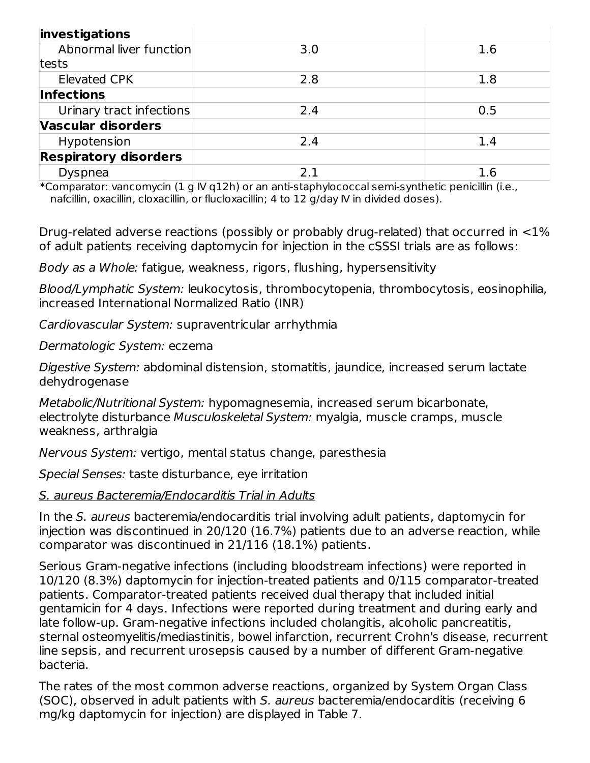| | | |
|---|---|---|
| **investigations** | | |
| Abnormal liver function tests | 3.0 | 1.6 |
| Elevated CPK | 2.8 | 1.8 |
| **Infections** | | |
| Urinary tract infections | 2.4 | 0.5 |
| **Vascular disorders** | | |
| Hypotension | 2.4 | 1.4 |
| **Respiratory disorders** | | |
| Dyspnea | 2.1 | 1.6 |

*Comparator: vancomycin (1 g IV q12h) or an anti-staphylococcal semi-synthetic penicillin (i.e., nafcillin, oxacillin, cloxacillin, or flucloxacillin; 4 to 12 g/day IV in divided doses).

Drug-related adverse reactions (possibly or probably drug-related) that occurred in <1% of adult patients receiving daptomycin for injection in the cSSSI trials are as follows:

*Body as a Whole:* fatigue, weakness, rigors, flushing, hypersensitivity

*Blood/Lymphatic System:* leukocytosis, thrombocytopenia, thrombocytosis, eosinophilia, increased International Normalized Ratio (INR)

*Cardiovascular System:* supraventricular arrhythmia

*Dermatologic System:* eczema

*Digestive System:* abdominal distension, stomatitis, jaundice, increased serum lactate dehydrogenase

*Metabolic/Nutritional System:* hypomagnesemia, increased serum bicarbonate, electrolyte disturbance *Musculoskeletal System:* myalgia, muscle cramps, muscle weakness, arthralgia

*Nervous System:* vertigo, mental status change, paresthesia

*Special Senses:* taste disturbance, eye irritation

<u>*S. aureus* Bacteremia/Endocarditis Trial in Adults</u>

In the *S. aureus* bacteremia/endocarditis trial involving adult patients, daptomycin for injection was discontinued in 20/120 (16.7%) patients due to an adverse reaction, while comparator was discontinued in 21/116 (18.1%) patients.

Serious Gram-negative infections (including bloodstream infections) were reported in 10/120 (8.3%) daptomycin for injection-treated patients and 0/115 comparator-treated patients. Comparator-treated patients received dual therapy that included initial gentamicin for 4 days. Infections were reported during treatment and during early and late follow-up. Gram-negative infections included cholangitis, alcoholic pancreatitis, sternal osteomyelitis/mediastinitis, bowel infarction, recurrent Crohn's disease, recurrent line sepsis, and recurrent urosepsis caused by a number of different Gram-negative bacteria.

The rates of the most common adverse reactions, organized by System Organ Class (SOC), observed in adult patients with *S. aureus* bacteremia/endocarditis (receiving 6 mg/kg daptomycin for injection) are displayed in Table 7.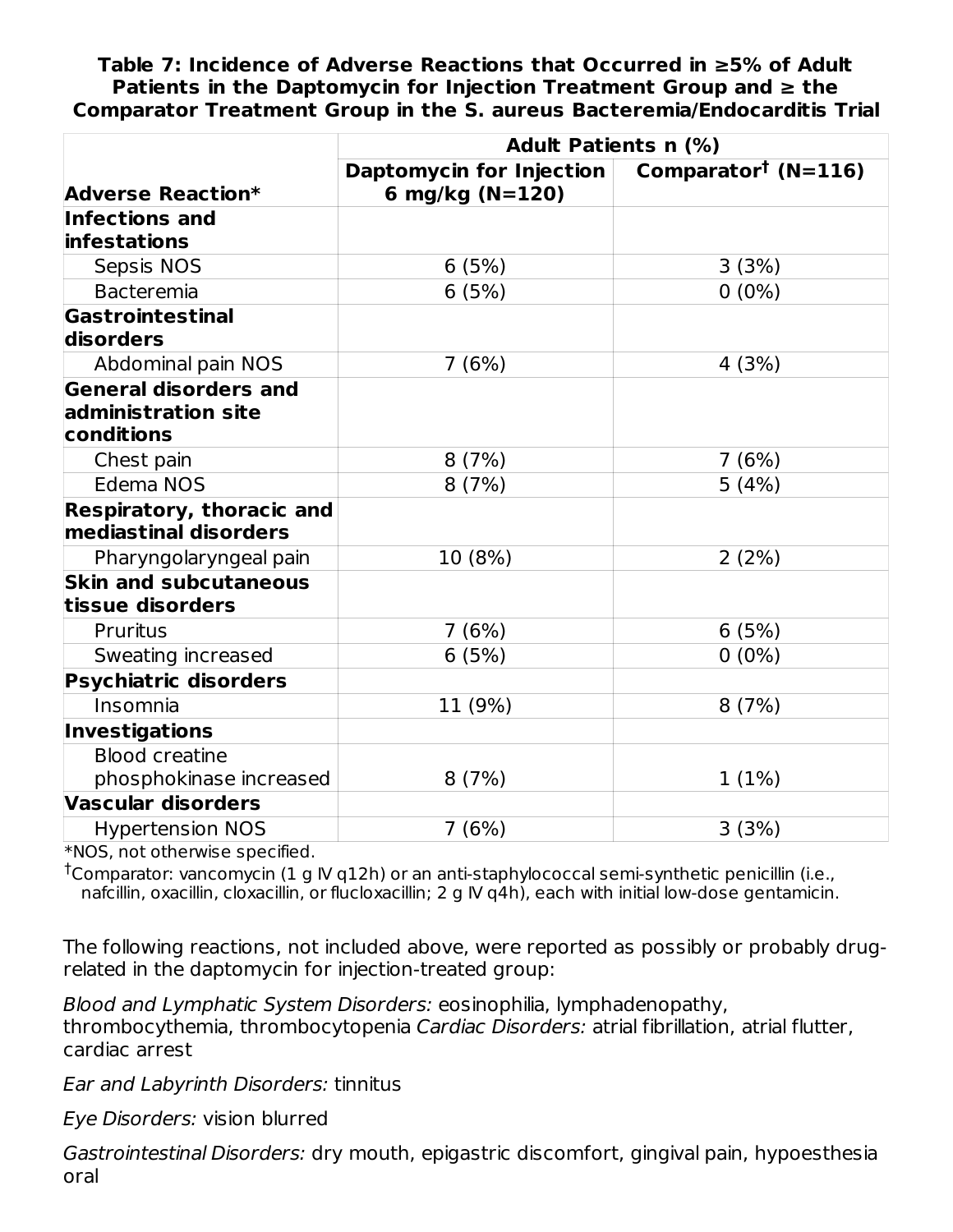**Table 7: Incidence of Adverse Reactions that Occurred in ≥5% of Adult Patients in the Daptomycin for Injection Treatment Group and ≥ the Comparator Treatment Group in the S. aureus Bacteremia/Endocarditis Trial**

| Adverse Reaction* | Adult Patients n (%) | |
|---|---|---|
| | Daptomycin for Injection 6 mg/kg (N=120) | Comparator† (N=116) |
| **Infections and infestations** | | |
| Sepsis NOS | 6 (5%) | 3 (3%) |
| Bacteremia | 6 (5%) | 0 (0%) |
| **Gastrointestinal disorders** | | |
| Abdominal pain NOS | 7 (6%) | 4 (3%) |
| **General disorders and administration site conditions** | | |
| Chest pain | 8 (7%) | 7 (6%) |
| Edema NOS | 8 (7%) | 5 (4%) |
| **Respiratory, thoracic and mediastinal disorders** | | |
| Pharyngolaryngeal pain | 10 (8%) | 2 (2%) |
| **Skin and subcutaneous tissue disorders** | | |
| Pruritus | 7 (6%) | 6 (5%) |
| Sweating increased | 6 (5%) | 0 (0%) |
| **Psychiatric disorders** | | |
| Insomnia | 11 (9%) | 8 (7%) |
| **Investigations** | | |
| Blood creatine phosphokinase increased | 8 (7%) | 1 (1%) |
| **Vascular disorders** | | |
| Hypertension NOS | 7 (6%) | 3 (3%) |

*NOS, not otherwise specified.

†Comparator: vancomycin (1 g IV q12h) or an anti-staphylococcal semi-synthetic penicillin (i.e., nafcillin, oxacillin, cloxacillin, or flucloxacillin; 2 g IV q4h), each with initial low-dose gentamicin.

The following reactions, not included above, were reported as possibly or probably drug-related in the daptomycin for injection-treated group:

*Blood and Lymphatic System Disorders:* eosinophilia, lymphadenopathy, thrombocythemia, thrombocytopenia *Cardiac Disorders:* atrial fibrillation, atrial flutter, cardiac arrest

*Ear and Labyrinth Disorders:* tinnitus

*Eye Disorders:* vision blurred

*Gastrointestinal Disorders:* dry mouth, epigastric discomfort, gingival pain, hypoesthesia oral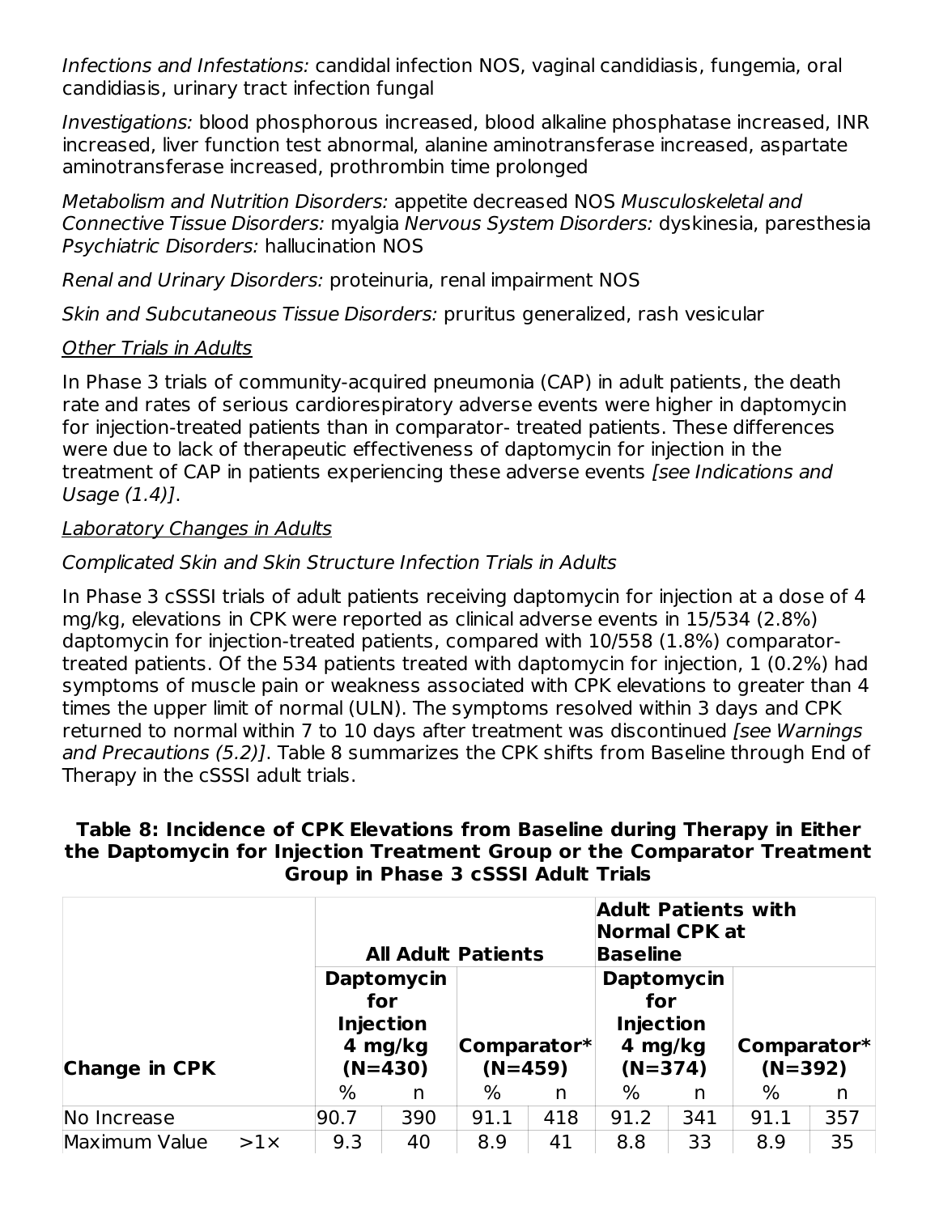*Infections and Infestations:* candidal infection NOS, vaginal candidiasis, fungemia, oral candidiasis, urinary tract infection fungal

*Investigations:* blood phosphorous increased, blood alkaline phosphatase increased, INR increased, liver function test abnormal, alanine aminotransferase increased, aspartate aminotransferase increased, prothrombin time prolonged

*Metabolism and Nutrition Disorders:* appetite decreased NOS *Musculoskeletal and Connective Tissue Disorders:* myalgia *Nervous System Disorders:* dyskinesia, paresthesia *Psychiatric Disorders:* hallucination NOS

*Renal and Urinary Disorders:* proteinuria, renal impairment NOS

*Skin and Subcutaneous Tissue Disorders:* pruritus generalized, rash vesicular

Other Trials in Adults

In Phase 3 trials of community-acquired pneumonia (CAP) in adult patients, the death rate and rates of serious cardiorespiratory adverse events were higher in daptomycin for injection-treated patients than in comparator- treated patients. These differences were due to lack of therapeutic effectiveness of daptomycin for injection in the treatment of CAP in patients experiencing these adverse events *[see Indications and Usage (1.4)]*.

Laboratory Changes in Adults

*Complicated Skin and Skin Structure Infection Trials in Adults*

In Phase 3 cSSSI trials of adult patients receiving daptomycin for injection at a dose of 4 mg/kg, elevations in CPK were reported as clinical adverse events in 15/534 (2.8%) daptomycin for injection-treated patients, compared with 10/558 (1.8%) comparator-treated patients. Of the 534 patients treated with daptomycin for injection, 1 (0.2%) had symptoms of muscle pain or weakness associated with CPK elevations to greater than 4 times the upper limit of normal (ULN). The symptoms resolved within 3 days and CPK returned to normal within 7 to 10 days after treatment was discontinued *[see Warnings and Precautions (5.2)]*. Table 8 summarizes the CPK shifts from Baseline through End of Therapy in the cSSSI adult trials.

**Table 8: Incidence of CPK Elevations from Baseline during Therapy in Either the Daptomycin for Injection Treatment Group or the Comparator Treatment Group in Phase 3 cSSSI Adult Trials**

| Change in CPK | | All Adult Patients | | | | Adult Patients with Normal CPK at Baseline | | | |
|---|---|---|---|---|---|---|---|---|---|
| | | Daptomycin for Injection 4 mg/kg (N=430) | | Comparator* (N=459) | | Daptomycin for Injection 4 mg/kg (N=374) | | Comparator* (N=392) | |
| | | % | n | % | n | % | n | % | n |
| No Increase | | 90.7 | 390 | 91.1 | 418 | 91.2 | 341 | 91.1 | 357 |
| Maximum Value | >1× | 9.3 | 40 | 8.9 | 41 | 8.8 | 33 | 8.9 | 35 |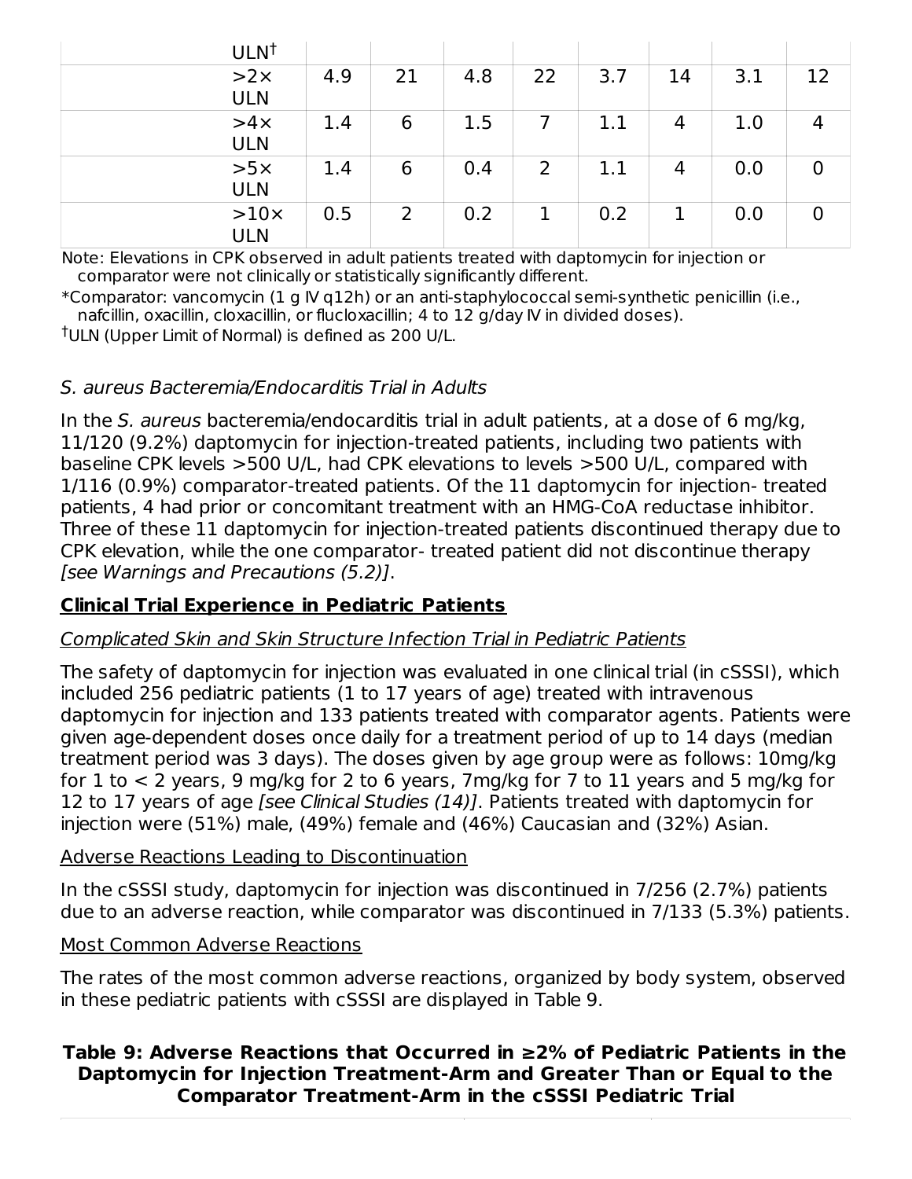|  | ULN[†] |  |  |  |  |  |  |  |  |
|---|---|---|---|---|---|---|---|---|---|
|  | >2× ULN | 4.9 | 21 | 4.8 | 22 | 3.7 | 14 | 3.1 | 12 |
|  | >4× ULN | 1.4 | 6 | 1.5 | 7 | 1.1 | 4 | 1.0 | 4 |
|  | >5× ULN | 1.4 | 6 | 0.4 | 2 | 1.1 | 4 | 0.0 | 0 |
|  | >10× ULN | 0.5 | 2 | 0.2 | 1 | 0.2 | 1 | 0.0 | 0 |

Note: Elevations in CPK observed in adult patients treated with daptomycin for injection or comparator were not clinically or statistically significantly different.

*Comparator: vancomycin (1 g IV q12h) or an anti-staphylococcal semi-synthetic penicillin (i.e., nafcillin, oxacillin, cloxacillin, or flucloxacillin; 4 to 12 g/day IV in divided doses).

[†]ULN (Upper Limit of Normal) is defined as 200 U/L.

*S. aureus Bacteremia/Endocarditis Trial in Adults*

In the *S. aureus* bacteremia/endocarditis trial in adult patients, at a dose of 6 mg/kg, 11/120 (9.2%) daptomycin for injection-treated patients, including two patients with baseline CPK levels >500 U/L, had CPK elevations to levels >500 U/L, compared with 1/116 (0.9%) comparator-treated patients. Of the 11 daptomycin for injection- treated patients, 4 had prior or concomitant treatment with an HMG-CoA reductase inhibitor. Three of these 11 daptomycin for injection-treated patients discontinued therapy due to CPK elevation, while the one comparator- treated patient did not discontinue therapy *[see Warnings and Precautions (5.2)]*.

**Clinical Trial Experience in Pediatric Patients**

Complicated Skin and Skin Structure Infection Trial in Pediatric Patients

The safety of daptomycin for injection was evaluated in one clinical trial (in cSSSI), which included 256 pediatric patients (1 to 17 years of age) treated with intravenous daptomycin for injection and 133 patients treated with comparator agents. Patients were given age-dependent doses once daily for a treatment period of up to 14 days (median treatment period was 3 days). The doses given by age group were as follows: 10mg/kg for 1 to < 2 years, 9 mg/kg for 2 to 6 years, 7mg/kg for 7 to 11 years and 5 mg/kg for 12 to 17 years of age *[see Clinical Studies (14)]*. Patients treated with daptomycin for injection were (51%) male, (49%) female and (46%) Caucasian and (32%) Asian.

Adverse Reactions Leading to Discontinuation

In the cSSSI study, daptomycin for injection was discontinued in 7/256 (2.7%) patients due to an adverse reaction, while comparator was discontinued in 7/133 (5.3%) patients.

Most Common Adverse Reactions

The rates of the most common adverse reactions, organized by body system, observed in these pediatric patients with cSSSI are displayed in Table 9.

**Table 9: Adverse Reactions that Occurred in ≥2% of Pediatric Patients in the Daptomycin for Injection Treatment-Arm and Greater Than or Equal to the Comparator Treatment-Arm in the cSSSI Pediatric Trial**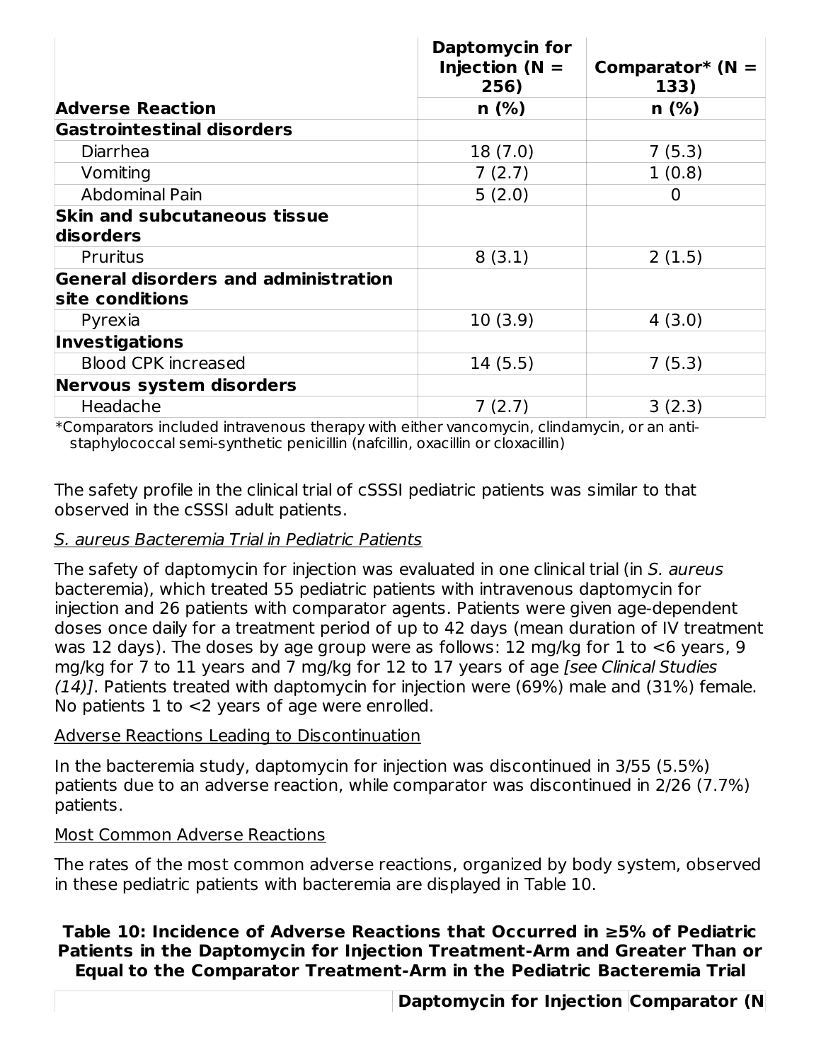| Adverse Reaction | Daptomycin for Injection (N = 256) n (%) | Comparator* (N = 133) n (%) |
|---|---|---|
| **Gastrointestinal disorders** | | |
| Diarrhea | 18 (7.0) | 7 (5.3) |
| Vomiting | 7 (2.7) | 1 (0.8) |
| Abdominal Pain | 5 (2.0) | 0 |
| **Skin and subcutaneous tissue disorders** | | |
| Pruritus | 8 (3.1) | 2 (1.5) |
| **General disorders and administration site conditions** | | |
| Pyrexia | 10 (3.9) | 4 (3.0) |
| **Investigations** | | |
| Blood CPK increased | 14 (5.5) | 7 (5.3) |
| **Nervous system disorders** | | |
| Headache | 7 (2.7) | 3 (2.3) |

*Comparators included intravenous therapy with either vancomycin, clindamycin, or an anti-staphylococcal semi-synthetic penicillin (nafcillin, oxacillin or cloxacillin)

The safety profile in the clinical trial of cSSSI pediatric patients was similar to that observed in the cSSSI adult patients.

*S. aureus Bacteremia Trial in Pediatric Patients*

The safety of daptomycin for injection was evaluated in one clinical trial (in *S. aureus* bacteremia), which treated 55 pediatric patients with intravenous daptomycin for injection and 26 patients with comparator agents. Patients were given age-dependent doses once daily for a treatment period of up to 42 days (mean duration of IV treatment was 12 days). The doses by age group were as follows: 12 mg/kg for 1 to <6 years, 9 mg/kg for 7 to 11 years and 7 mg/kg for 12 to 17 years of age *[see Clinical Studies (14)]*. Patients treated with daptomycin for injection were (69%) male and (31%) female. No patients 1 to <2 years of age were enrolled.

Adverse Reactions Leading to Discontinuation

In the bacteremia study, daptomycin for injection was discontinued in 3/55 (5.5%) patients due to an adverse reaction, while comparator was discontinued in 2/26 (7.7%) patients.

Most Common Adverse Reactions

The rates of the most common adverse reactions, organized by body system, observed in these pediatric patients with bacteremia are displayed in Table 10.

**Table 10: Incidence of Adverse Reactions that Occurred in ≥5% of Pediatric Patients in the Daptomycin for Injection Treatment-Arm and Greater Than or Equal to the Comparator Treatment-Arm in the Pediatric Bacteremia Trial**

| | Daptomycin for Injection | Comparator (N |
|---|---|---|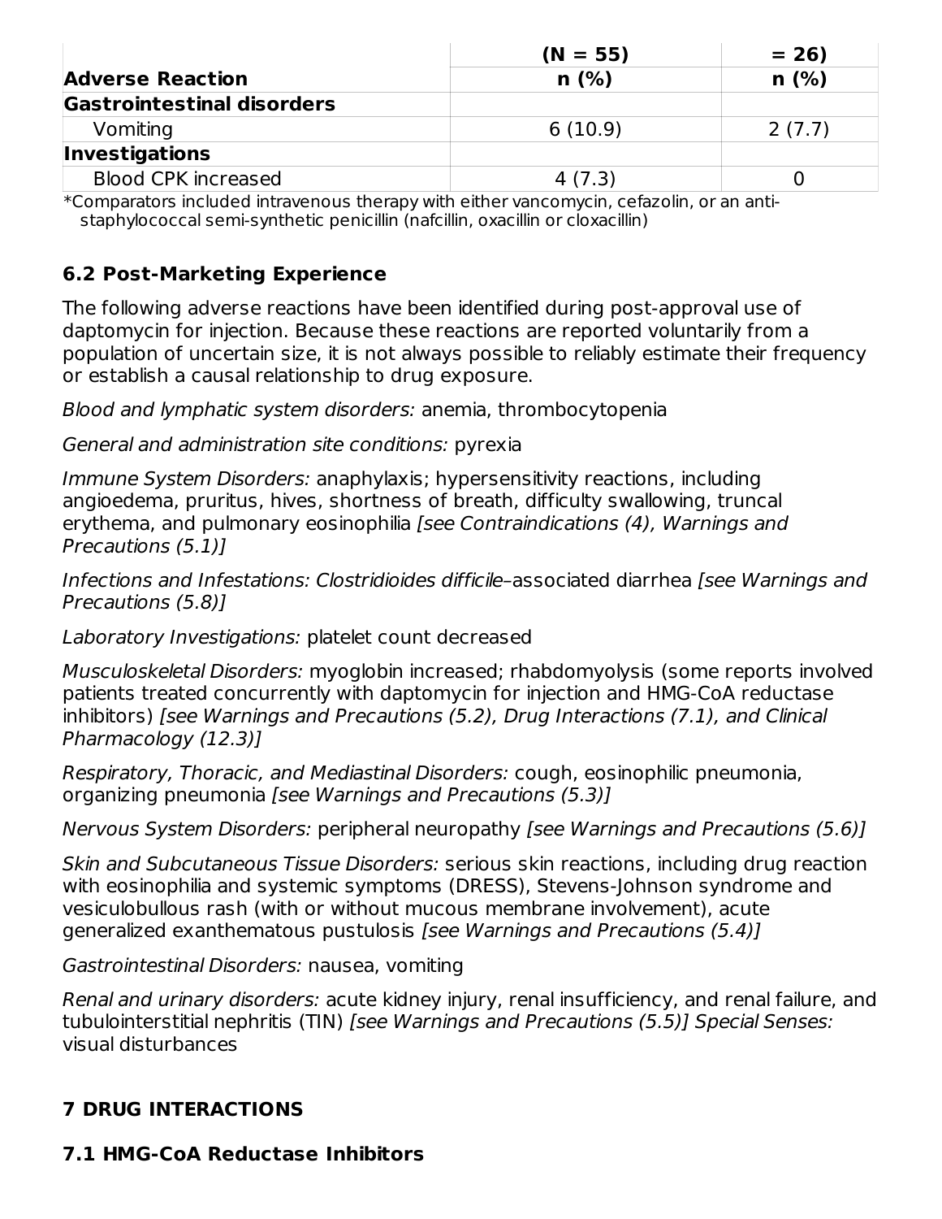| Adverse Reaction | (N = 55) n (%) | = 26) n (%) |
| --- | --- | --- |
| **Gastrointestinal disorders** | | |
| Vomiting | 6 (10.9) | 2 (7.7) |
| **Investigations** | | |
| Blood CPK increased | 4 (7.3) | 0 |

*Comparators included intravenous therapy with either vancomycin, cefazolin, or an anti-staphylococcal semi-synthetic penicillin (nafcillin, oxacillin or cloxacillin)

### 6.2 Post-Marketing Experience

The following adverse reactions have been identified during post-approval use of daptomycin for injection. Because these reactions are reported voluntarily from a population of uncertain size, it is not always possible to reliably estimate their frequency or establish a causal relationship to drug exposure.

*Blood and lymphatic system disorders:* anemia, thrombocytopenia

*General and administration site conditions:* pyrexia

*Immune System Disorders:* anaphylaxis; hypersensitivity reactions, including angioedema, pruritus, hives, shortness of breath, difficulty swallowing, truncal erythema, and pulmonary eosinophilia *[see Contraindications (4), Warnings and Precautions (5.1)]*

*Infections and Infestations: Clostridioides difficile*–associated diarrhea *[see Warnings and Precautions (5.8)]*

*Laboratory Investigations:* platelet count decreased

*Musculoskeletal Disorders:* myoglobin increased; rhabdomyolysis (some reports involved patients treated concurrently with daptomycin for injection and HMG-CoA reductase inhibitors) *[see Warnings and Precautions (5.2), Drug Interactions (7.1), and Clinical Pharmacology (12.3)]*

*Respiratory, Thoracic, and Mediastinal Disorders:* cough, eosinophilic pneumonia, organizing pneumonia *[see Warnings and Precautions (5.3)]*

*Nervous System Disorders:* peripheral neuropathy *[see Warnings and Precautions (5.6)]*

*Skin and Subcutaneous Tissue Disorders:* serious skin reactions, including drug reaction with eosinophilia and systemic symptoms (DRESS), Stevens-Johnson syndrome and vesiculobullous rash (with or without mucous membrane involvement), acute generalized exanthematous pustulosis *[see Warnings and Precautions (5.4)]*

*Gastrointestinal Disorders:* nausea, vomiting

*Renal and urinary disorders:* acute kidney injury, renal insufficiency, and renal failure, and tubulointerstitial nephritis (TIN) *[see Warnings and Precautions (5.5)] Special Senses:* visual disturbances

## 7 DRUG INTERACTIONS

### 7.1 HMG-CoA Reductase Inhibitors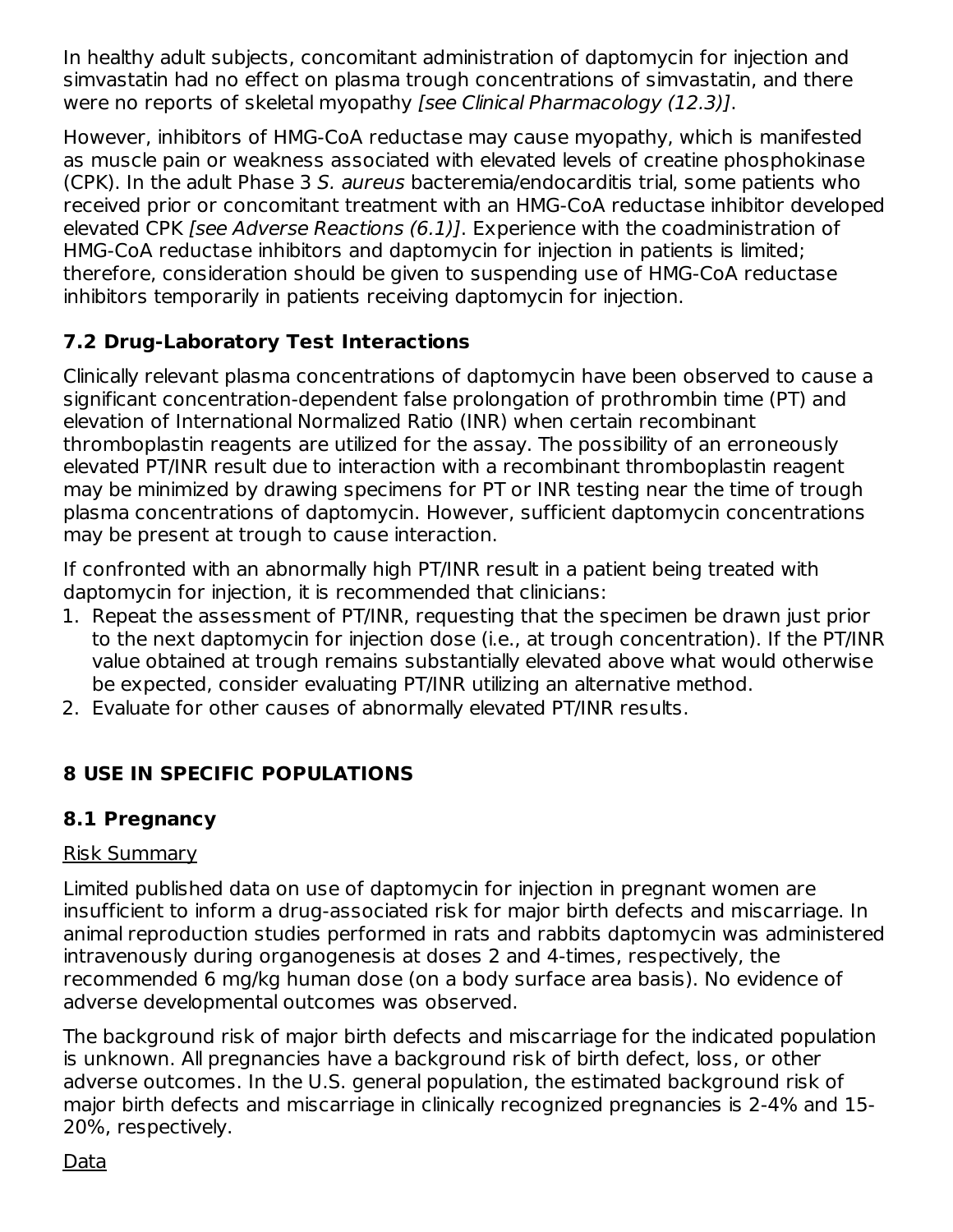In healthy adult subjects, concomitant administration of daptomycin for injection and simvastatin had no effect on plasma trough concentrations of simvastatin, and there were no reports of skeletal myopathy *[see Clinical Pharmacology (12.3)]*.

However, inhibitors of HMG-CoA reductase may cause myopathy, which is manifested as muscle pain or weakness associated with elevated levels of creatine phosphokinase (CPK). In the adult Phase 3 *S. aureus* bacteremia/endocarditis trial, some patients who received prior or concomitant treatment with an HMG-CoA reductase inhibitor developed elevated CPK *[see Adverse Reactions (6.1)]*. Experience with the coadministration of HMG-CoA reductase inhibitors and daptomycin for injection in patients is limited; therefore, consideration should be given to suspending use of HMG-CoA reductase inhibitors temporarily in patients receiving daptomycin for injection.

### 7.2 Drug-Laboratory Test Interactions

Clinically relevant plasma concentrations of daptomycin have been observed to cause a significant concentration-dependent false prolongation of prothrombin time (PT) and elevation of International Normalized Ratio (INR) when certain recombinant thromboplastin reagents are utilized for the assay. The possibility of an erroneously elevated PT/INR result due to interaction with a recombinant thromboplastin reagent may be minimized by drawing specimens for PT or INR testing near the time of trough plasma concentrations of daptomycin. However, sufficient daptomycin concentrations may be present at trough to cause interaction.

If confronted with an abnormally high PT/INR result in a patient being treated with daptomycin for injection, it is recommended that clinicians:

1. Repeat the assessment of PT/INR, requesting that the specimen be drawn just prior to the next daptomycin for injection dose (i.e., at trough concentration). If the PT/INR value obtained at trough remains substantially elevated above what would otherwise be expected, consider evaluating PT/INR utilizing an alternative method.
2. Evaluate for other causes of abnormally elevated PT/INR results.

## 8 USE IN SPECIFIC POPULATIONS

### 8.1 Pregnancy

Risk Summary

Limited published data on use of daptomycin for injection in pregnant women are insufficient to inform a drug-associated risk for major birth defects and miscarriage. In animal reproduction studies performed in rats and rabbits daptomycin was administered intravenously during organogenesis at doses 2 and 4-times, respectively, the recommended 6 mg/kg human dose (on a body surface area basis). No evidence of adverse developmental outcomes was observed.

The background risk of major birth defects and miscarriage for the indicated population is unknown. All pregnancies have a background risk of birth defect, loss, or other adverse outcomes. In the U.S. general population, the estimated background risk of major birth defects and miscarriage in clinically recognized pregnancies is 2-4% and 15-20%, respectively.

Data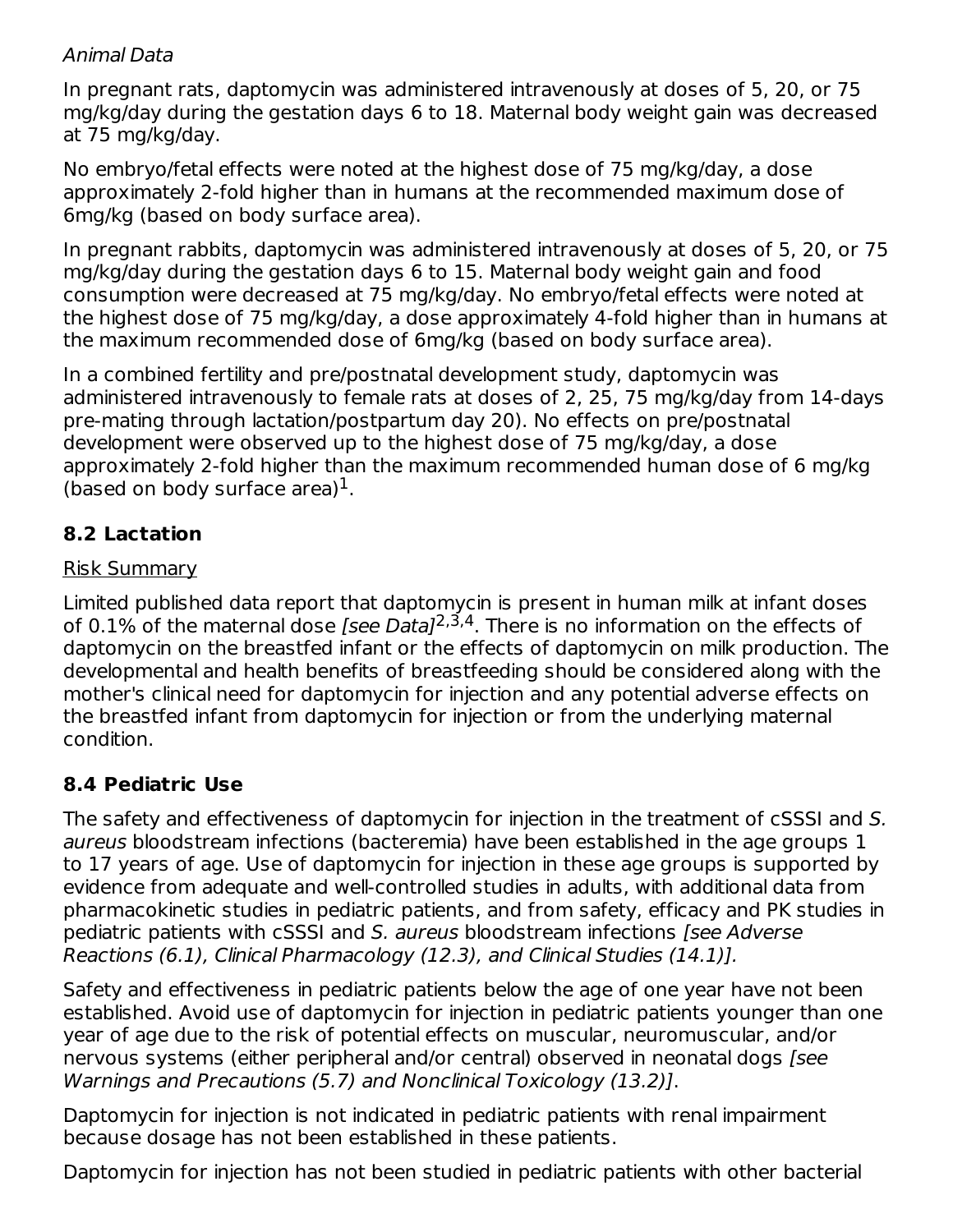*Animal Data*

In pregnant rats, daptomycin was administered intravenously at doses of 5, 20, or 75 mg/kg/day during the gestation days 6 to 18. Maternal body weight gain was decreased at 75 mg/kg/day.

No embryo/fetal effects were noted at the highest dose of 75 mg/kg/day, a dose approximately 2-fold higher than in humans at the recommended maximum dose of 6mg/kg (based on body surface area).

In pregnant rabbits, daptomycin was administered intravenously at doses of 5, 20, or 75 mg/kg/day during the gestation days 6 to 15. Maternal body weight gain and food consumption were decreased at 75 mg/kg/day. No embryo/fetal effects were noted at the highest dose of 75 mg/kg/day, a dose approximately 4-fold higher than in humans at the maximum recommended dose of 6mg/kg (based on body surface area).

In a combined fertility and pre/postnatal development study, daptomycin was administered intravenously to female rats at doses of 2, 25, 75 mg/kg/day from 14-days pre-mating through lactation/postpartum day 20). No effects on pre/postnatal development were observed up to the highest dose of 75 mg/kg/day, a dose approximately 2-fold higher than the maximum recommended human dose of 6 mg/kg (based on body surface area)[1].

## 8.2 Lactation

Risk Summary

Limited published data report that daptomycin is present in human milk at infant doses of 0.1% of the maternal dose *[see Data]*[2,3,4]. There is no information on the effects of daptomycin on the breastfed infant or the effects of daptomycin on milk production. The developmental and health benefits of breastfeeding should be considered along with the mother's clinical need for daptomycin for injection and any potential adverse effects on the breastfed infant from daptomycin for injection or from the underlying maternal condition.

## 8.4 Pediatric Use

The safety and effectiveness of daptomycin for injection in the treatment of cSSSI and *S. aureus* bloodstream infections (bacteremia) have been established in the age groups 1 to 17 years of age. Use of daptomycin for injection in these age groups is supported by evidence from adequate and well-controlled studies in adults, with additional data from pharmacokinetic studies in pediatric patients, and from safety, efficacy and PK studies in pediatric patients with cSSSI and *S. aureus* bloodstream infections *[see Adverse Reactions (6.1), Clinical Pharmacology (12.3), and Clinical Studies (14.1)]*.

Safety and effectiveness in pediatric patients below the age of one year have not been established. Avoid use of daptomycin for injection in pediatric patients younger than one year of age due to the risk of potential effects on muscular, neuromuscular, and/or nervous systems (either peripheral and/or central) observed in neonatal dogs *[see Warnings and Precautions (5.7) and Nonclinical Toxicology (13.2)]*.

Daptomycin for injection is not indicated in pediatric patients with renal impairment because dosage has not been established in these patients.

Daptomycin for injection has not been studied in pediatric patients with other bacterial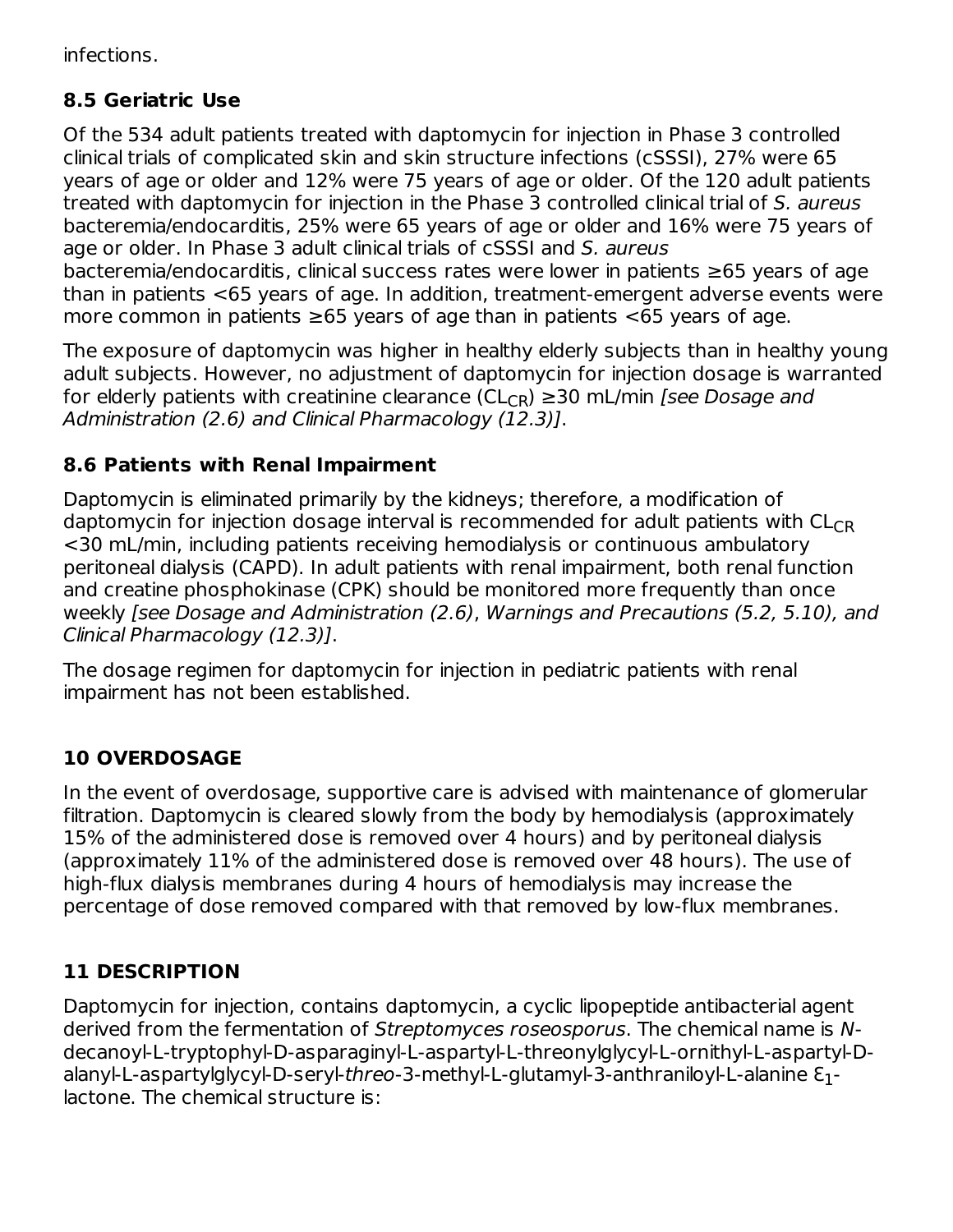infections.

## 8.5 Geriatric Use

Of the 534 adult patients treated with daptomycin for injection in Phase 3 controlled clinical trials of complicated skin and skin structure infections (cSSSI), 27% were 65 years of age or older and 12% were 75 years of age or older. Of the 120 adult patients treated with daptomycin for injection in the Phase 3 controlled clinical trial of *S. aureus* bacteremia/endocarditis, 25% were 65 years of age or older and 16% were 75 years of age or older. In Phase 3 adult clinical trials of cSSSI and *S. aureus* bacteremia/endocarditis, clinical success rates were lower in patients ≥65 years of age than in patients <65 years of age. In addition, treatment-emergent adverse events were more common in patients ≥65 years of age than in patients <65 years of age.

The exposure of daptomycin was higher in healthy elderly subjects than in healthy young adult subjects. However, no adjustment of daptomycin for injection dosage is warranted for elderly patients with creatinine clearance ($CL_{CR}$) ≥30 mL/min *[see Dosage and Administration (2.6) and Clinical Pharmacology (12.3)]*.

## 8.6 Patients with Renal Impairment

Daptomycin is eliminated primarily by the kidneys; therefore, a modification of daptomycin for injection dosage interval is recommended for adult patients with $CL_{CR}$ <30 mL/min, including patients receiving hemodialysis or continuous ambulatory peritoneal dialysis (CAPD). In adult patients with renal impairment, both renal function and creatine phosphokinase (CPK) should be monitored more frequently than once weekly *[see Dosage and Administration (2.6), Warnings and Precautions (5.2, 5.10), and Clinical Pharmacology (12.3)]*.

The dosage regimen for daptomycin for injection in pediatric patients with renal impairment has not been established.

# 10 OVERDOSAGE

In the event of overdosage, supportive care is advised with maintenance of glomerular filtration. Daptomycin is cleared slowly from the body by hemodialysis (approximately 15% of the administered dose is removed over 4 hours) and by peritoneal dialysis (approximately 11% of the administered dose is removed over 48 hours). The use of high-flux dialysis membranes during 4 hours of hemodialysis may increase the percentage of dose removed compared with that removed by low-flux membranes.

# 11 DESCRIPTION

Daptomycin for injection, contains daptomycin, a cyclic lipopeptide antibacterial agent derived from the fermentation of *Streptomyces roseosporus*. The chemical name is *N*-decanoyl-L-tryptophyl-D-asparaginyl-L-aspartyl-L-threonylglycyl-L-ornithyl-L-aspartyl-D-alanyl-L-aspartylglycyl-D-seryl-*threo*-3-methyl-L-glutamyl-3-anthraniloyl-L-alanine $\varepsilon_1$-lactone. The chemical structure is: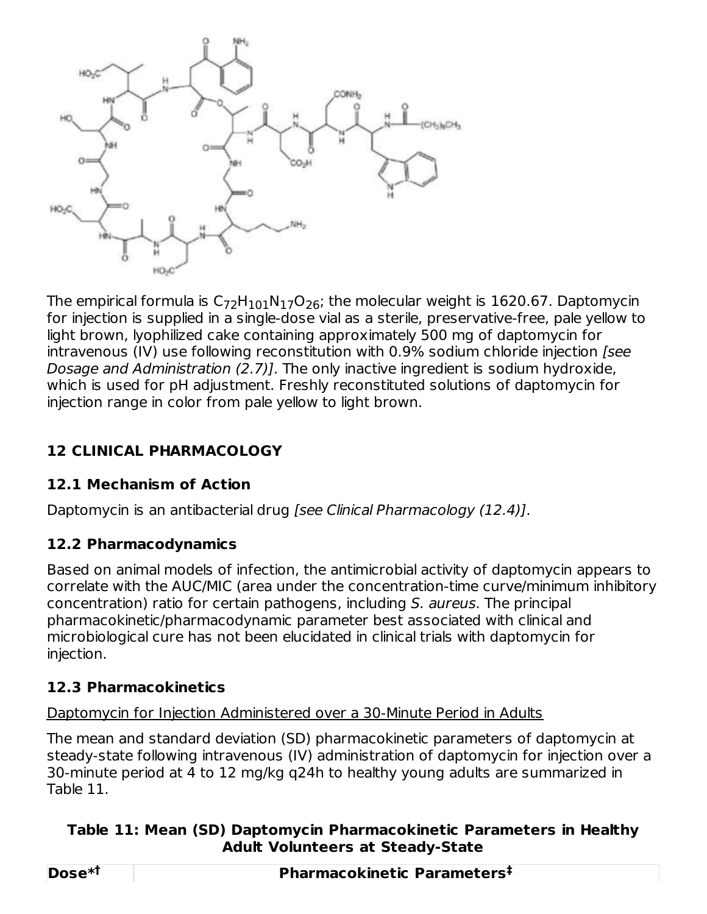The empirical formula is $C_{72}H_{101}N_{17}O_{26}$; the molecular weight is 1620.67. Daptomycin for injection is supplied in a single-dose vial as a sterile, preservative-free, pale yellow to light brown, lyophilized cake containing approximately 500 mg of daptomycin for intravenous (IV) use following reconstitution with 0.9% sodium chloride injection *[see Dosage and Administration (2.7)]*. The only inactive ingredient is sodium hydroxide, which is used for pH adjustment. Freshly reconstituted solutions of daptomycin for injection range in color from pale yellow to light brown.

## 12 CLINICAL PHARMACOLOGY

### 12.1 Mechanism of Action

Daptomycin is an antibacterial drug *[see Clinical Pharmacology (12.4)]*.

### 12.2 Pharmacodynamics

Based on animal models of infection, the antimicrobial activity of daptomycin appears to correlate with the AUC/MIC (area under the concentration-time curve/minimum inhibitory concentration) ratio for certain pathogens, including *S. aureus*. The principal pharmacokinetic/pharmacodynamic parameter best associated with clinical and microbiological cure has not been elucidated in clinical trials with daptomycin for injection.

### 12.3 Pharmacokinetics

Daptomycin for Injection Administered over a 30-Minute Period in Adults

The mean and standard deviation (SD) pharmacokinetic parameters of daptomycin at steady-state following intravenous (IV) administration of daptomycin for injection over a 30-minute period at 4 to 12 mg/kg q24h to healthy young adults are summarized in Table 11.

**Table 11: Mean (SD) Daptomycin Pharmacokinetic Parameters in Healthy Adult Volunteers at Steady-State**

| Dose*† | Pharmacokinetic Parameters‡ |
| --- | --- |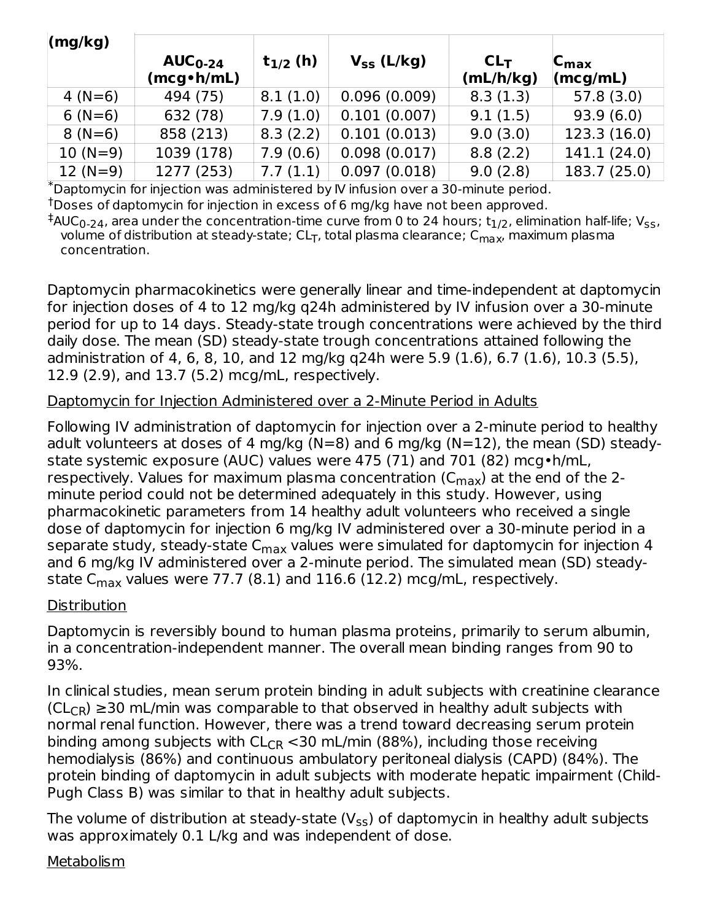| (mg/kg) | $AUC_{0-24}$ (mcg•h/mL) | $t_{1/2}$ (h) | $V_{ss}$ (L/kg) | $CL_T$ (mL/h/kg) | $C_{max}$ (mcg/mL) |
|---|---|---|---|---|---|
| 4 (N=6) | 494 (75) | 8.1 (1.0) | 0.096 (0.009) | 8.3 (1.3) | 57.8 (3.0) |
| 6 (N=6) | 632 (78) | 7.9 (1.0) | 0.101 (0.007) | 9.1 (1.5) | 93.9 (6.0) |
| 8 (N=6) | 858 (213) | 8.3 (2.2) | 0.101 (0.013) | 9.0 (3.0) | 123.3 (16.0) |
| 10 (N=9) | 1039 (178) | 7.9 (0.6) | 0.098 (0.017) | 8.8 (2.2) | 141.1 (24.0) |
| 12 (N=9) | 1277 (253) | 7.7 (1.1) | 0.097 (0.018) | 9.0 (2.8) | 183.7 (25.0) |

*Daptomycin for injection was administered by IV infusion over a 30-minute period.

†Doses of daptomycin for injection in excess of 6 mg/kg have not been approved.

‡$AUC_{0-24}$, area under the concentration-time curve from 0 to 24 hours; $t_{1/2}$, elimination half-life; $V_{SS}$, volume of distribution at steady-state; $CL_T$, total plasma clearance; $C_{max}$, maximum plasma concentration.

Daptomycin pharmacokinetics were generally linear and time-independent at daptomycin for injection doses of 4 to 12 mg/kg q24h administered by IV infusion over a 30-minute period for up to 14 days. Steady-state trough concentrations were achieved by the third daily dose. The mean (SD) steady-state trough concentrations attained following the administration of 4, 6, 8, 10, and 12 mg/kg q24h were 5.9 (1.6), 6.7 (1.6), 10.3 (5.5), 12.9 (2.9), and 13.7 (5.2) mcg/mL, respectively.

Daptomycin for Injection Administered over a 2-Minute Period in Adults

Following IV administration of daptomycin for injection over a 2-minute period to healthy adult volunteers at doses of 4 mg/kg (N=8) and 6 mg/kg (N=12), the mean (SD) steady-state systemic exposure (AUC) values were 475 (71) and 701 (82) mcg•h/mL, respectively. Values for maximum plasma concentration ($C_{max}$) at the end of the 2-minute period could not be determined adequately in this study. However, using pharmacokinetic parameters from 14 healthy adult volunteers who received a single dose of daptomycin for injection 6 mg/kg IV administered over a 30-minute period in a separate study, steady-state $C_{max}$ values were simulated for daptomycin for injection 4 and 6 mg/kg IV administered over a 2-minute period. The simulated mean (SD) steady-state $C_{max}$ values were 77.7 (8.1) and 116.6 (12.2) mcg/mL, respectively.

Distribution

Daptomycin is reversibly bound to human plasma proteins, primarily to serum albumin, in a concentration-independent manner. The overall mean binding ranges from 90 to 93%.

In clinical studies, mean serum protein binding in adult subjects with creatinine clearance ($CL_{CR}$) ≥30 mL/min was comparable to that observed in healthy adult subjects with normal renal function. However, there was a trend toward decreasing serum protein binding among subjects with $CL_{CR}$ <30 mL/min (88%), including those receiving hemodialysis (86%) and continuous ambulatory peritoneal dialysis (CAPD) (84%). The protein binding of daptomycin in adult subjects with moderate hepatic impairment (Child-Pugh Class B) was similar to that in healthy adult subjects.

The volume of distribution at steady-state ($V_{ss}$) of daptomycin in healthy adult subjects was approximately 0.1 L/kg and was independent of dose.

Metabolism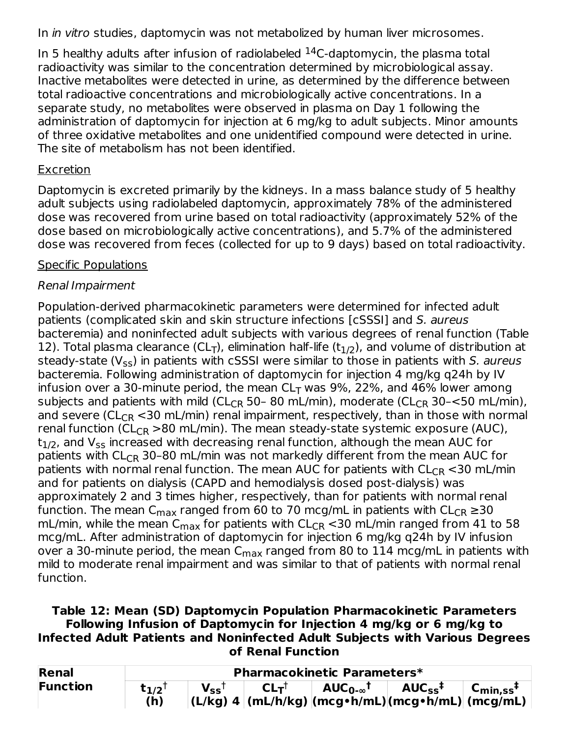In *in vitro* studies, daptomycin was not metabolized by human liver microsomes.

In 5 healthy adults after infusion of radiolabeled $^{14}C$-daptomycin, the plasma total radioactivity was similar to the concentration determined by microbiological assay. Inactive metabolites were detected in urine, as determined by the difference between total radioactive concentrations and microbiologically active concentrations. In a separate study, no metabolites were observed in plasma on Day 1 following the administration of daptomycin for injection at 6 mg/kg to adult subjects. Minor amounts of three oxidative metabolites and one unidentified compound were detected in urine. The site of metabolism has not been identified.

Excretion

Daptomycin is excreted primarily by the kidneys. In a mass balance study of 5 healthy adult subjects using radiolabeled daptomycin, approximately 78% of the administered dose was recovered from urine based on total radioactivity (approximately 52% of the dose based on microbiologically active concentrations), and 5.7% of the administered dose was recovered from feces (collected for up to 9 days) based on total radioactivity.

Specific Populations

*Renal Impairment*

Population-derived pharmacokinetic parameters were determined for infected adult patients (complicated skin and skin structure infections [cSSSI] and *S. aureus* bacteremia) and noninfected adult subjects with various degrees of renal function (Table 12). Total plasma clearance ($CL_T$), elimination half-life ($t_{1/2}$), and volume of distribution at steady-state ($V_{ss}$) in patients with cSSSI were similar to those in patients with *S. aureus* bacteremia. Following administration of daptomycin for injection 4 mg/kg q24h by IV infusion over a 30-minute period, the mean $CL_T$ was 9%, 22%, and 46% lower among subjects and patients with mild ($CL_{CR}$ 50– 80 mL/min), moderate ($CL_{CR}$ 30–<50 mL/min), and severe ($CL_{CR}$ <30 mL/min) renal impairment, respectively, than in those with normal renal function ($CL_{CR}$ >80 mL/min). The mean steady-state systemic exposure (AUC), $t_{1/2}$, and $V_{ss}$ increased with decreasing renal function, although the mean AUC for patients with $CL_{CR}$ 30–80 mL/min was not markedly different from the mean AUC for patients with normal renal function. The mean AUC for patients with $CL_{CR}$ <30 mL/min and for patients on dialysis (CAPD and hemodialysis dosed post-dialysis) was approximately 2 and 3 times higher, respectively, than for patients with normal renal function. The mean $C_{max}$ ranged from 60 to 70 mcg/mL in patients with $CL_{CR}$ ≥30 mL/min, while the mean $C_{max}$ for patients with $CL_{CR}$ <30 mL/min ranged from 41 to 58 mcg/mL. After administration of daptomycin for injection 6 mg/kg q24h by IV infusion over a 30-minute period, the mean $C_{max}$ ranged from 80 to 114 mcg/mL in patients with mild to moderate renal impairment and was similar to that of patients with normal renal function.

**Table 12: Mean (SD) Daptomycin Population Pharmacokinetic Parameters Following Infusion of Daptomycin for Injection 4 mg/kg or 6 mg/kg to Infected Adult Patients and Noninfected Adult Subjects with Various Degrees of Renal Function**

| Renal Function | Pharmacokinetic Parameters* | | | | | |
|---|---|---|---|---|---|---|
| | $t_{1/2}$† (h) | $V_{ss}$† (L/kg) 4 | $CL_T$† (mL/h/kg) | $AUC_{0-\infty}$† (mcg•h/mL) | $AUC_{ss}$‡ (mcg•h/mL) | $C_{min,ss}$‡ (mcg/mL) |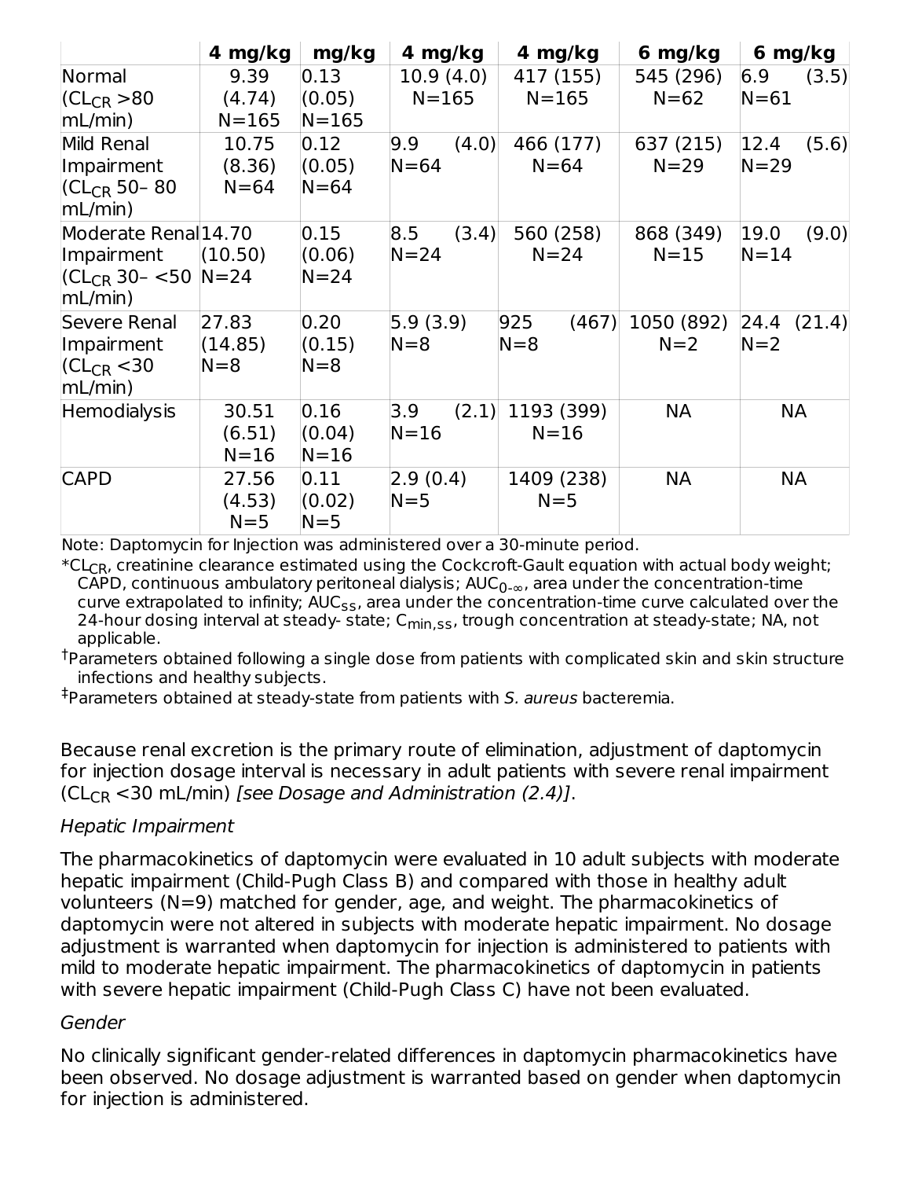|  | 4 mg/kg | mg/kg | 4 mg/kg | 4 mg/kg | 6 mg/kg | 6 mg/kg |
|---|---|---|---|---|---|---|
| Normal ($CL_{CR}$ >80 mL/min) | 9.39 (4.74) N=165 | 0.13 (0.05) N=165 | 10.9 (4.0) N=165 | 417 (155) N=165 | 545 (296) N=62 | 6.9 (3.5) N=61 |
| Mild Renal Impairment ($CL_{CR}$ 50– 80 mL/min) | 10.75 (8.36) N=64 | 0.12 (0.05) N=64 | 9.9 (4.0) N=64 | 466 (177) N=64 | 637 (215) N=29 | 12.4 (5.6) N=29 |
| Moderate Renal Impairment ($CL_{CR}$ 30– <50 mL/min) | 14.70 (10.50) N=24 | 0.15 (0.06) N=24 | 8.5 (3.4) N=24 | 560 (258) N=24 | 868 (349) N=15 | 19.0 (9.0) N=14 |
| Severe Renal Impairment ($CL_{CR}$ <30 mL/min) | 27.83 (14.85) N=8 | 0.20 (0.15) N=8 | 5.9 (3.9) N=8 | 925 (467) N=8 | 1050 (892) N=2 | 24.4 (21.4) N=2 |
| Hemodialysis | 30.51 (6.51) N=16 | 0.16 (0.04) N=16 | 3.9 (2.1) N=16 | 1193 (399) N=16 | NA | NA |
| CAPD | 27.56 (4.53) N=5 | 0.11 (0.02) N=5 | 2.9 (0.4) N=5 | 1409 (238) N=5 | NA | NA |

Note: Daptomycin for Injection was administered over a 30-minute period.

*$CL_{CR}$, creatinine clearance estimated using the Cockcroft-Gault equation with actual body weight; CAPD, continuous ambulatory peritoneal dialysis; $AUC_{0-\infty}$, area under the concentration-time curve extrapolated to infinity; $AUC_{SS}$, area under the concentration-time curve calculated over the 24-hour dosing interval at steady- state; $C_{min,ss}$, trough concentration at steady-state; NA, not applicable.

†Parameters obtained following a single dose from patients with complicated skin and skin structure infections and healthy subjects.

‡Parameters obtained at steady-state from patients with *S. aureus* bacteremia.

Because renal excretion is the primary route of elimination, adjustment of daptomycin for injection dosage interval is necessary in adult patients with severe renal impairment ($CL_{CR}$ <30 mL/min) *[see Dosage and Administration (2.4)]*.

*Hepatic Impairment*

The pharmacokinetics of daptomycin were evaluated in 10 adult subjects with moderate hepatic impairment (Child-Pugh Class B) and compared with those in healthy adult volunteers (N=9) matched for gender, age, and weight. The pharmacokinetics of daptomycin were not altered in subjects with moderate hepatic impairment. No dosage adjustment is warranted when daptomycin for injection is administered to patients with mild to moderate hepatic impairment. The pharmacokinetics of daptomycin in patients with severe hepatic impairment (Child-Pugh Class C) have not been evaluated.

*Gender*

No clinically significant gender-related differences in daptomycin pharmacokinetics have been observed. No dosage adjustment is warranted based on gender when daptomycin for injection is administered.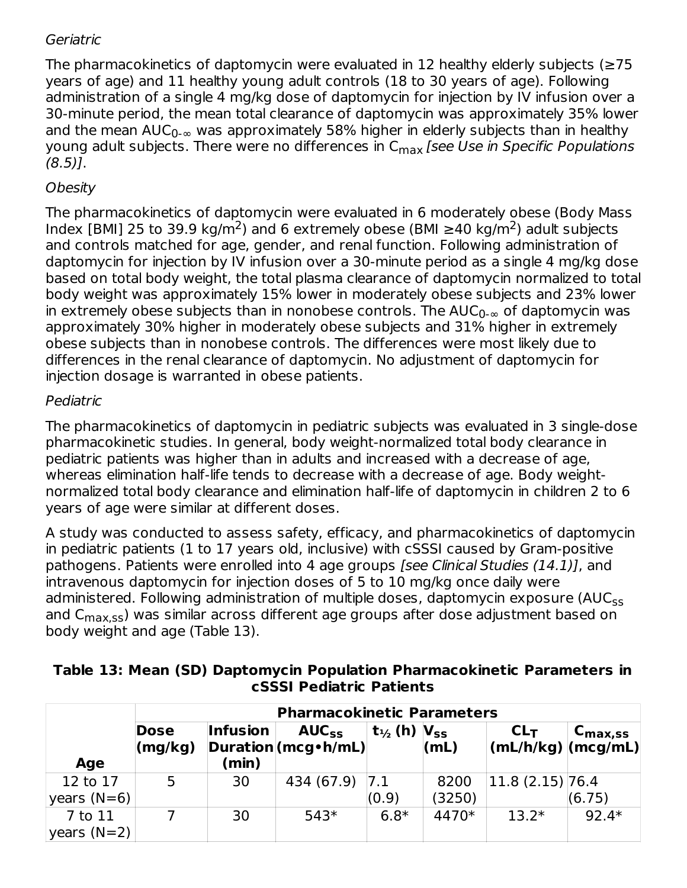*Geriatric*

The pharmacokinetics of daptomycin were evaluated in 12 healthy elderly subjects (≥75 years of age) and 11 healthy young adult controls (18 to 30 years of age). Following administration of a single 4 mg/kg dose of daptomycin for injection by IV infusion over a 30-minute period, the mean total clearance of daptomycin was approximately 35% lower and the mean $AUC_{0-\infty}$ was approximately 58% higher in elderly subjects than in healthy young adult subjects. There were no differences in $C_{max}$ *[see Use in Specific Populations (8.5)]*.

*Obesity*

The pharmacokinetics of daptomycin were evaluated in 6 moderately obese (Body Mass Index [BMI] 25 to 39.9 kg/$m^2$) and 6 extremely obese (BMI ≥40 kg/$m^2$) adult subjects and controls matched for age, gender, and renal function. Following administration of daptomycin for injection by IV infusion over a 30-minute period as a single 4 mg/kg dose based on total body weight, the total plasma clearance of daptomycin normalized to total body weight was approximately 15% lower in moderately obese subjects and 23% lower in extremely obese subjects than in nonobese controls. The $AUC_{0-\infty}$ of daptomycin was approximately 30% higher in moderately obese subjects and 31% higher in extremely obese subjects than in nonobese controls. The differences were most likely due to differences in the renal clearance of daptomycin. No adjustment of daptomycin for injection dosage is warranted in obese patients.

*Pediatric*

The pharmacokinetics of daptomycin in pediatric subjects was evaluated in 3 single-dose pharmacokinetic studies. In general, body weight-normalized total body clearance in pediatric patients was higher than in adults and increased with a decrease of age, whereas elimination half-life tends to decrease with a decrease of age. Body weight-normalized total body clearance and elimination half-life of daptomycin in children 2 to 6 years of age were similar at different doses.

A study was conducted to assess safety, efficacy, and pharmacokinetics of daptomycin in pediatric patients (1 to 17 years old, inclusive) with cSSSI caused by Gram-positive pathogens. Patients were enrolled into 4 age groups *[see Clinical Studies (14.1)]*, and intravenous daptomycin for injection doses of 5 to 10 mg/kg once daily were administered. Following administration of multiple doses, daptomycin exposure ($AUC_{ss}$ and $C_{max,ss}$) was similar across different age groups after dose adjustment based on body weight and age (Table 13).

**Table 13: Mean (SD) Daptomycin Population Pharmacokinetic Parameters in cSSSI Pediatric Patients**

| | **Pharmacokinetic Parameters** | | | | | | |
|---|---|---|---|---|---|---|---|
| **Age** | **Dose (mg/kg)** | **Infusion Duration (min)** | **$AUC_{ss}$ (mcg•h/mL)** | **$t_{1/2}$ (h)** | **$V_{ss}$ (mL)** | **$CL_T$ (mL/h/kg)** | **$C_{max,ss}$ (mcg/mL)** |
| 12 to 17 years (N=6) | 5 | 30 | 434 (67.9) | 7.1 (0.9) | 8200 (3250) | 11.8 (2.15) | 76.4 (6.75) |
| 7 to 11 years (N=2) | 7 | 30 | 543* | 6.8* | 4470* | 13.2* | 92.4* |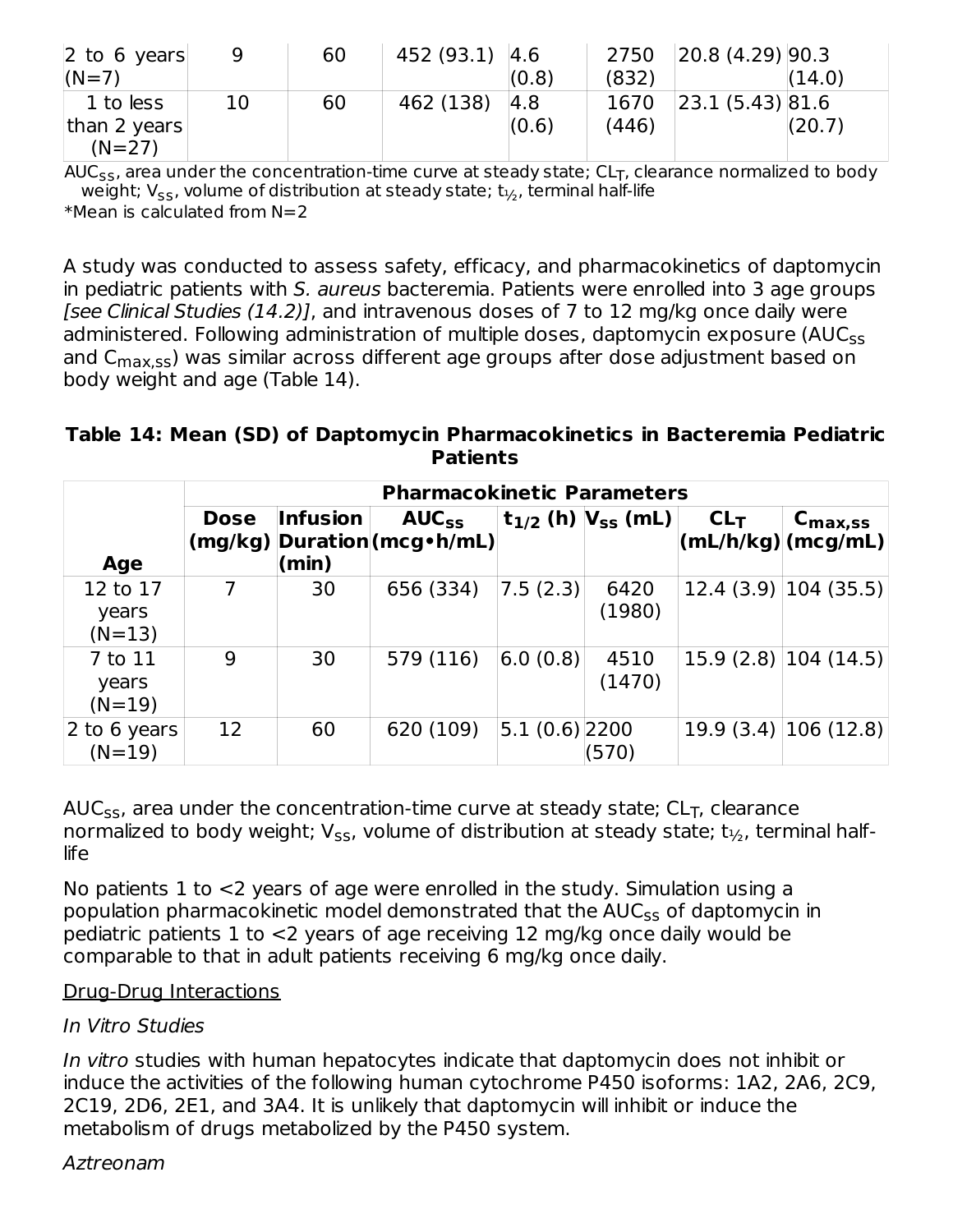| 2 to 6 years (N=7) | 9 | 60 | 452 (93.1) | 4.6 (0.8) | 2750 (832) | 20.8 (4.29) | 90.3 (14.0) |
|---|---|---|---|---|---|---|---|
| 1 to less than 2 years (N=27) | 10 | 60 | 462 (138) | 4.8 (0.6) | 1670 (446) | 23.1 (5.43) | 81.6 (20.7) |

$AUC_{SS}$, area under the concentration-time curve at steady state; $CL_T$, clearance normalized to body weight; $V_{SS}$, volume of distribution at steady state; $t_{½}$, terminal half-life

*Mean is calculated from N=2

A study was conducted to assess safety, efficacy, and pharmacokinetics of daptomycin in pediatric patients with *S. aureus* bacteremia. Patients were enrolled into 3 age groups *[see Clinical Studies (14.2)]*, and intravenous doses of 7 to 12 mg/kg once daily were administered. Following administration of multiple doses, daptomycin exposure ($AUC_{ss}$ and $C_{max,ss}$) was similar across different age groups after dose adjustment based on body weight and age (Table 14).

**Table 14: Mean (SD) of Daptomycin Pharmacokinetics in Bacteremia Pediatric Patients**

| | Pharmacokinetic Parameters | | | | | | |
|---|---|---|---|---|---|---|---|
| **Age** | **Dose (mg/kg)** | **Infusion Duration (min)** | **$AUC_{SS}$ (mcg•h/mL)** | **$t_{1/2}$ (h)** | **$V_{SS}$ (mL)** | **$CL_T$ (mL/h/kg)** | **$C_{max,ss}$ (mcg/mL)** |
| 12 to 17 years (N=13) | 7 | 30 | 656 (334) | 7.5 (2.3) | 6420 (1980) | 12.4 (3.9) | 104 (35.5) |
| 7 to 11 years (N=19) | 9 | 30 | 579 (116) | 6.0 (0.8) | 4510 (1470) | 15.9 (2.8) | 104 (14.5) |
| 2 to 6 years (N=19) | 12 | 60 | 620 (109) | 5.1 (0.6) | 2200 (570) | 19.9 (3.4) | 106 (12.8) |

$AUC_{SS}$, area under the concentration-time curve at steady state; $CL_T$, clearance normalized to body weight; $V_{SS}$, volume of distribution at steady state; $t_{½}$, terminal half-life

No patients 1 to <2 years of age were enrolled in the study. Simulation using a population pharmacokinetic model demonstrated that the $AUC_{ss}$ of daptomycin in pediatric patients 1 to <2 years of age receiving 12 mg/kg once daily would be comparable to that in adult patients receiving 6 mg/kg once daily.

Drug-Drug Interactions

*In Vitro Studies*

*In vitro* studies with human hepatocytes indicate that daptomycin does not inhibit or induce the activities of the following human cytochrome P450 isoforms: 1A2, 2A6, 2C9, 2C19, 2D6, 2E1, and 3A4. It is unlikely that daptomycin will inhibit or induce the metabolism of drugs metabolized by the P450 system.

*Aztreonam*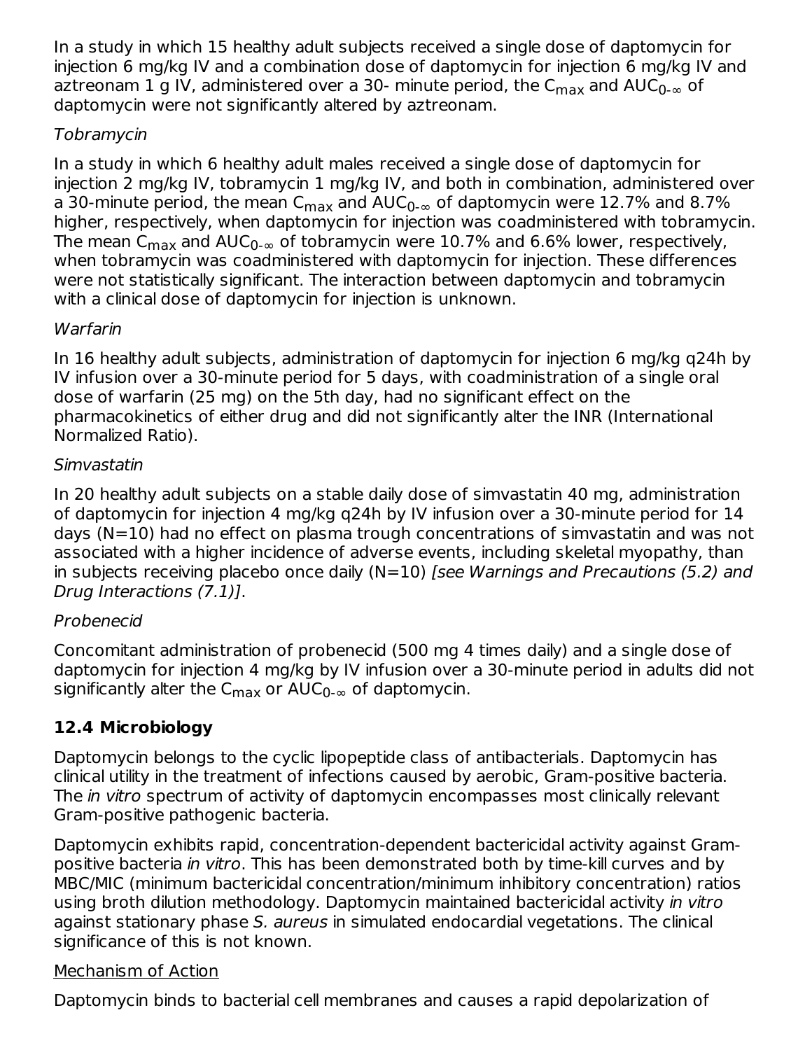In a study in which 15 healthy adult subjects received a single dose of daptomycin for injection 6 mg/kg IV and a combination dose of daptomycin for injection 6 mg/kg IV and aztreonam 1 g IV, administered over a 30- minute period, the $C_{max}$ and $AUC_{0-\infty}$ of daptomycin were not significantly altered by aztreonam.

*Tobramycin*

In a study in which 6 healthy adult males received a single dose of daptomycin for injection 2 mg/kg IV, tobramycin 1 mg/kg IV, and both in combination, administered over a 30-minute period, the mean $C_{max}$ and $AUC_{0-\infty}$ of daptomycin were 12.7% and 8.7% higher, respectively, when daptomycin for injection was coadministered with tobramycin. The mean $C_{max}$ and $AUC_{0-\infty}$ of tobramycin were 10.7% and 6.6% lower, respectively, when tobramycin was coadministered with daptomycin for injection. These differences were not statistically significant. The interaction between daptomycin and tobramycin with a clinical dose of daptomycin for injection is unknown.

*Warfarin*

In 16 healthy adult subjects, administration of daptomycin for injection 6 mg/kg q24h by IV infusion over a 30-minute period for 5 days, with coadministration of a single oral dose of warfarin (25 mg) on the 5th day, had no significant effect on the pharmacokinetics of either drug and did not significantly alter the INR (International Normalized Ratio).

*Simvastatin*

In 20 healthy adult subjects on a stable daily dose of simvastatin 40 mg, administration of daptomycin for injection 4 mg/kg q24h by IV infusion over a 30-minute period for 14 days (N=10) had no effect on plasma trough concentrations of simvastatin and was not associated with a higher incidence of adverse events, including skeletal myopathy, than in subjects receiving placebo once daily (N=10) *[see Warnings and Precautions (5.2) and Drug Interactions (7.1)]*.

*Probenecid*

Concomitant administration of probenecid (500 mg 4 times daily) and a single dose of daptomycin for injection 4 mg/kg by IV infusion over a 30-minute period in adults did not significantly alter the $C_{max}$ or $AUC_{0-\infty}$ of daptomycin.

### 12.4 Microbiology

Daptomycin belongs to the cyclic lipopeptide class of antibacterials. Daptomycin has clinical utility in the treatment of infections caused by aerobic, Gram-positive bacteria. The *in vitro* spectrum of activity of daptomycin encompasses most clinically relevant Gram-positive pathogenic bacteria.

Daptomycin exhibits rapid, concentration-dependent bactericidal activity against Gram-positive bacteria *in vitro*. This has been demonstrated both by time-kill curves and by MBC/MIC (minimum bactericidal concentration/minimum inhibitory concentration) ratios using broth dilution methodology. Daptomycin maintained bactericidal activity *in vitro* against stationary phase *S. aureus* in simulated endocardial vegetations. The clinical significance of this is not known.

Mechanism of Action

Daptomycin binds to bacterial cell membranes and causes a rapid depolarization of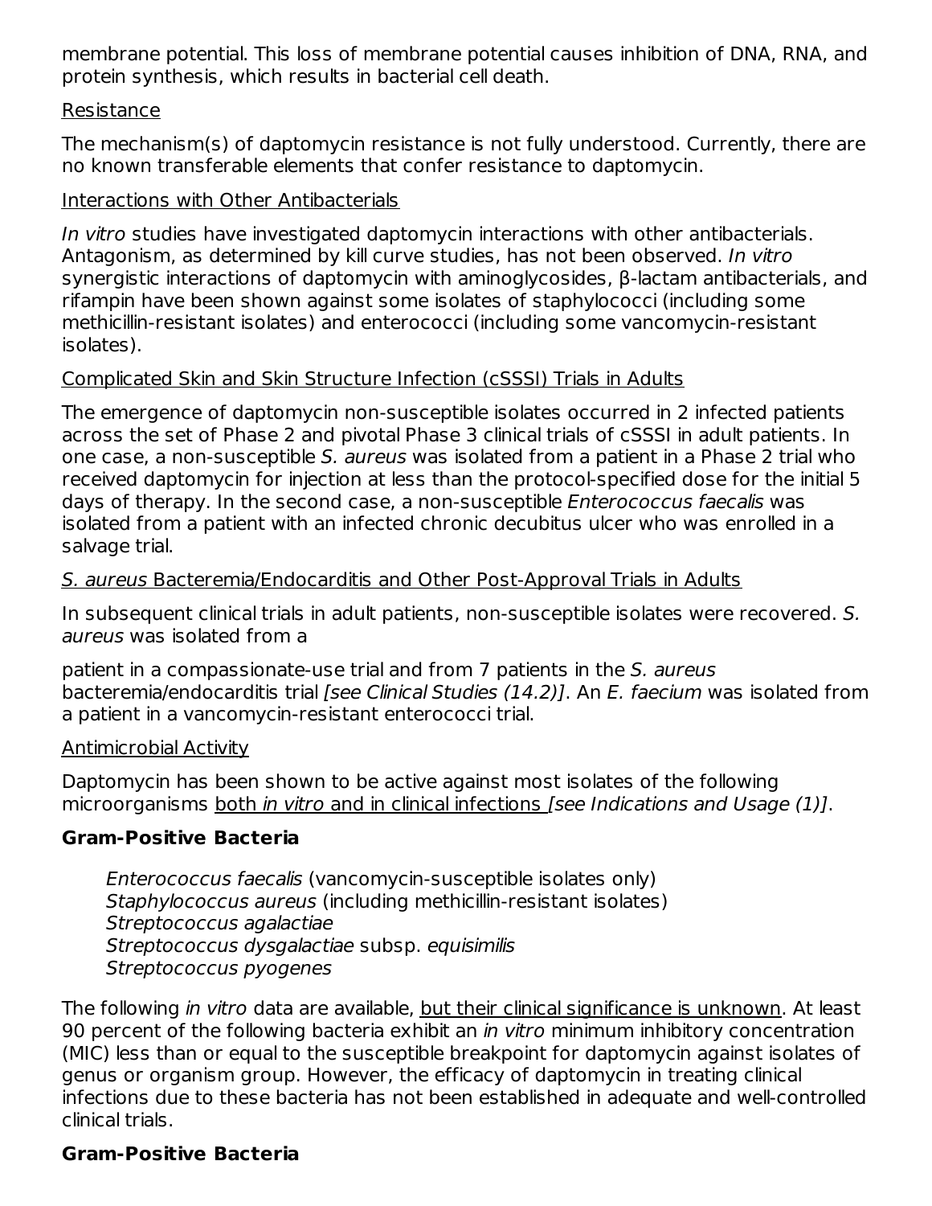membrane potential. This loss of membrane potential causes inhibition of DNA, RNA, and protein synthesis, which results in bacterial cell death.

Resistance

The mechanism(s) of daptomycin resistance is not fully understood. Currently, there are no known transferable elements that confer resistance to daptomycin.

Interactions with Other Antibacterials

*In vitro* studies have investigated daptomycin interactions with other antibacterials. Antagonism, as determined by kill curve studies, has not been observed. *In vitro* synergistic interactions of daptomycin with aminoglycosides, β-lactam antibacterials, and rifampin have been shown against some isolates of staphylococci (including some methicillin-resistant isolates) and enterococci (including some vancomycin-resistant isolates).

Complicated Skin and Skin Structure Infection (cSSSI) Trials in Adults

The emergence of daptomycin non-susceptible isolates occurred in 2 infected patients across the set of Phase 2 and pivotal Phase 3 clinical trials of cSSSI in adult patients. In one case, a non-susceptible *S. aureus* was isolated from a patient in a Phase 2 trial who received daptomycin for injection at less than the protocol-specified dose for the initial 5 days of therapy. In the second case, a non-susceptible *Enterococcus faecalis* was isolated from a patient with an infected chronic decubitus ulcer who was enrolled in a salvage trial.

*S. aureus* Bacteremia/Endocarditis and Other Post-Approval Trials in Adults

In subsequent clinical trials in adult patients, non-susceptible isolates were recovered. *S. aureus* was isolated from a patient in a compassionate-use trial and from 7 patients in the *S. aureus* bacteremia/endocarditis trial *[see Clinical Studies (14.2)]*. An *E. faecium* was isolated from a patient in a vancomycin-resistant enterococci trial.

Antimicrobial Activity

Daptomycin has been shown to be active against most isolates of the following microorganisms both *in vitro* and in clinical infections *[see Indications and Usage (1)]*.

**Gram-Positive Bacteria**

*Enterococcus faecalis* (vancomycin-susceptible isolates only)
*Staphylococcus aureus* (including methicillin-resistant isolates)
*Streptococcus agalactiae*
*Streptococcus dysgalactiae* subsp. *equisimilis*
*Streptococcus pyogenes*

The following *in vitro* data are available, but their clinical significance is unknown. At least 90 percent of the following bacteria exhibit an *in vitro* minimum inhibitory concentration (MIC) less than or equal to the susceptible breakpoint for daptomycin against isolates of genus or organism group. However, the efficacy of daptomycin in treating clinical infections due to these bacteria has not been established in adequate and well-controlled clinical trials.

**Gram-Positive Bacteria**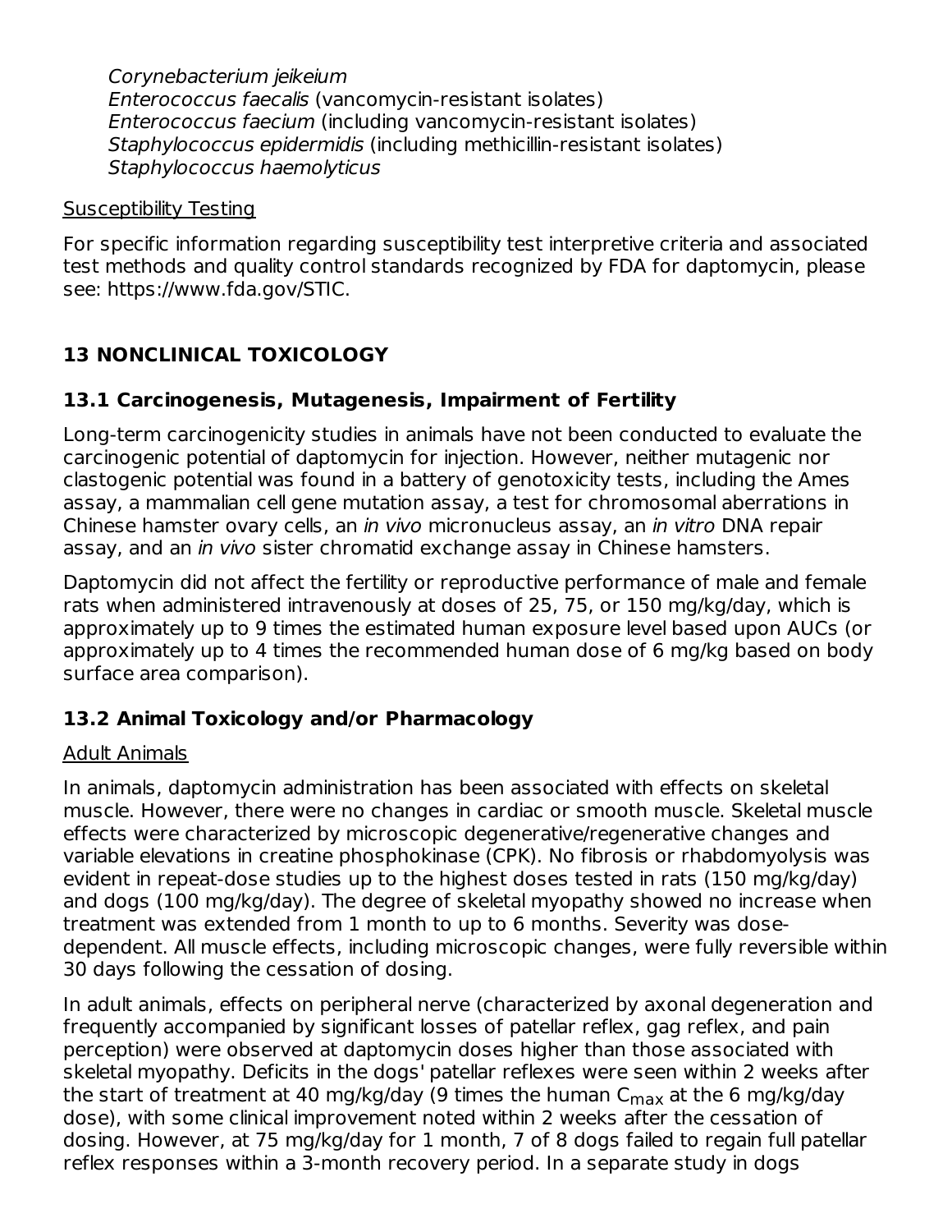*Corynebacterium jeikeium*
*Enterococcus faecalis* (vancomycin-resistant isolates)
*Enterococcus faecium* (including vancomycin-resistant isolates)
*Staphylococcus epidermidis* (including methicillin-resistant isolates)
*Staphylococcus haemolyticus*

Susceptibility Testing

For specific information regarding susceptibility test interpretive criteria and associated test methods and quality control standards recognized by FDA for daptomycin, please see: https://www.fda.gov/STIC.

## 13 NONCLINICAL TOXICOLOGY

### 13.1 Carcinogenesis, Mutagenesis, Impairment of Fertility

Long-term carcinogenicity studies in animals have not been conducted to evaluate the carcinogenic potential of daptomycin for injection. However, neither mutagenic nor clastogenic potential was found in a battery of genotoxicity tests, including the Ames assay, a mammalian cell gene mutation assay, a test for chromosomal aberrations in Chinese hamster ovary cells, an *in vivo* micronucleus assay, an *in vitro* DNA repair assay, and an *in vivo* sister chromatid exchange assay in Chinese hamsters.

Daptomycin did not affect the fertility or reproductive performance of male and female rats when administered intravenously at doses of 25, 75, or 150 mg/kg/day, which is approximately up to 9 times the estimated human exposure level based upon AUCs (or approximately up to 4 times the recommended human dose of 6 mg/kg based on body surface area comparison).

### 13.2 Animal Toxicology and/or Pharmacology

Adult Animals

In animals, daptomycin administration has been associated with effects on skeletal muscle. However, there were no changes in cardiac or smooth muscle. Skeletal muscle effects were characterized by microscopic degenerative/regenerative changes and variable elevations in creatine phosphokinase (CPK). No fibrosis or rhabdomyolysis was evident in repeat-dose studies up to the highest doses tested in rats (150 mg/kg/day) and dogs (100 mg/kg/day). The degree of skeletal myopathy showed no increase when treatment was extended from 1 month to up to 6 months. Severity was dose-dependent. All muscle effects, including microscopic changes, were fully reversible within 30 days following the cessation of dosing.

In adult animals, effects on peripheral nerve (characterized by axonal degeneration and frequently accompanied by significant losses of patellar reflex, gag reflex, and pain perception) were observed at daptomycin doses higher than those associated with skeletal myopathy. Deficits in the dogs' patellar reflexes were seen within 2 weeks after the start of treatment at 40 mg/kg/day (9 times the human $C_{max}$ at the 6 mg/kg/day dose), with some clinical improvement noted within 2 weeks after the cessation of dosing. However, at 75 mg/kg/day for 1 month, 7 of 8 dogs failed to regain full patellar reflex responses within a 3-month recovery period. In a separate study in dogs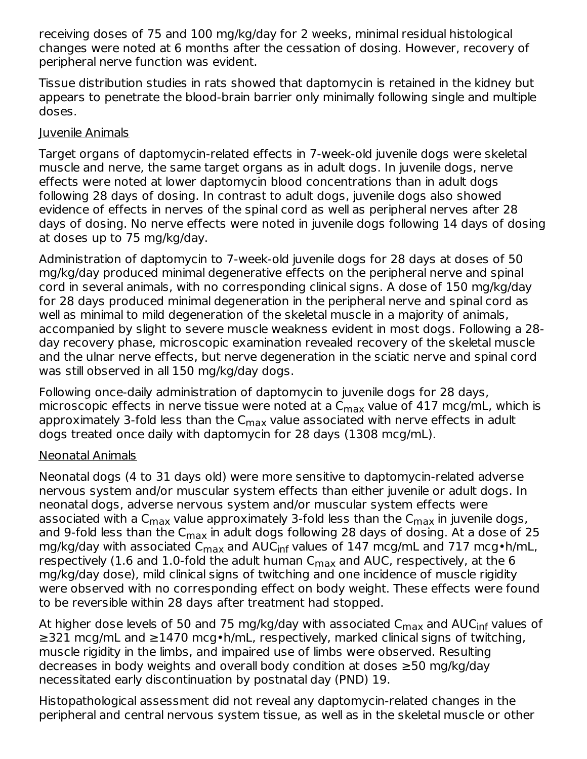receiving doses of 75 and 100 mg/kg/day for 2 weeks, minimal residual histological changes were noted at 6 months after the cessation of dosing. However, recovery of peripheral nerve function was evident.

Tissue distribution studies in rats showed that daptomycin is retained in the kidney but appears to penetrate the blood-brain barrier only minimally following single and multiple doses.

Juvenile Animals

Target organs of daptomycin-related effects in 7-week-old juvenile dogs were skeletal muscle and nerve, the same target organs as in adult dogs. In juvenile dogs, nerve effects were noted at lower daptomycin blood concentrations than in adult dogs following 28 days of dosing. In contrast to adult dogs, juvenile dogs also showed evidence of effects in nerves of the spinal cord as well as peripheral nerves after 28 days of dosing. No nerve effects were noted in juvenile dogs following 14 days of dosing at doses up to 75 mg/kg/day.

Administration of daptomycin to 7-week-old juvenile dogs for 28 days at doses of 50 mg/kg/day produced minimal degenerative effects on the peripheral nerve and spinal cord in several animals, with no corresponding clinical signs. A dose of 150 mg/kg/day for 28 days produced minimal degeneration in the peripheral nerve and spinal cord as well as minimal to mild degeneration of the skeletal muscle in a majority of animals, accompanied by slight to severe muscle weakness evident in most dogs. Following a 28-day recovery phase, microscopic examination revealed recovery of the skeletal muscle and the ulnar nerve effects, but nerve degeneration in the sciatic nerve and spinal cord was still observed in all 150 mg/kg/day dogs.

Following once-daily administration of daptomycin to juvenile dogs for 28 days, microscopic effects in nerve tissue were noted at a $C_{max}$ value of 417 mcg/mL, which is approximately 3-fold less than the $C_{max}$ value associated with nerve effects in adult dogs treated once daily with daptomycin for 28 days (1308 mcg/mL).

Neonatal Animals

Neonatal dogs (4 to 31 days old) were more sensitive to daptomycin-related adverse nervous system and/or muscular system effects than either juvenile or adult dogs. In neonatal dogs, adverse nervous system and/or muscular system effects were associated with a $C_{max}$ value approximately 3-fold less than the $C_{max}$ in juvenile dogs, and 9-fold less than the $C_{max}$ in adult dogs following 28 days of dosing. At a dose of 25 mg/kg/day with associated $C_{max}$ and $AUC_{inf}$ values of 147 mcg/mL and 717 mcg•h/mL, respectively (1.6 and 1.0-fold the adult human $C_{max}$ and AUC, respectively, at the 6 mg/kg/day dose), mild clinical signs of twitching and one incidence of muscle rigidity were observed with no corresponding effect on body weight. These effects were found to be reversible within 28 days after treatment had stopped.

At higher dose levels of 50 and 75 mg/kg/day with associated $C_{max}$ and $AUC_{inf}$ values of ≥321 mcg/mL and ≥1470 mcg•h/mL, respectively, marked clinical signs of twitching, muscle rigidity in the limbs, and impaired use of limbs were observed. Resulting decreases in body weights and overall body condition at doses ≥50 mg/kg/day necessitated early discontinuation by postnatal day (PND) 19.

Histopathological assessment did not reveal any daptomycin-related changes in the peripheral and central nervous system tissue, as well as in the skeletal muscle or other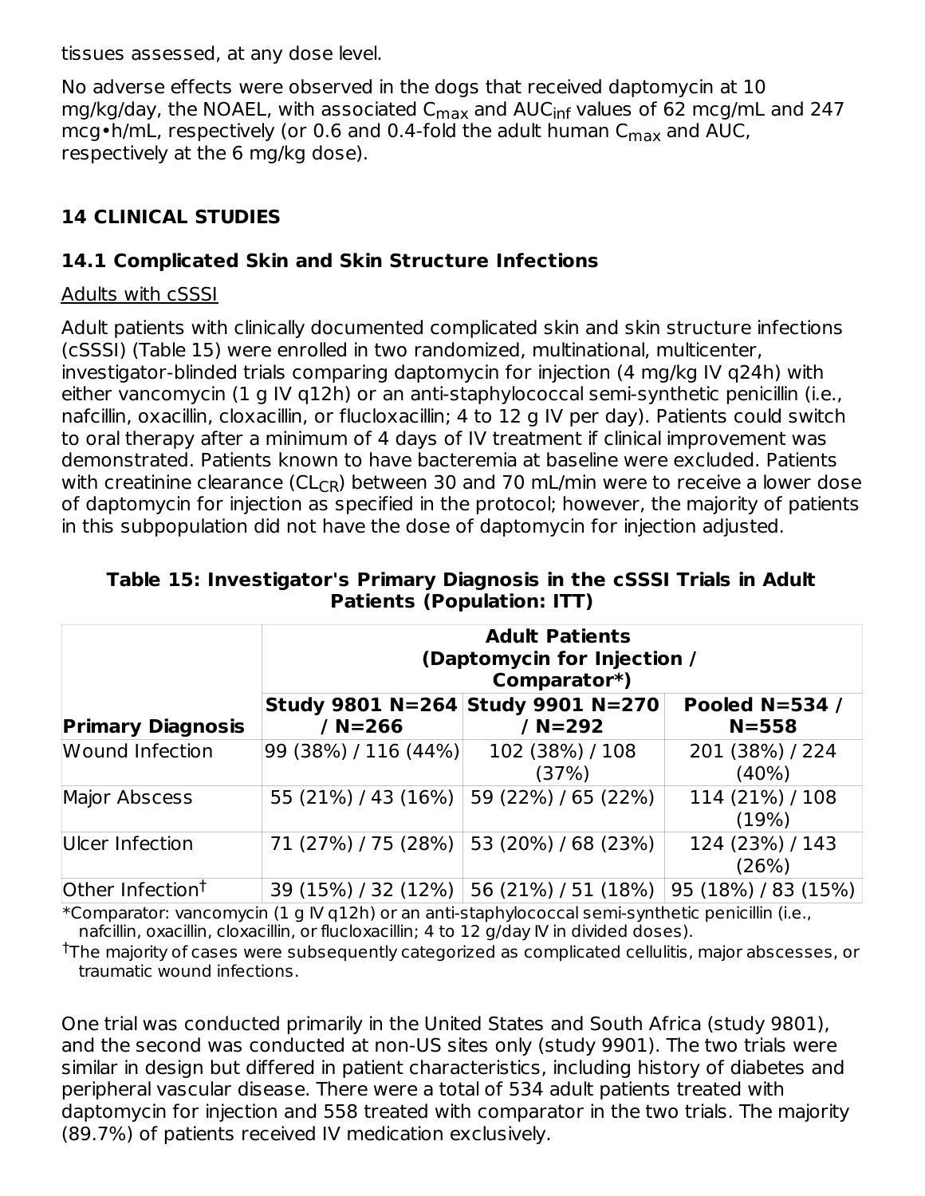tissues assessed, at any dose level.

No adverse effects were observed in the dogs that received daptomycin at 10 mg/kg/day, the NOAEL, with associated $C_{max}$ and $AUC_{inf}$ values of 62 mcg/mL and 247 mcg•h/mL, respectively (or 0.6 and 0.4-fold the adult human $C_{max}$ and AUC, respectively at the 6 mg/kg dose).

## 14 CLINICAL STUDIES

### 14.1 Complicated Skin and Skin Structure Infections

Adults with cSSSI

Adult patients with clinically documented complicated skin and skin structure infections (cSSSI) (Table 15) were enrolled in two randomized, multinational, multicenter, investigator-blinded trials comparing daptomycin for injection (4 mg/kg IV q24h) with either vancomycin (1 g IV q12h) or an anti-staphylococcal semi-synthetic penicillin (i.e., nafcillin, oxacillin, cloxacillin, or flucloxacillin; 4 to 12 g IV per day). Patients could switch to oral therapy after a minimum of 4 days of IV treatment if clinical improvement was demonstrated. Patients known to have bacteremia at baseline were excluded. Patients with creatinine clearance ($CL_{CR}$) between 30 and 70 mL/min were to receive a lower dose of daptomycin for injection as specified in the protocol; however, the majority of patients in this subpopulation did not have the dose of daptomycin for injection adjusted.

**Table 15: Investigator's Primary Diagnosis in the cSSSI Trials in Adult Patients (Population: ITT)**

| | Adult Patients (Daptomycin for Injection / Comparator*) | | |
|---|---|---|---|
| **Primary Diagnosis** | **Study 9801 N=264 / N=266** | **Study 9901 N=270 / N=292** | **Pooled N=534 / N=558** |
| Wound Infection | 99 (38%) / 116 (44%) | 102 (38%) / 108 (37%) | 201 (38%) / 224 (40%) |
| Major Abscess | 55 (21%) / 43 (16%) | 59 (22%) / 65 (22%) | 114 (21%) / 108 (19%) |
| Ulcer Infection | 71 (27%) / 75 (28%) | 53 (20%) / 68 (23%) | 124 (23%) / 143 (26%) |
| Other Infection† | 39 (15%) / 32 (12%) | 56 (21%) / 51 (18%) | 95 (18%) / 83 (15%) |

*Comparator: vancomycin (1 g IV q12h) or an anti-staphylococcal semi-synthetic penicillin (i.e., nafcillin, oxacillin, cloxacillin, or flucloxacillin; 4 to 12 g/day IV in divided doses).

†The majority of cases were subsequently categorized as complicated cellulitis, major abscesses, or traumatic wound infections.

One trial was conducted primarily in the United States and South Africa (study 9801), and the second was conducted at non-US sites only (study 9901). The two trials were similar in design but differed in patient characteristics, including history of diabetes and peripheral vascular disease. There were a total of 534 adult patients treated with daptomycin for injection and 558 treated with comparator in the two trials. The majority (89.7%) of patients received IV medication exclusively.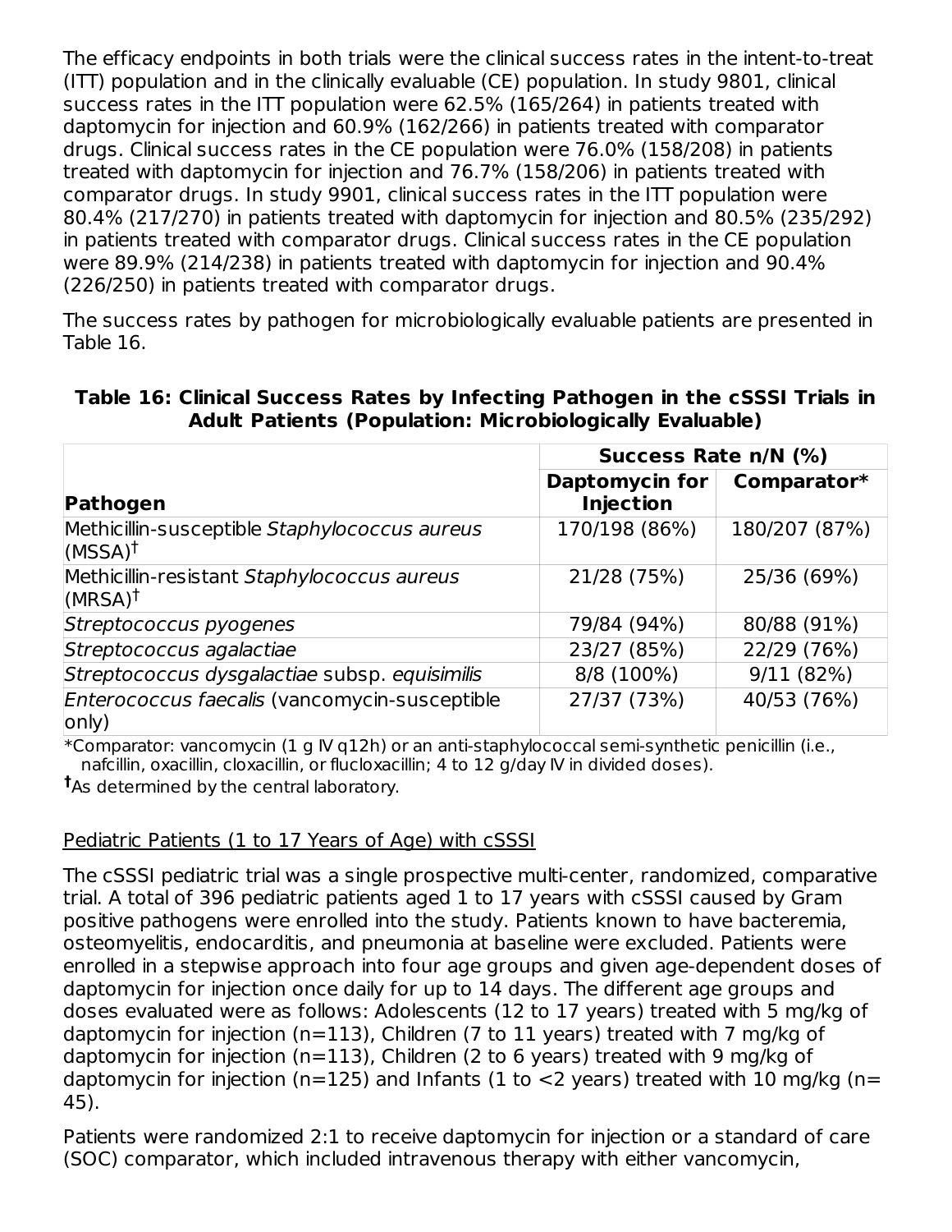The efficacy endpoints in both trials were the clinical success rates in the intent-to-treat (ITT) population and in the clinically evaluable (CE) population. In study 9801, clinical success rates in the ITT population were 62.5% (165/264) in patients treated with daptomycin for injection and 60.9% (162/266) in patients treated with comparator drugs. Clinical success rates in the CE population were 76.0% (158/208) in patients treated with daptomycin for injection and 76.7% (158/206) in patients treated with comparator drugs. In study 9901, clinical success rates in the ITT population were 80.4% (217/270) in patients treated with daptomycin for injection and 80.5% (235/292) in patients treated with comparator drugs. Clinical success rates in the CE population were 89.9% (214/238) in patients treated with daptomycin for injection and 90.4% (226/250) in patients treated with comparator drugs.

The success rates by pathogen for microbiologically evaluable patients are presented in Table 16.

**Table 16: Clinical Success Rates by Infecting Pathogen in the cSSSI Trials in Adult Patients (Population: Microbiologically Evaluable)**

| | Success Rate n/N (%) | |
|---|---|---|
| **Pathogen** | **Daptomycin for Injection** | **Comparator*** |
| Methicillin-susceptible *Staphylococcus aureus* (MSSA)† | 170/198 (86%) | 180/207 (87%) |
| Methicillin-resistant *Staphylococcus aureus* (MRSA)† | 21/28 (75%) | 25/36 (69%) |
| *Streptococcus pyogenes* | 79/84 (94%) | 80/88 (91%) |
| *Streptococcus agalactiae* | 23/27 (85%) | 22/29 (76%) |
| *Streptococcus dysgalactiae* subsp. *equisimilis* | 8/8 (100%) | 9/11 (82%) |
| *Enterococcus faecalis* (vancomycin-susceptible only) | 27/37 (73%) | 40/53 (76%) |

*Comparator: vancomycin (1 g IV q12h) or an anti-staphylococcal semi-synthetic penicillin (i.e., nafcillin, oxacillin, cloxacillin, or flucloxacillin; 4 to 12 g/day IV in divided doses).

†As determined by the central laboratory.

Pediatric Patients (1 to 17 Years of Age) with cSSSI

The cSSSI pediatric trial was a single prospective multi-center, randomized, comparative trial. A total of 396 pediatric patients aged 1 to 17 years with cSSSI caused by Gram positive pathogens were enrolled into the study. Patients known to have bacteremia, osteomyelitis, endocarditis, and pneumonia at baseline were excluded. Patients were enrolled in a stepwise approach into four age groups and given age-dependent doses of daptomycin for injection once daily for up to 14 days. The different age groups and doses evaluated were as follows: Adolescents (12 to 17 years) treated with 5 mg/kg of daptomycin for injection (n=113), Children (7 to 11 years) treated with 7 mg/kg of daptomycin for injection (n=113), Children (2 to 6 years) treated with 9 mg/kg of daptomycin for injection (n=125) and Infants (1 to <2 years) treated with 10 mg/kg (n= 45).

Patients were randomized 2:1 to receive daptomycin for injection or a standard of care (SOC) comparator, which included intravenous therapy with either vancomycin,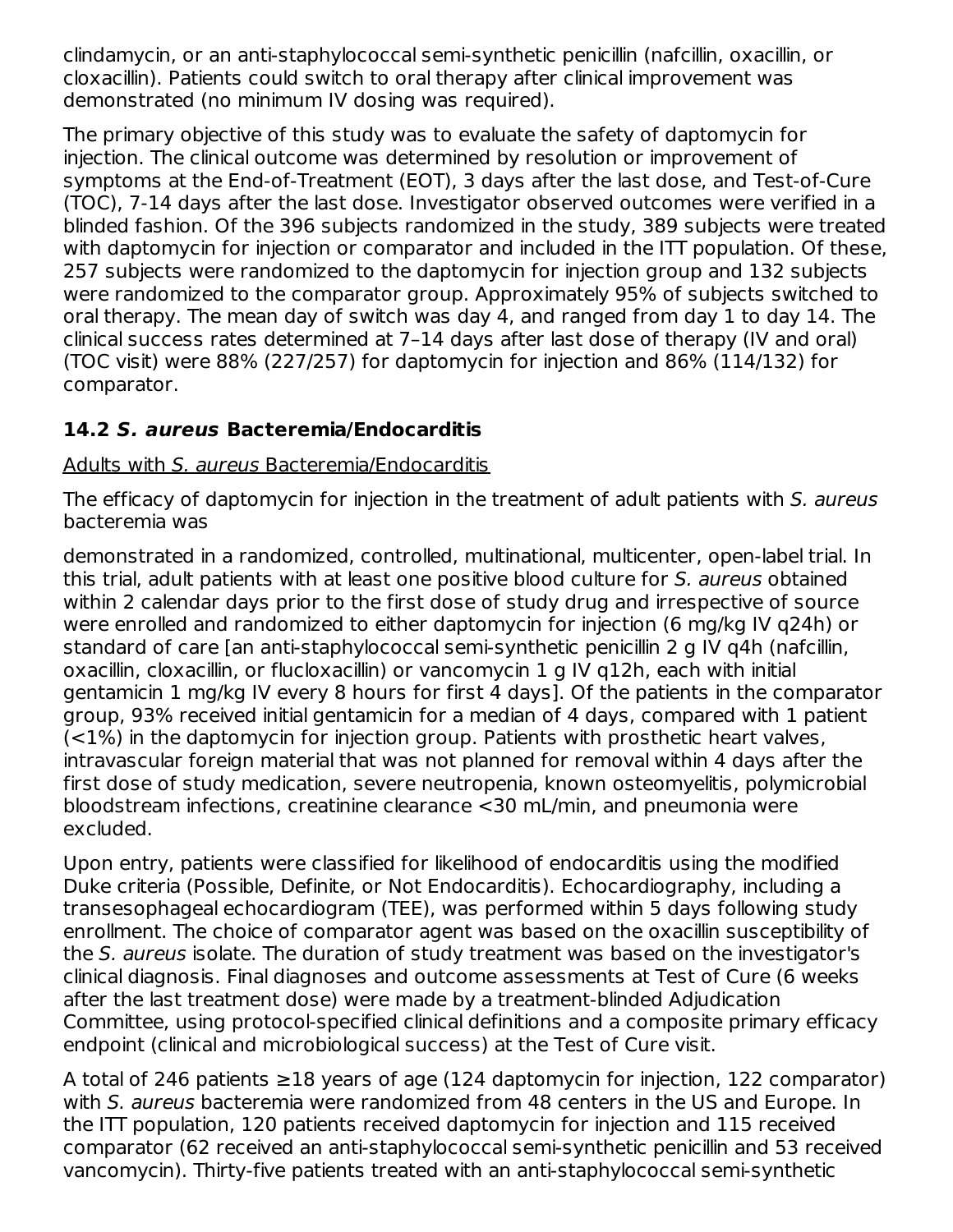clindamycin, or an anti-staphylococcal semi-synthetic penicillin (nafcillin, oxacillin, or cloxacillin). Patients could switch to oral therapy after clinical improvement was demonstrated (no minimum IV dosing was required).

The primary objective of this study was to evaluate the safety of daptomycin for injection. The clinical outcome was determined by resolution or improvement of symptoms at the End-of-Treatment (EOT), 3 days after the last dose, and Test-of-Cure (TOC), 7-14 days after the last dose. Investigator observed outcomes were verified in a blinded fashion. Of the 396 subjects randomized in the study, 389 subjects were treated with daptomycin for injection or comparator and included in the ITT population. Of these, 257 subjects were randomized to the daptomycin for injection group and 132 subjects were randomized to the comparator group. Approximately 95% of subjects switched to oral therapy. The mean day of switch was day 4, and ranged from day 1 to day 14. The clinical success rates determined at 7–14 days after last dose of therapy (IV and oral) (TOC visit) were 88% (227/257) for daptomycin for injection and 86% (114/132) for comparator.

## 14.2 *S. aureus* Bacteremia/Endocarditis

Adults with *S. aureus* Bacteremia/Endocarditis

The efficacy of daptomycin for injection in the treatment of adult patients with *S. aureus* bacteremia was

demonstrated in a randomized, controlled, multinational, multicenter, open-label trial. In this trial, adult patients with at least one positive blood culture for *S. aureus* obtained within 2 calendar days prior to the first dose of study drug and irrespective of source were enrolled and randomized to either daptomycin for injection (6 mg/kg IV q24h) or standard of care [an anti-staphylococcal semi-synthetic penicillin 2 g IV q4h (nafcillin, oxacillin, cloxacillin, or flucloxacillin) or vancomycin 1 g IV q12h, each with initial gentamicin 1 mg/kg IV every 8 hours for first 4 days]. Of the patients in the comparator group, 93% received initial gentamicin for a median of 4 days, compared with 1 patient (<1%) in the daptomycin for injection group. Patients with prosthetic heart valves, intravascular foreign material that was not planned for removal within 4 days after the first dose of study medication, severe neutropenia, known osteomyelitis, polymicrobial bloodstream infections, creatinine clearance <30 mL/min, and pneumonia were excluded.

Upon entry, patients were classified for likelihood of endocarditis using the modified Duke criteria (Possible, Definite, or Not Endocarditis). Echocardiography, including a transesophageal echocardiogram (TEE), was performed within 5 days following study enrollment. The choice of comparator agent was based on the oxacillin susceptibility of the *S. aureus* isolate. The duration of study treatment was based on the investigator's clinical diagnosis. Final diagnoses and outcome assessments at Test of Cure (6 weeks after the last treatment dose) were made by a treatment-blinded Adjudication Committee, using protocol-specified clinical definitions and a composite primary efficacy endpoint (clinical and microbiological success) at the Test of Cure visit.

A total of 246 patients ≥18 years of age (124 daptomycin for injection, 122 comparator) with *S. aureus* bacteremia were randomized from 48 centers in the US and Europe. In the ITT population, 120 patients received daptomycin for injection and 115 received comparator (62 received an anti-staphylococcal semi-synthetic penicillin and 53 received vancomycin). Thirty-five patients treated with an anti-staphylococcal semi-synthetic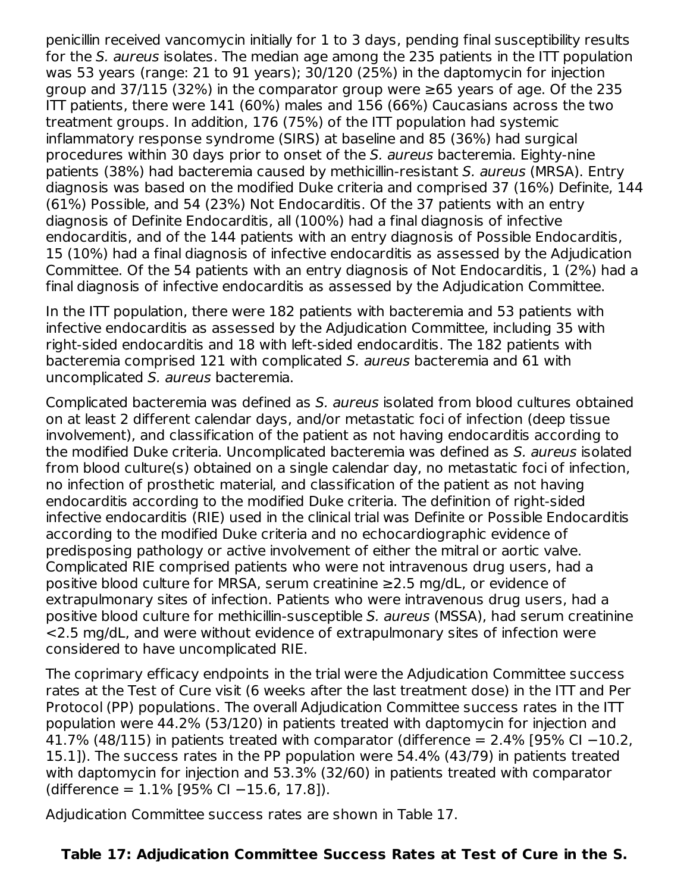penicillin received vancomycin initially for 1 to 3 days, pending final susceptibility results for the *S. aureus* isolates. The median age among the 235 patients in the ITT population was 53 years (range: 21 to 91 years); 30/120 (25%) in the daptomycin for injection group and 37/115 (32%) in the comparator group were ≥65 years of age. Of the 235 ITT patients, there were 141 (60%) males and 156 (66%) Caucasians across the two treatment groups. In addition, 176 (75%) of the ITT population had systemic inflammatory response syndrome (SIRS) at baseline and 85 (36%) had surgical procedures within 30 days prior to onset of the *S. aureus* bacteremia. Eighty-nine patients (38%) had bacteremia caused by methicillin-resistant *S. aureus* (MRSA). Entry diagnosis was based on the modified Duke criteria and comprised 37 (16%) Definite, 144 (61%) Possible, and 54 (23%) Not Endocarditis. Of the 37 patients with an entry diagnosis of Definite Endocarditis, all (100%) had a final diagnosis of infective endocarditis, and of the 144 patients with an entry diagnosis of Possible Endocarditis, 15 (10%) had a final diagnosis of infective endocarditis as assessed by the Adjudication Committee. Of the 54 patients with an entry diagnosis of Not Endocarditis, 1 (2%) had a final diagnosis of infective endocarditis as assessed by the Adjudication Committee.

In the ITT population, there were 182 patients with bacteremia and 53 patients with infective endocarditis as assessed by the Adjudication Committee, including 35 with right-sided endocarditis and 18 with left-sided endocarditis. The 182 patients with bacteremia comprised 121 with complicated *S. aureus* bacteremia and 61 with uncomplicated *S. aureus* bacteremia.

Complicated bacteremia was defined as *S. aureus* isolated from blood cultures obtained on at least 2 different calendar days, and/or metastatic foci of infection (deep tissue involvement), and classification of the patient as not having endocarditis according to the modified Duke criteria. Uncomplicated bacteremia was defined as *S. aureus* isolated from blood culture(s) obtained on a single calendar day, no metastatic foci of infection, no infection of prosthetic material, and classification of the patient as not having endocarditis according to the modified Duke criteria. The definition of right-sided infective endocarditis (RIE) used in the clinical trial was Definite or Possible Endocarditis according to the modified Duke criteria and no echocardiographic evidence of predisposing pathology or active involvement of either the mitral or aortic valve. Complicated RIE comprised patients who were not intravenous drug users, had a positive blood culture for MRSA, serum creatinine ≥2.5 mg/dL, or evidence of extrapulmonary sites of infection. Patients who were intravenous drug users, had a positive blood culture for methicillin-susceptible *S. aureus* (MSSA), had serum creatinine <2.5 mg/dL, and were without evidence of extrapulmonary sites of infection were considered to have uncomplicated RIE.

The coprimary efficacy endpoints in the trial were the Adjudication Committee success rates at the Test of Cure visit (6 weeks after the last treatment dose) in the ITT and Per Protocol (PP) populations. The overall Adjudication Committee success rates in the ITT population were 44.2% (53/120) in patients treated with daptomycin for injection and 41.7% (48/115) in patients treated with comparator (difference = 2.4% [95% CI −10.2, 15.1]). The success rates in the PP population were 54.4% (43/79) in patients treated with daptomycin for injection and 53.3% (32/60) in patients treated with comparator (difference = 1.1% [95% CI −15.6, 17.8]).

Adjudication Committee success rates are shown in Table 17.

**Table 17: Adjudication Committee Success Rates at Test of Cure in the S.**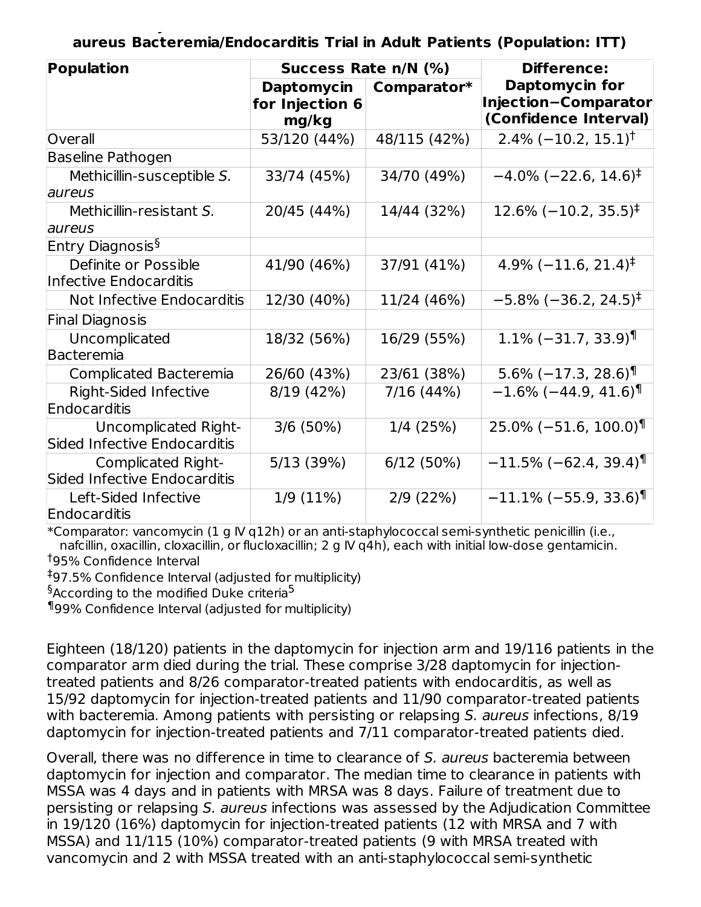**aureus Bacteremia/Endocarditis Trial in Adult Patients (Population: ITT)**

| Population | Success Rate n/N (%) | | Difference: Daptomycin for Injection−Comparator (Confidence Interval) |
|---|---|---|---|
| | Daptomycin for Injection 6 mg/kg | Comparator* | |
| Overall | 53/120 (44%) | 48/115 (42%) | 2.4% (−10.2, 15.1)† |
| Baseline Pathogen | | | |
| Methicillin-susceptible *S. aureus* | 33/74 (45%) | 34/70 (49%) | −4.0% (−22.6, 14.6)‡ |
| Methicillin-resistant *S. aureus* | 20/45 (44%) | 14/44 (32%) | 12.6% (−10.2, 35.5)‡ |
| Entry Diagnosis§ | | | |
| Definite or Possible Infective Endocarditis | 41/90 (46%) | 37/91 (41%) | 4.9% (−11.6, 21.4)‡ |
| Not Infective Endocarditis | 12/30 (40%) | 11/24 (46%) | −5.8% (−36.2, 24.5)‡ |
| Final Diagnosis | | | |
| Uncomplicated Bacteremia | 18/32 (56%) | 16/29 (55%) | 1.1% (−31.7, 33.9)¶ |
| Complicated Bacteremia | 26/60 (43%) | 23/61 (38%) | 5.6% (−17.3, 28.6)¶ |
| Right-Sided Infective Endocarditis | 8/19 (42%) | 7/16 (44%) | −1.6% (−44.9, 41.6)¶ |
| Uncomplicated Right-Sided Infective Endocarditis | 3/6 (50%) | 1/4 (25%) | 25.0% (−51.6, 100.0)¶ |
| Complicated Right-Sided Infective Endocarditis | 5/13 (39%) | 6/12 (50%) | −11.5% (−62.4, 39.4)¶ |
| Left-Sided Infective Endocarditis | 1/9 (11%) | 2/9 (22%) | −11.1% (−55.9, 33.6)¶ |

*Comparator: vancomycin (1 g IV q12h) or an anti-staphylococcal semi-synthetic penicillin (i.e., nafcillin, oxacillin, cloxacillin, or flucloxacillin; 2 g IV q4h), each with initial low-dose gentamicin.
†95% Confidence Interval
‡97.5% Confidence Interval (adjusted for multiplicity)
§According to the modified Duke criteria[5]
¶99% Confidence Interval (adjusted for multiplicity)

Eighteen (18/120) patients in the daptomycin for injection arm and 19/116 patients in the comparator arm died during the trial. These comprise 3/28 daptomycin for injection-treated patients and 8/26 comparator-treated patients with endocarditis, as well as 15/92 daptomycin for injection-treated patients and 11/90 comparator-treated patients with bacteremia. Among patients with persisting or relapsing *S. aureus* infections, 8/19 daptomycin for injection-treated patients and 7/11 comparator-treated patients died.

Overall, there was no difference in time to clearance of *S. aureus* bacteremia between daptomycin for injection and comparator. The median time to clearance in patients with MSSA was 4 days and in patients with MRSA was 8 days. Failure of treatment due to persisting or relapsing *S. aureus* infections was assessed by the Adjudication Committee in 19/120 (16%) daptomycin for injection-treated patients (12 with MRSA and 7 with MSSA) and 11/115 (10%) comparator-treated patients (9 with MRSA treated with vancomycin and 2 with MSSA treated with an anti-staphylococcal semi-synthetic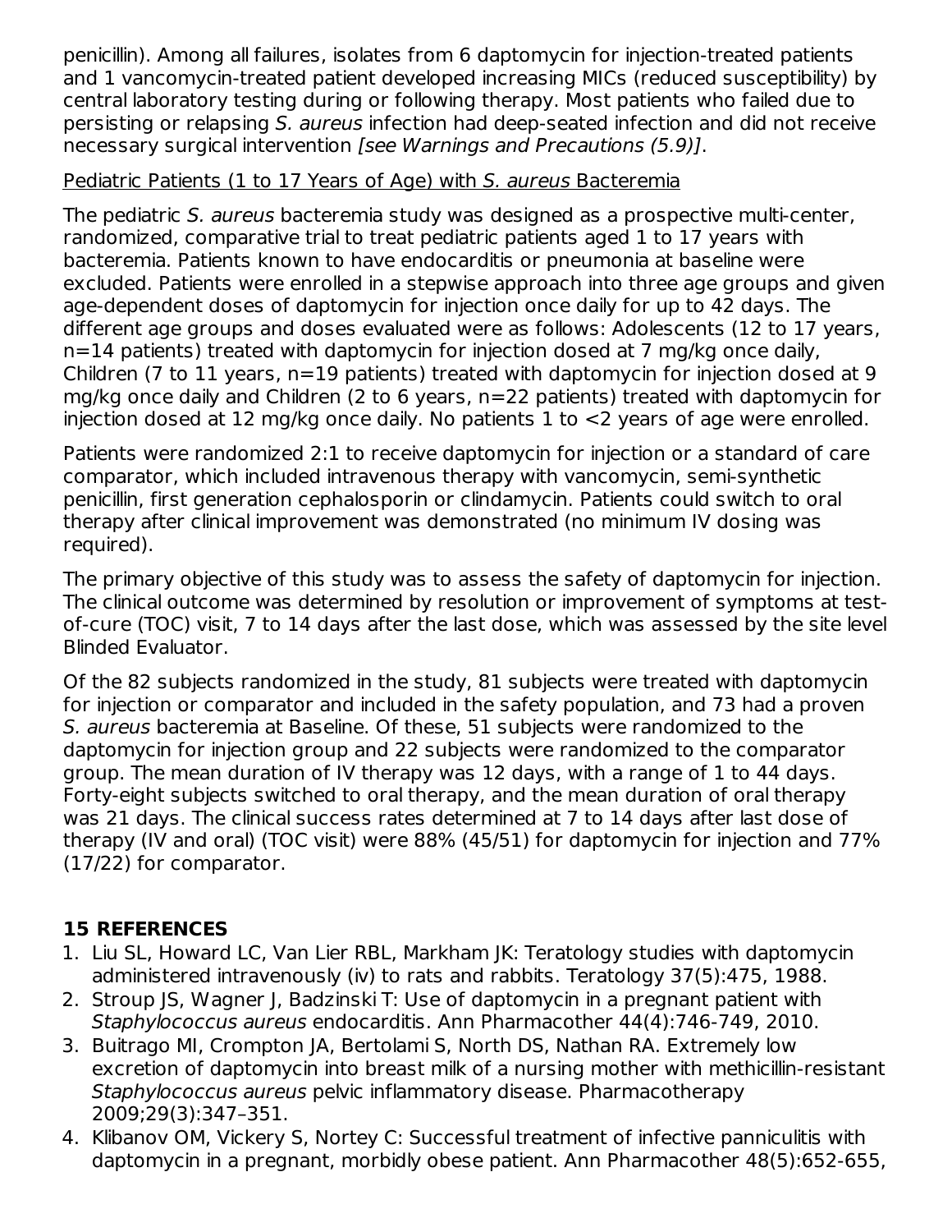penicillin). Among all failures, isolates from 6 daptomycin for injection-treated patients and 1 vancomycin-treated patient developed increasing MICs (reduced susceptibility) by central laboratory testing during or following therapy. Most patients who failed due to persisting or relapsing *S. aureus* infection had deep-seated infection and did not receive necessary surgical intervention *[see Warnings and Precautions (5.9)]*.

<u>Pediatric Patients (1 to 17 Years of Age) with *S. aureus* Bacteremia</u>

The pediatric *S. aureus* bacteremia study was designed as a prospective multi-center, randomized, comparative trial to treat pediatric patients aged 1 to 17 years with bacteremia. Patients known to have endocarditis or pneumonia at baseline were excluded. Patients were enrolled in a stepwise approach into three age groups and given age-dependent doses of daptomycin for injection once daily for up to 42 days. The different age groups and doses evaluated were as follows: Adolescents (12 to 17 years, n=14 patients) treated with daptomycin for injection dosed at 7 mg/kg once daily, Children (7 to 11 years, n=19 patients) treated with daptomycin for injection dosed at 9 mg/kg once daily and Children (2 to 6 years, n=22 patients) treated with daptomycin for injection dosed at 12 mg/kg once daily. No patients 1 to <2 years of age were enrolled.

Patients were randomized 2:1 to receive daptomycin for injection or a standard of care comparator, which included intravenous therapy with vancomycin, semi-synthetic penicillin, first generation cephalosporin or clindamycin. Patients could switch to oral therapy after clinical improvement was demonstrated (no minimum IV dosing was required).

The primary objective of this study was to assess the safety of daptomycin for injection. The clinical outcome was determined by resolution or improvement of symptoms at test-of-cure (TOC) visit, 7 to 14 days after the last dose, which was assessed by the site level Blinded Evaluator.

Of the 82 subjects randomized in the study, 81 subjects were treated with daptomycin for injection or comparator and included in the safety population, and 73 had a proven *S. aureus* bacteremia at Baseline. Of these, 51 subjects were randomized to the daptomycin for injection group and 22 subjects were randomized to the comparator group. The mean duration of IV therapy was 12 days, with a range of 1 to 44 days. Forty-eight subjects switched to oral therapy, and the mean duration of oral therapy was 21 days. The clinical success rates determined at 7 to 14 days after last dose of therapy (IV and oral) (TOC visit) were 88% (45/51) for daptomycin for injection and 77% (17/22) for comparator.

## 15 REFERENCES

1. Liu SL, Howard LC, Van Lier RBL, Markham JK: Teratology studies with daptomycin administered intravenously (iv) to rats and rabbits. Teratology 37(5):475, 1988.
2. Stroup JS, Wagner J, Badzinski T: Use of daptomycin in a pregnant patient with *Staphylococcus aureus* endocarditis. Ann Pharmacother 44(4):746-749, 2010.
3. Buitrago MI, Crompton JA, Bertolami S, North DS, Nathan RA. Extremely low excretion of daptomycin into breast milk of a nursing mother with methicillin-resistant *Staphylococcus aureus* pelvic inflammatory disease. Pharmacotherapy 2009;29(3):347–351.
4. Klibanov OM, Vickery S, Nortey C: Successful treatment of infective panniculitis with daptomycin in a pregnant, morbidly obese patient. Ann Pharmacother 48(5):652-655,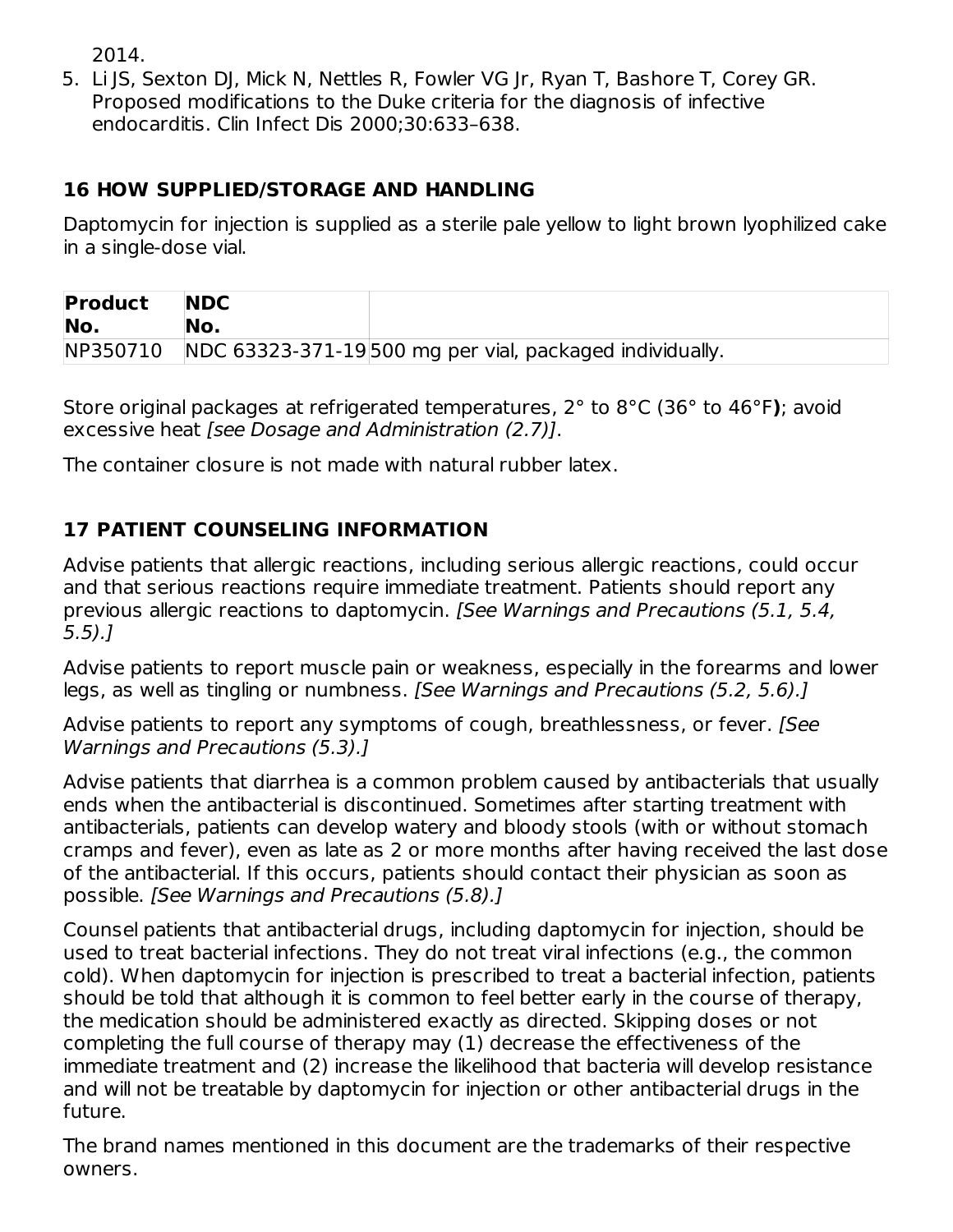2014.

5. Li JS, Sexton DJ, Mick N, Nettles R, Fowler VG Jr, Ryan T, Bashore T, Corey GR. Proposed modifications to the Duke criteria for the diagnosis of infective endocarditis. Clin Infect Dis 2000;30:633–638.

## 16 HOW SUPPLIED/STORAGE AND HANDLING

Daptomycin for injection is supplied as a sterile pale yellow to light brown lyophilized cake in a single-dose vial.

| Product No. | NDC No. | |
|---|---|---|
| NP350710 | NDC 63323-371-19 | 500 mg per vial, packaged individually. |

Store original packages at refrigerated temperatures, 2° to 8°C (36° to 46°F**)**; avoid excessive heat *[see Dosage and Administration (2.7)]*.

The container closure is not made with natural rubber latex.

## 17 PATIENT COUNSELING INFORMATION

Advise patients that allergic reactions, including serious allergic reactions, could occur and that serious reactions require immediate treatment. Patients should report any previous allergic reactions to daptomycin. *[See Warnings and Precautions (5.1, 5.4, 5.5).]*

Advise patients to report muscle pain or weakness, especially in the forearms and lower legs, as well as tingling or numbness. *[See Warnings and Precautions (5.2, 5.6).]*

Advise patients to report any symptoms of cough, breathlessness, or fever. *[See Warnings and Precautions (5.3).]*

Advise patients that diarrhea is a common problem caused by antibacterials that usually ends when the antibacterial is discontinued. Sometimes after starting treatment with antibacterials, patients can develop watery and bloody stools (with or without stomach cramps and fever), even as late as 2 or more months after having received the last dose of the antibacterial. If this occurs, patients should contact their physician as soon as possible. *[See Warnings and Precautions (5.8).]*

Counsel patients that antibacterial drugs, including daptomycin for injection, should be used to treat bacterial infections. They do not treat viral infections (e.g., the common cold). When daptomycin for injection is prescribed to treat a bacterial infection, patients should be told that although it is common to feel better early in the course of therapy, the medication should be administered exactly as directed. Skipping doses or not completing the full course of therapy may (1) decrease the effectiveness of the immediate treatment and (2) increase the likelihood that bacteria will develop resistance and will not be treatable by daptomycin for injection or other antibacterial drugs in the future.

The brand names mentioned in this document are the trademarks of their respective owners.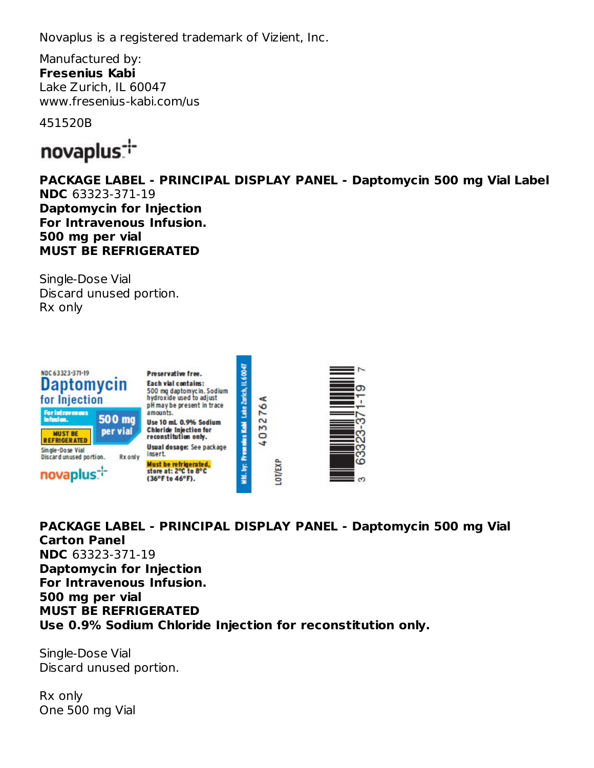Novaplus is a registered trademark of Vizient, Inc.

Manufactured by:
**Fresenius Kabi**
Lake Zurich, IL 60047
www.fresenius-kabi.com/us

451520B

novaplus

**PACKAGE LABEL - PRINCIPAL DISPLAY PANEL - Daptomycin 500 mg Vial Label**
**NDC** 63323-371-19
**Daptomycin for Injection**
**For Intravenous Infusion.**
**500 mg per vial**
**MUST BE REFRIGERATED**

Single-Dose Vial
Discard unused portion.
Rx only

NDC 63323-371-19
Daptomycin for Injection
For Intravenous Infusion.
500 mg per vial
MUST BE REFRIGERATED
Single-Dose Vial
Discard unused portion.
Rx only
novaplus

Preservative free.
Each vial contains: 500 mg daptomycin. Sodium hydroxide used to adjust pH may be present in trace amounts.
Use 10 mL 0.9% Sodium Chloride Injection for reconstitution only.
Usual dosage: See package insert.
Must be refrigerated, store at: 2°C to 8°C (36°F to 46°F).

Mfd. by: Fresenius Kabi Lake Zurich, IL 60047

403276A

LOT/EXP

3 63323-371-19 7

**PACKAGE LABEL - PRINCIPAL DISPLAY PANEL - Daptomycin 500 mg Vial Carton Panel**
**NDC** 63323-371-19
**Daptomycin for Injection**
**For Intravenous Infusion.**
**500 mg per vial**
**MUST BE REFRIGERATED**
**Use 0.9% Sodium Chloride Injection for reconstitution only.**

Single-Dose Vial
Discard unused portion.

Rx only
One 500 mg Vial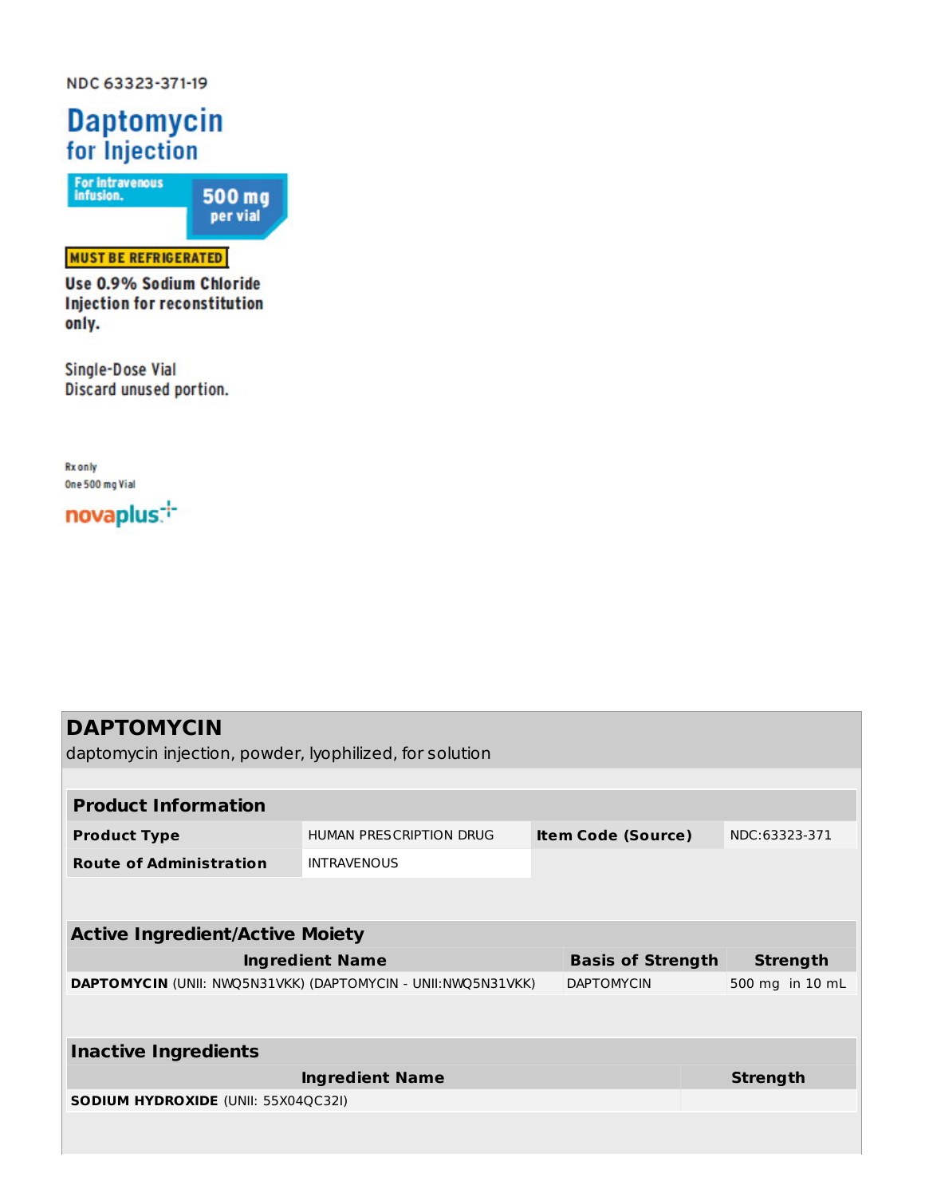NDC 63323-371-19

# Daptomycin for Injection

For intravenous infusion.

**500 mg per vial**

**MUST BE REFRIGERATED**

**Use 0.9% Sodium Chloride Injection for reconstitution only.**

Single-Dose Vial
Discard unused portion.

Rx only
One 500 mg Vial

novaplus

## DAPTOMYCIN

daptomycin injection, powder, lyophilized, for solution

| **Product Information** | | | |
|---|---|---|---|
| **Product Type** | HUMAN PRESCRIPTION DRUG | **Item Code (Source)** | NDC:63323-371 |
| **Route of Administration** | INTRAVENOUS | | |

| **Active Ingredient/Active Moiety** | | |
|---|---|---|
| **Ingredient Name** | **Basis of Strength** | **Strength** |
| **DAPTOMYCIN** (UNII: NWQ5N31VKK) (DAPTOMYCIN - UNII:NWQ5N31VKK) | DAPTOMYCIN | 500 mg in 10 mL |

| **Inactive Ingredients** | |
|---|---|
| **Ingredient Name** | **Strength** |
| **SODIUM HYDROXIDE** (UNII: 55X04QC32I) | |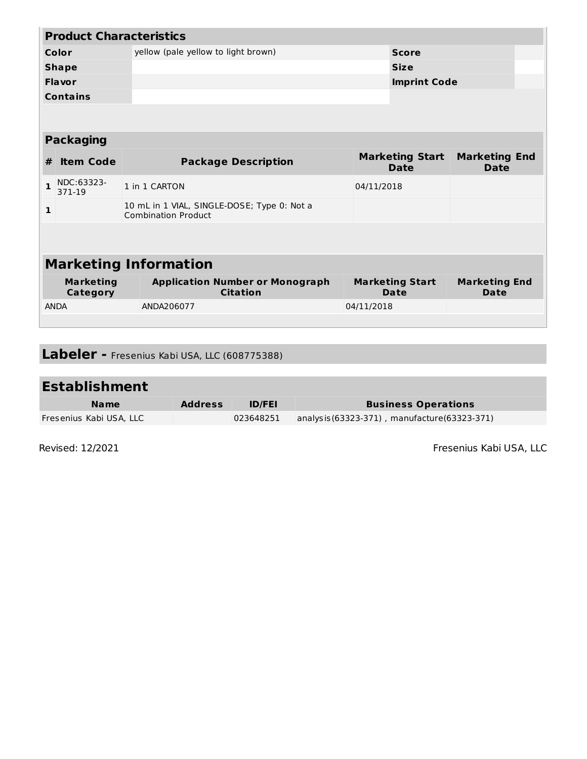### Product Characteristics

| | | | |
|---|---|---|---|
| **Color** | yellow (pale yellow to light brown) | **Score** | |
| **Shape** | | **Size** | |
| **Flavor** | | **Imprint Code** | |
| **Contains** | | | |

### Packaging

| # | Item Code | Package Description | Marketing Start Date | Marketing End Date |
|---|---|---|---|---|
| 1 | NDC:63323-371-19 | 1 in 1 CARTON | 04/11/2018 | |
| 1 | | 10 mL in 1 VIAL, SINGLE-DOSE; Type 0: Not a Combination Product | | |

### Marketing Information

| Marketing Category | Application Number or Monograph Citation | Marketing Start Date | Marketing End Date |
|---|---|---|---|
| ANDA | ANDA206077 | 04/11/2018 | |

## Labeler - Fresenius Kabi USA, LLC (608775388)

## Establishment

| Name | Address | ID/FEI | Business Operations |
|---|---|---|---|
| Fresenius Kabi USA, LLC | | 023648251 | analysis(63323-371) , manufacture(63323-371) |

Revised: 12/2021

Fresenius Kabi USA, LLC